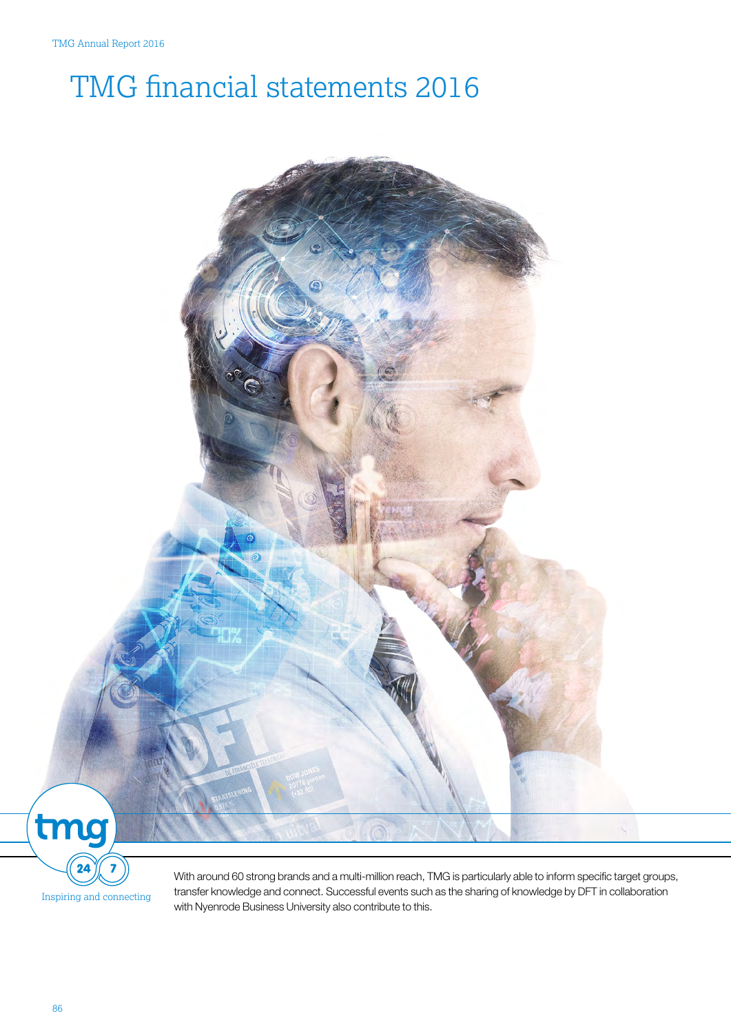# TMG financial statements 2016

Inspiring and connecting

With around 60 strong brands and a multi-million reach, TMG is particularly able to inform specific target groups, transfer knowledge and connect. Successful events such as the sharing of knowledge by DFT in collaboration with Nyenrode Business University also contribute to this.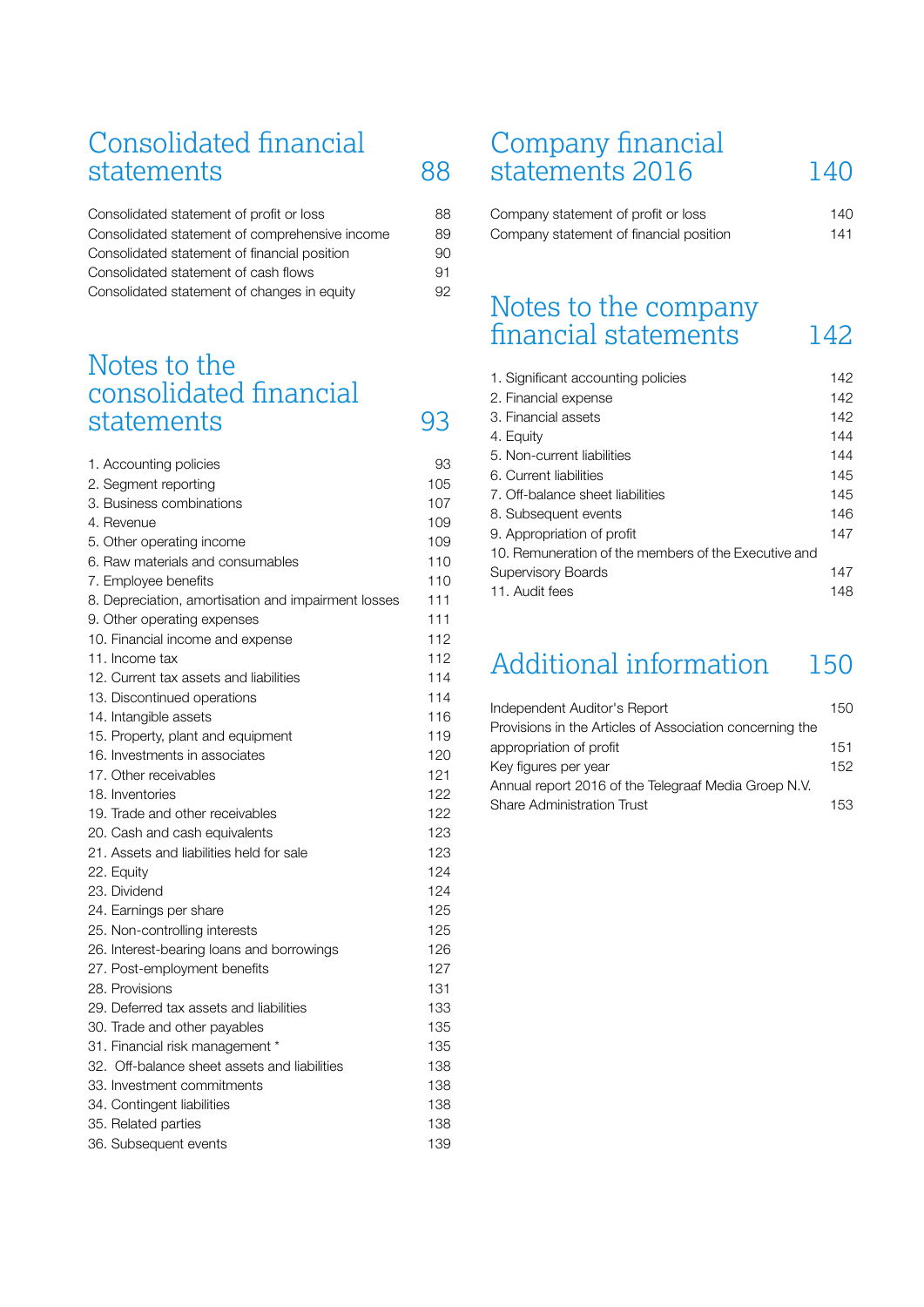## Consolidated financial statements — 88

| | |
|---|---|
| Consolidated statement of profit or loss | 88 |
| Consolidated statement of comprehensive income | 89 |
| Consolidated statement of financial position | 90 |
| Consolidated statement of cash flows | 91 |
| Consolidated statement of changes in equity | 92 |

## Notes to the consolidated financial statements — 93

| | |
|---|---|
| 1. Accounting policies | 93 |
| 2. Segment reporting | 105 |
| 3. Business combinations | 107 |
| 4. Revenue | 109 |
| 5. Other operating income | 109 |
| 6. Raw materials and consumables | 110 |
| 7. Employee benefits | 110 |
| 8. Depreciation, amortisation and impairment losses | 111 |
| 9. Other operating expenses | 111 |
| 10. Financial income and expense | 112 |
| 11. Income tax | 112 |
| 12. Current tax assets and liabilities | 114 |
| 13. Discontinued operations | 114 |
| 14. Intangible assets | 116 |
| 15. Property, plant and equipment | 119 |
| 16. Investments in associates | 120 |
| 17. Other receivables | 121 |
| 18. Inventories | 122 |
| 19. Trade and other receivables | 122 |
| 20. Cash and cash equivalents | 123 |
| 21. Assets and liabilities held for sale | 123 |
| 22. Equity | 124 |
| 23. Dividend | 124 |
| 24. Earnings per share | 125 |
| 25. Non-controlling interests | 125 |
| 26. Interest-bearing loans and borrowings | 126 |
| 27. Post-employment benefits | 127 |
| 28. Provisions | 131 |
| 29. Deferred tax assets and liabilities | 133 |
| 30. Trade and other payables | 135 |
| 31. Financial risk management * | 135 |
| 32. Off-balance sheet assets and liabilities | 138 |
| 33. Investment commitments | 138 |
| 34. Contingent liabilities | 138 |
| 35. Related parties | 138 |
| 36. Subsequent events | 139 |

## Company financial statements 2016 — 140

| | |
|---|---|
| Company statement of profit or loss | 140 |
| Company statement of financial position | 141 |

## Notes to the company financial statements — 142

| | |
|---|---|
| 1. Significant accounting policies | 142 |
| 2. Financial expense | 142 |
| 3. Financial assets | 142 |
| 4. Equity | 144 |
| 5. Non-current liabilities | 144 |
| 6. Current liabilities | 145 |
| 7. Off-balance sheet liabilities | 145 |
| 8. Subsequent events | 146 |
| 9. Appropriation of profit | 147 |
| 10. Remuneration of the members of the Executive and Supervisory Boards | 147 |
| 11. Audit fees | 148 |

## Additional information — 150

| | |
|---|---|
| Independent Auditor's Report | 150 |
| Provisions in the Articles of Association concerning the appropriation of profit | 151 |
| Key figures per year | 152 |
| Annual report 2016 of the Telegraaf Media Groep N.V. Share Administration Trust | 153 |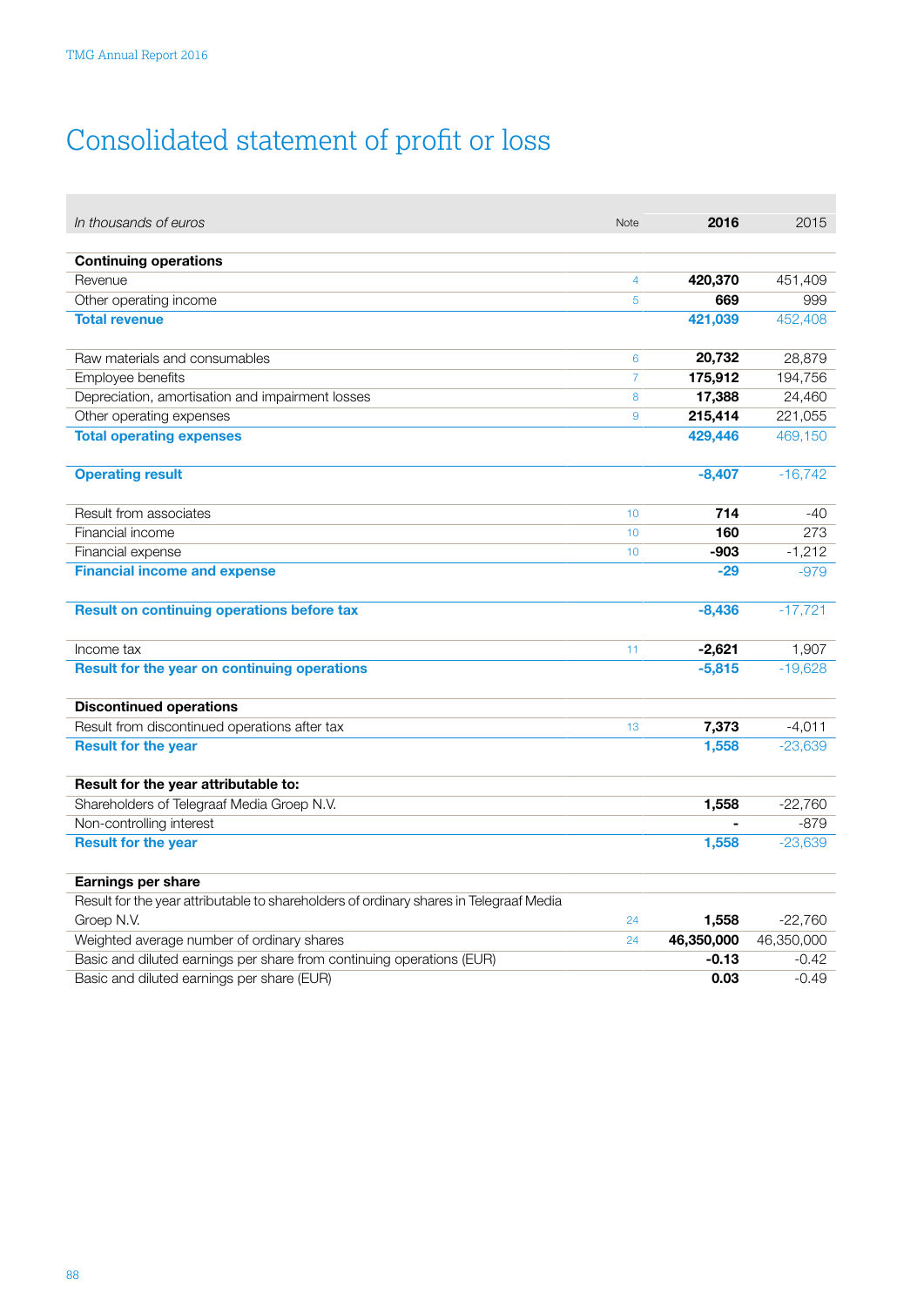# Consolidated statement of profit or loss

| *In thousands of euros* | Note | **2016** | 2015 |
|---|---|---|---|
| **Continuing operations** | | | |
| Revenue | 4 | **420,370** | 451,409 |
| Other operating income | 5 | **669** | 999 |
| **Total revenue** | | **421,039** | 452,408 |
| | | | |
| Raw materials and consumables | 6 | **20,732** | 28,879 |
| Employee benefits | 7 | **175,912** | 194,756 |
| Depreciation, amortisation and impairment losses | 8 | **17,388** | 24,460 |
| Other operating expenses | 9 | **215,414** | 221,055 |
| **Total operating expenses** | | **429,446** | 469,150 |
| | | | |
| **Operating result** | | **-8,407** | -16,742 |
| | | | |
| Result from associates | 10 | **714** | -40 |
| Financial income | 10 | **160** | 273 |
| Financial expense | 10 | **-903** | -1,212 |
| **Financial income and expense** | | **-29** | -979 |
| | | | |
| **Result on continuing operations before tax** | | **-8,436** | -17,721 |
| | | | |
| Income tax | 11 | **-2,621** | 1,907 |
| **Result for the year on continuing operations** | | **-5,815** | -19,628 |
| | | | |
| **Discontinued operations** | | | |
| Result from discontinued operations after tax | 13 | **7,373** | -4,011 |
| **Result for the year** | | **1,558** | -23,639 |
| | | | |
| **Result for the year attributable to:** | | | |
| Shareholders of Telegraaf Media Groep N.V. | | **1,558** | -22,760 |
| Non-controlling interest | | **-** | -879 |
| **Result for the year** | | **1,558** | -23,639 |
| | | | |
| **Earnings per share** | | | |
| Result for the year attributable to shareholders of ordinary shares in Telegraaf Media Groep N.V. | 24 | **1,558** | -22,760 |
| Weighted average number of ordinary shares | 24 | **46,350,000** | 46,350,000 |
| Basic and diluted earnings per share from continuing operations (EUR) | | **-0.13** | -0.42 |
| Basic and diluted earnings per share (EUR) | | **0.03** | -0.49 |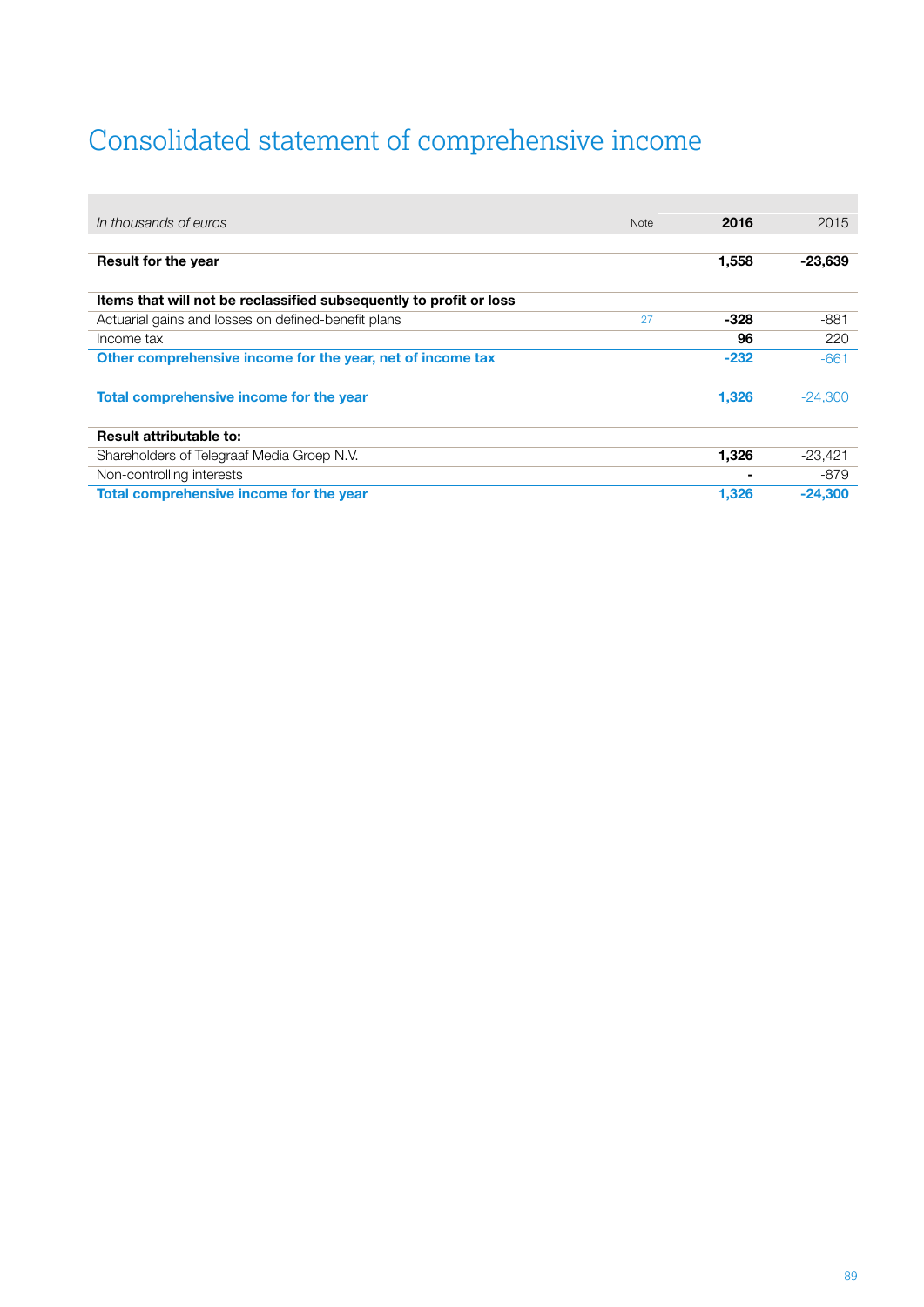# Consolidated statement of comprehensive income

| *In thousands of euros* | Note | **2016** | 2015 |
|---|---|---|---|
| **Result for the year** | | **1,558** | **-23,639** |
| | | | |
| **Items that will not be reclassified subsequently to profit or loss** | | | |
| Actuarial gains and losses on defined-benefit plans | 27 | **-328** | -881 |
| Income tax | | **96** | 220 |
| **Other comprehensive income for the year, net of income tax** | | **-232** | -661 |
| | | | |
| **Total comprehensive income for the year** | | **1,326** | -24,300 |
| | | | |
| **Result attributable to:** | | | |
| Shareholders of Telegraaf Media Groep N.V. | | **1,326** | -23,421 |
| Non-controlling interests | | **-** | -879 |
| **Total comprehensive income for the year** | | **1,326** | **-24,300** |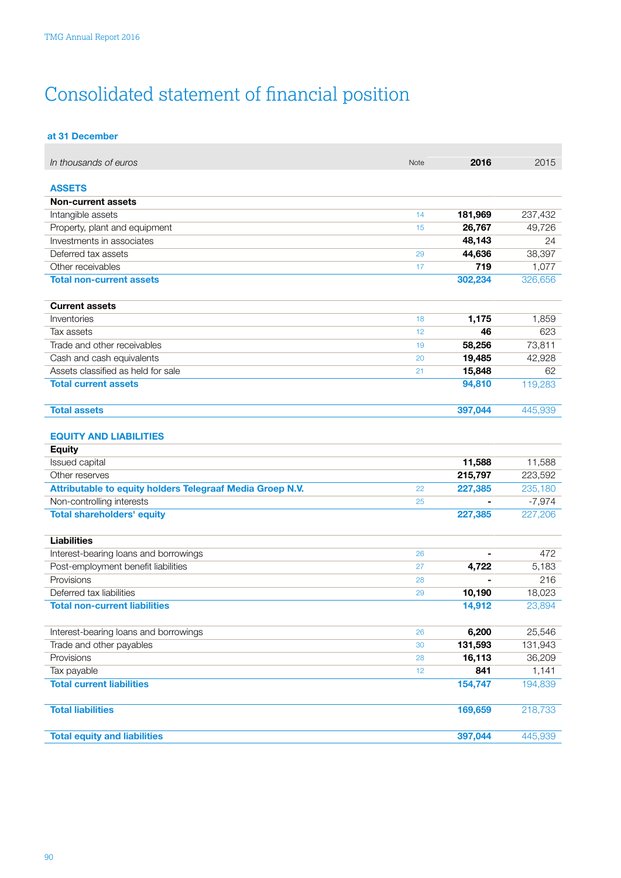# Consolidated statement of financial position

**at 31 December**

| *In thousands of euros* | Note | **2016** | 2015 |
|---|---|---|---|
| **ASSETS** | | | |
| **Non-current assets** | | | |
| Intangible assets | 14 | **181,969** | 237,432 |
| Property, plant and equipment | 15 | **26,767** | 49,726 |
| Investments in associates | | **48,143** | 24 |
| Deferred tax assets | 29 | **44,636** | 38,397 |
| Other receivables | 17 | **719** | 1,077 |
| **Total non-current assets** | | **302,234** | 326,656 |
| | | | |
| **Current assets** | | | |
| Inventories | 18 | **1,175** | 1,859 |
| Tax assets | 12 | **46** | 623 |
| Trade and other receivables | 19 | **58,256** | 73,811 |
| Cash and cash equivalents | 20 | **19,485** | 42,928 |
| Assets classified as held for sale | 21 | **15,848** | 62 |
| **Total current assets** | | **94,810** | 119,283 |
| | | | |
| **Total assets** | | **397,044** | 445,939 |
| | | | |
| **EQUITY AND LIABILITIES** | | | |
| **Equity** | | | |
| Issued capital | | **11,588** | 11,588 |
| Other reserves | | **215,797** | 223,592 |
| **Attributable to equity holders Telegraaf Media Groep N.V.** | 22 | **227,385** | 235,180 |
| Non-controlling interests | 25 | **-** | -7,974 |
| **Total shareholders' equity** | | **227,385** | 227,206 |
| | | | |
| **Liabilities** | | | |
| Interest-bearing loans and borrowings | 26 | **-** | 472 |
| Post-employment benefit liabilities | 27 | **4,722** | 5,183 |
| Provisions | 28 | **-** | 216 |
| Deferred tax liabilities | 29 | **10,190** | 18,023 |
| **Total non-current liabilities** | | **14,912** | 23,894 |
| | | | |
| Interest-bearing loans and borrowings | 26 | **6,200** | 25,546 |
| Trade and other payables | 30 | **131,593** | 131,943 |
| Provisions | 28 | **16,113** | 36,209 |
| Tax payable | 12 | **841** | 1,141 |
| **Total current liabilities** | | **154,747** | 194,839 |
| | | | |
| **Total liabilities** | | **169,659** | 218,733 |
| | | | |
| **Total equity and liabilities** | | **397,044** | 445,939 |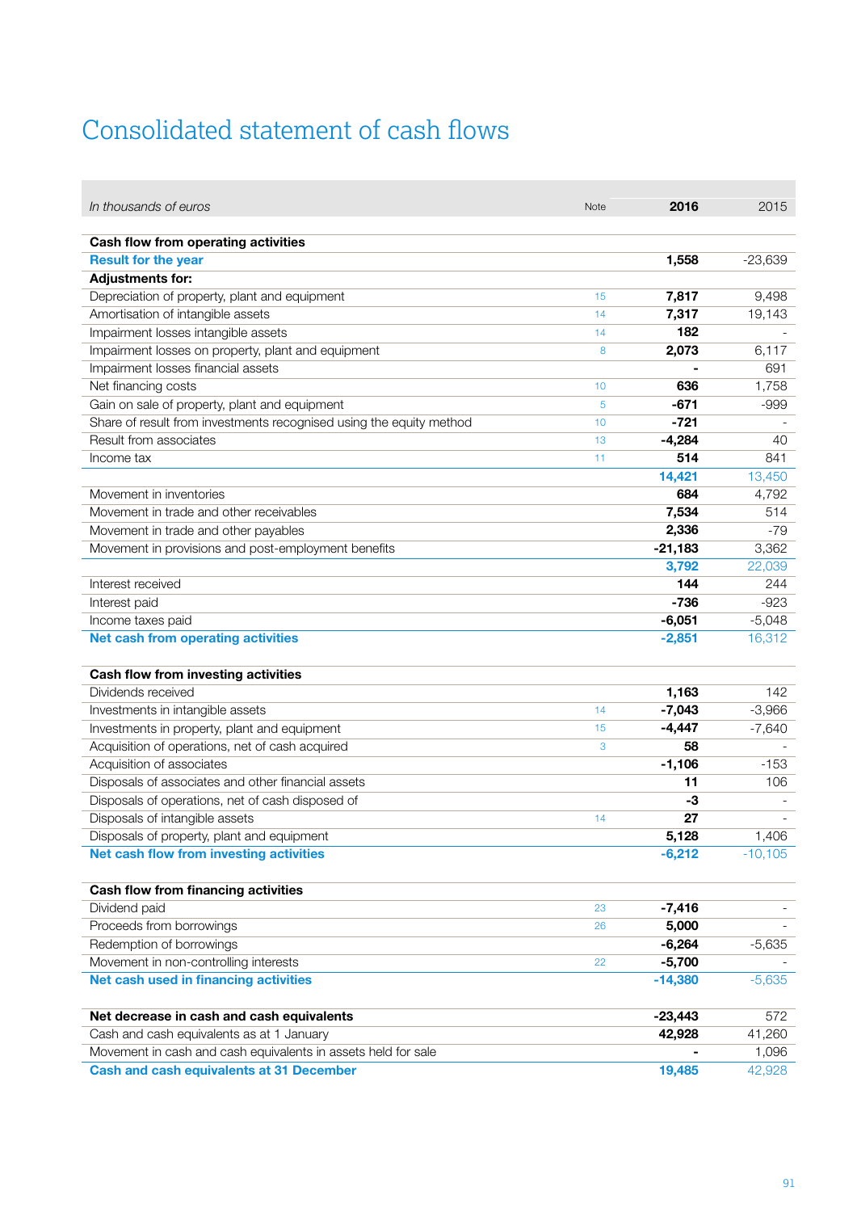# Consolidated statement of cash flows

| *In thousands of euros* | Note | **2016** | 2015 |
|---|---|---|---|
| **Cash flow from operating activities** | | | |
| **Result for the year** | | **1,558** | -23,639 |
| **Adjustments for:** | | | |
| Depreciation of property, plant and equipment | 15 | **7,817** | 9,498 |
| Amortisation of intangible assets | 14 | **7,317** | 19,143 |
| Impairment losses intangible assets | 14 | **182** | - |
| Impairment losses on property, plant and equipment | 8 | **2,073** | 6,117 |
| Impairment losses financial assets | | **-** | 691 |
| Net financing costs | 10 | **636** | 1,758 |
| Gain on sale of property, plant and equipment | 5 | **-671** | -999 |
| Share of result from investments recognised using the equity method | 10 | **-721** | - |
| Result from associates | 13 | **-4,284** | 40 |
| Income tax | 11 | **514** | 841 |
| | | **14,421** | 13,450 |
| Movement in inventories | | **684** | 4,792 |
| Movement in trade and other receivables | | **7,534** | 514 |
| Movement in trade and other payables | | **2,336** | -79 |
| Movement in provisions and post-employment benefits | | **-21,183** | 3,362 |
| | | **3,792** | 22,039 |
| Interest received | | **144** | 244 |
| Interest paid | | **-736** | -923 |
| Income taxes paid | | **-6,051** | -5,048 |
| **Net cash from operating activities** | | **-2,851** | 16,312 |
| | | | |
| **Cash flow from investing activities** | | | |
| Dividends received | | **1,163** | 142 |
| Investments in intangible assets | 14 | **-7,043** | -3,966 |
| Investments in property, plant and equipment | 15 | **-4,447** | -7,640 |
| Acquisition of operations, net of cash acquired | 3 | **58** | - |
| Acquisition of associates | | **-1,106** | -153 |
| Disposals of associates and other financial assets | | **11** | 106 |
| Disposals of operations, net of cash disposed of | | **-3** | - |
| Disposals of intangible assets | 14 | **27** | - |
| Disposals of property, plant and equipment | | **5,128** | 1,406 |
| **Net cash flow from investing activities** | | **-6,212** | -10,105 |
| | | | |
| **Cash flow from financing activities** | | | |
| Dividend paid | 23 | **-7,416** | - |
| Proceeds from borrowings | 26 | **5,000** | - |
| Redemption of borrowings | | **-6,264** | -5,635 |
| Movement in non-controlling interests | 22 | **-5,700** | - |
| **Net cash used in financing activities** | | **-14,380** | -5,635 |
| | | | |
| **Net decrease in cash and cash equivalents** | | **-23,443** | 572 |
| Cash and cash equivalents as at 1 January | | **42,928** | 41,260 |
| Movement in cash and cash equivalents in assets held for sale | | **-** | 1,096 |
| **Cash and cash equivalents at 31 December** | | **19,485** | 42,928 |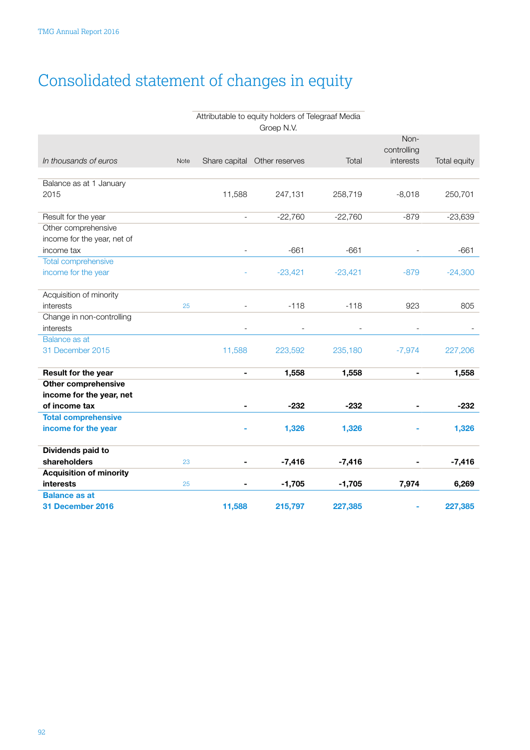# Consolidated statement of changes in equity

| *In thousands of euros* | Note | Attributable to equity holders of Telegraaf Media Groep N.V. Share capital | Other reserves | Total | Non-controlling interests | Total equity |
|---|---|---|---|---|---|---|
| Balance as at 1 January 2015 | | 11,588 | 247,131 | 258,719 | -8,018 | 250,701 |
| Result for the year | | - | -22,760 | -22,760 | -879 | -23,639 |
| Other comprehensive income for the year, net of income tax | | - | -661 | -661 | - | -661 |
| Total comprehensive income for the year | | - | -23,421 | -23,421 | -879 | -24,300 |
| Acquisition of minority interests | 25 | - | -118 | -118 | 923 | 805 |
| Change in non-controlling interests | | - | - | - | - | - |
| Balance as at 31 December 2015 | | 11,588 | 223,592 | 235,180 | -7,974 | 227,206 |
| **Result for the year** | | **-** | **1,558** | **1,558** | **-** | **1,558** |
| **Other comprehensive income for the year, net of income tax** | | **-** | **-232** | **-232** | **-** | **-232** |
| **Total comprehensive income for the year** | | **-** | **1,326** | **1,326** | **-** | **1,326** |
| **Dividends paid to shareholders** | 23 | **-** | **-7,416** | **-7,416** | **-** | **-7,416** |
| **Acquisition of minority interests** | 25 | **-** | **-1,705** | **-1,705** | **7,974** | **6,269** |
| **Balance as at 31 December 2016** | | **11,588** | **215,797** | **227,385** | **-** | **227,385** |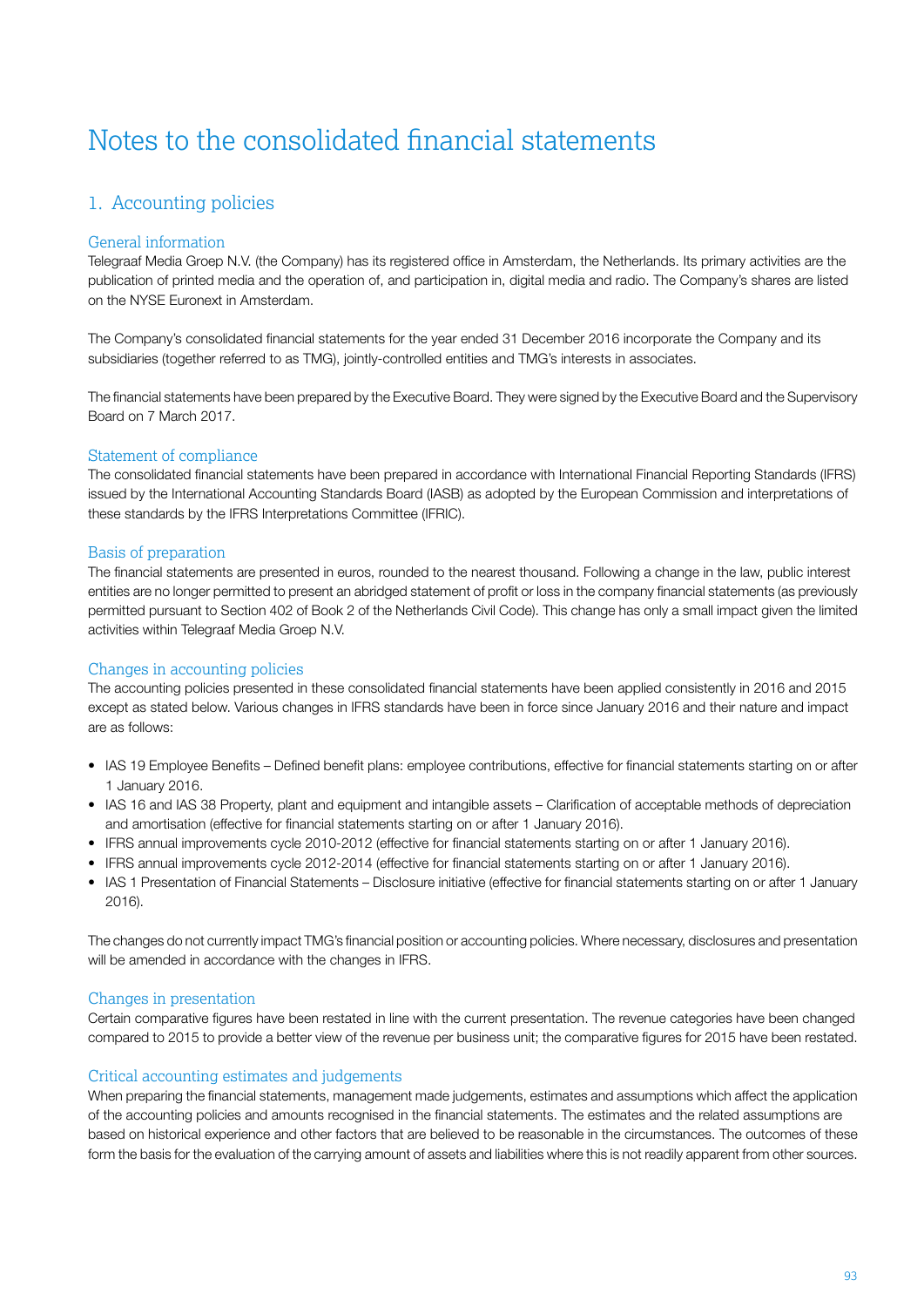# Notes to the consolidated financial statements

## 1. Accounting policies

### General information

Telegraaf Media Groep N.V. (the Company) has its registered office in Amsterdam, the Netherlands. Its primary activities are the publication of printed media and the operation of, and participation in, digital media and radio. The Company's shares are listed on the NYSE Euronext in Amsterdam.

The Company's consolidated financial statements for the year ended 31 December 2016 incorporate the Company and its subsidiaries (together referred to as TMG), jointly-controlled entities and TMG's interests in associates.

The financial statements have been prepared by the Executive Board. They were signed by the Executive Board and the Supervisory Board on 7 March 2017.

### Statement of compliance

The consolidated financial statements have been prepared in accordance with International Financial Reporting Standards (IFRS) issued by the International Accounting Standards Board (IASB) as adopted by the European Commission and interpretations of these standards by the IFRS Interpretations Committee (IFRIC).

### Basis of preparation

The financial statements are presented in euros, rounded to the nearest thousand. Following a change in the law, public interest entities are no longer permitted to present an abridged statement of profit or loss in the company financial statements (as previously permitted pursuant to Section 402 of Book 2 of the Netherlands Civil Code). This change has only a small impact given the limited activities within Telegraaf Media Groep N.V.

### Changes in accounting policies

The accounting policies presented in these consolidated financial statements have been applied consistently in 2016 and 2015 except as stated below. Various changes in IFRS standards have been in force since January 2016 and their nature and impact are as follows:

- IAS 19 Employee Benefits – Defined benefit plans: employee contributions, effective for financial statements starting on or after 1 January 2016.
- IAS 16 and IAS 38 Property, plant and equipment and intangible assets – Clarification of acceptable methods of depreciation and amortisation (effective for financial statements starting on or after 1 January 2016).
- IFRS annual improvements cycle 2010-2012 (effective for financial statements starting on or after 1 January 2016).
- IFRS annual improvements cycle 2012-2014 (effective for financial statements starting on or after 1 January 2016).
- IAS 1 Presentation of Financial Statements – Disclosure initiative (effective for financial statements starting on or after 1 January 2016).

The changes do not currently impact TMG's financial position or accounting policies. Where necessary, disclosures and presentation will be amended in accordance with the changes in IFRS.

### Changes in presentation

Certain comparative figures have been restated in line with the current presentation. The revenue categories have been changed compared to 2015 to provide a better view of the revenue per business unit; the comparative figures for 2015 have been restated.

### Critical accounting estimates and judgements

When preparing the financial statements, management made judgements, estimates and assumptions which affect the application of the accounting policies and amounts recognised in the financial statements. The estimates and the related assumptions are based on historical experience and other factors that are believed to be reasonable in the circumstances. The outcomes of these form the basis for the evaluation of the carrying amount of assets and liabilities where this is not readily apparent from other sources.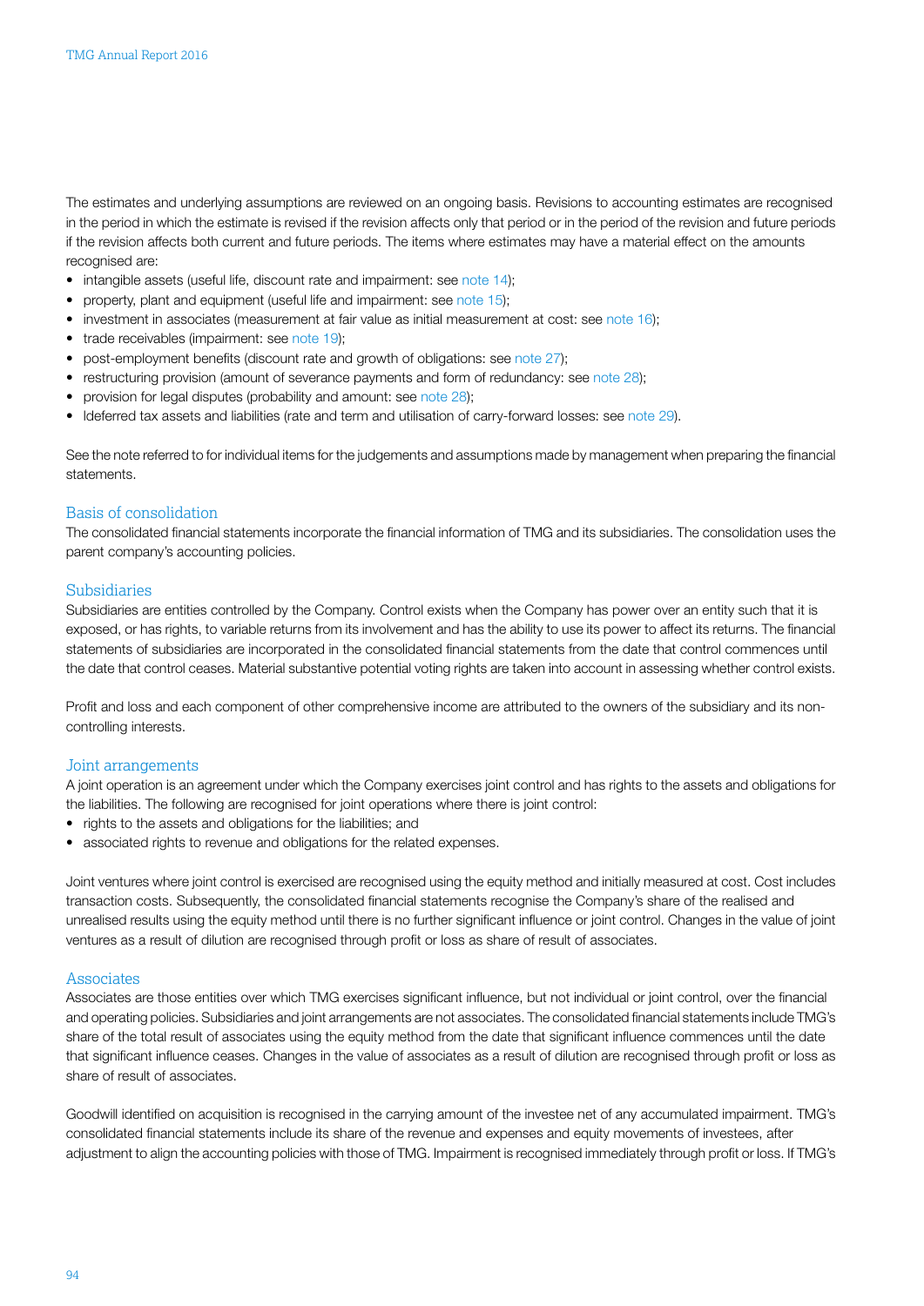The estimates and underlying assumptions are reviewed on an ongoing basis. Revisions to accounting estimates are recognised in the period in which the estimate is revised if the revision affects only that period or in the period of the revision and future periods if the revision affects both current and future periods. The items where estimates may have a material effect on the amounts recognised are:

- intangible assets (useful life, discount rate and impairment: see note 14);
- property, plant and equipment (useful life and impairment: see note 15);
- investment in associates (measurement at fair value as initial measurement at cost: see note 16);
- trade receivables (impairment: see note 19);
- post-employment benefits (discount rate and growth of obligations: see note 27);
- restructuring provision (amount of severance payments and form of redundancy: see note 28);
- provision for legal disputes (probability and amount: see note 28);
- ldeferred tax assets and liabilities (rate and term and utilisation of carry-forward losses: see note 29).

See the note referred to for individual items for the judgements and assumptions made by management when preparing the financial statements.

## Basis of consolidation

The consolidated financial statements incorporate the financial information of TMG and its subsidiaries. The consolidation uses the parent company's accounting policies.

## Subsidiaries

Subsidiaries are entities controlled by the Company. Control exists when the Company has power over an entity such that it is exposed, or has rights, to variable returns from its involvement and has the ability to use its power to affect its returns. The financial statements of subsidiaries are incorporated in the consolidated financial statements from the date that control commences until the date that control ceases. Material substantive potential voting rights are taken into account in assessing whether control exists.

Profit and loss and each component of other comprehensive income are attributed to the owners of the subsidiary and its non-controlling interests.

## Joint arrangements

A joint operation is an agreement under which the Company exercises joint control and has rights to the assets and obligations for the liabilities. The following are recognised for joint operations where there is joint control:

- rights to the assets and obligations for the liabilities; and
- associated rights to revenue and obligations for the related expenses.

Joint ventures where joint control is exercised are recognised using the equity method and initially measured at cost. Cost includes transaction costs. Subsequently, the consolidated financial statements recognise the Company's share of the realised and unrealised results using the equity method until there is no further significant influence or joint control. Changes in the value of joint ventures as a result of dilution are recognised through profit or loss as share of result of associates.

## Associates

Associates are those entities over which TMG exercises significant influence, but not individual or joint control, over the financial and operating policies. Subsidiaries and joint arrangements are not associates. The consolidated financial statements include TMG's share of the total result of associates using the equity method from the date that significant influence commences until the date that significant influence ceases. Changes in the value of associates as a result of dilution are recognised through profit or loss as share of result of associates.

Goodwill identified on acquisition is recognised in the carrying amount of the investee net of any accumulated impairment. TMG's consolidated financial statements include its share of the revenue and expenses and equity movements of investees, after adjustment to align the accounting policies with those of TMG. Impairment is recognised immediately through profit or loss. If TMG's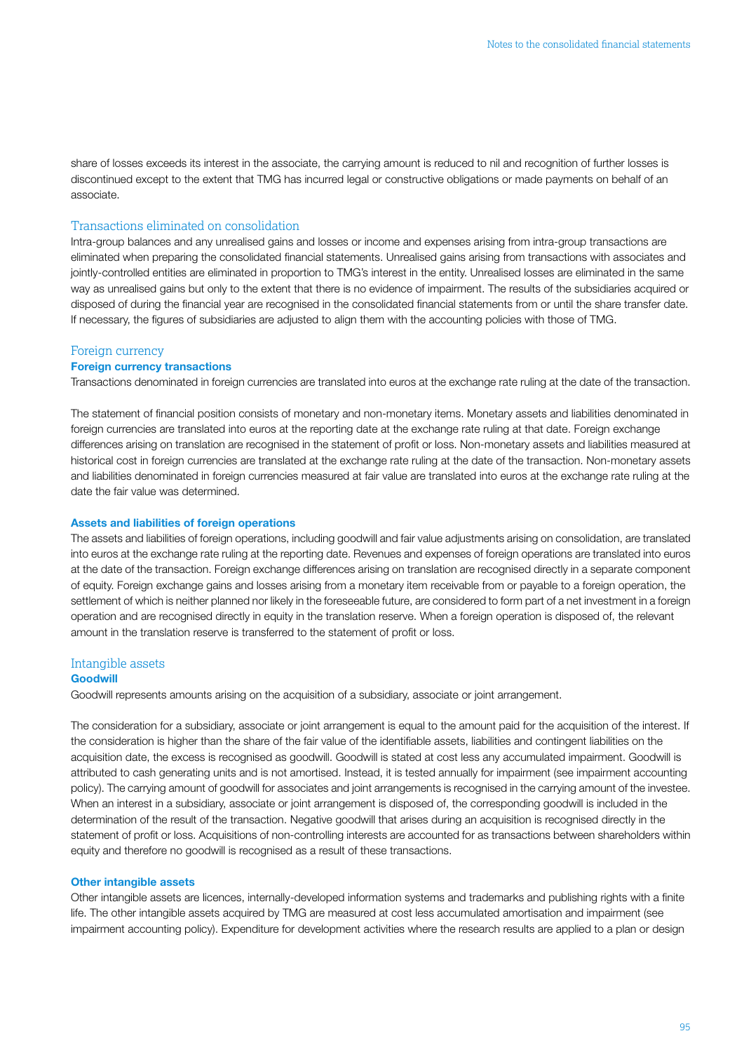share of losses exceeds its interest in the associate, the carrying amount is reduced to nil and recognition of further losses is discontinued except to the extent that TMG has incurred legal or constructive obligations or made payments on behalf of an associate.

## Transactions eliminated on consolidation

Intra-group balances and any unrealised gains and losses or income and expenses arising from intra-group transactions are eliminated when preparing the consolidated financial statements. Unrealised gains arising from transactions with associates and jointly-controlled entities are eliminated in proportion to TMG's interest in the entity. Unrealised losses are eliminated in the same way as unrealised gains but only to the extent that there is no evidence of impairment. The results of the subsidiaries acquired or disposed of during the financial year are recognised in the consolidated financial statements from or until the share transfer date. If necessary, the figures of subsidiaries are adjusted to align them with the accounting policies with those of TMG.

## Foreign currency

### Foreign currency transactions

Transactions denominated in foreign currencies are translated into euros at the exchange rate ruling at the date of the transaction.

The statement of financial position consists of monetary and non-monetary items. Monetary assets and liabilities denominated in foreign currencies are translated into euros at the reporting date at the exchange rate ruling at that date. Foreign exchange differences arising on translation are recognised in the statement of profit or loss. Non-monetary assets and liabilities measured at historical cost in foreign currencies are translated at the exchange rate ruling at the date of the transaction. Non-monetary assets and liabilities denominated in foreign currencies measured at fair value are translated into euros at the exchange rate ruling at the date the fair value was determined.

### Assets and liabilities of foreign operations

The assets and liabilities of foreign operations, including goodwill and fair value adjustments arising on consolidation, are translated into euros at the exchange rate ruling at the reporting date. Revenues and expenses of foreign operations are translated into euros at the date of the transaction. Foreign exchange differences arising on translation are recognised directly in a separate component of equity. Foreign exchange gains and losses arising from a monetary item receivable from or payable to a foreign operation, the settlement of which is neither planned nor likely in the foreseeable future, are considered to form part of a net investment in a foreign operation and are recognised directly in equity in the translation reserve. When a foreign operation is disposed of, the relevant amount in the translation reserve is transferred to the statement of profit or loss.

## Intangible assets

### Goodwill

Goodwill represents amounts arising on the acquisition of a subsidiary, associate or joint arrangement.

The consideration for a subsidiary, associate or joint arrangement is equal to the amount paid for the acquisition of the interest. If the consideration is higher than the share of the fair value of the identifiable assets, liabilities and contingent liabilities on the acquisition date, the excess is recognised as goodwill. Goodwill is stated at cost less any accumulated impairment. Goodwill is attributed to cash generating units and is not amortised. Instead, it is tested annually for impairment (see impairment accounting policy). The carrying amount of goodwill for associates and joint arrangements is recognised in the carrying amount of the investee. When an interest in a subsidiary, associate or joint arrangement is disposed of, the corresponding goodwill is included in the determination of the result of the transaction. Negative goodwill that arises during an acquisition is recognised directly in the statement of profit or loss. Acquisitions of non-controlling interests are accounted for as transactions between shareholders within equity and therefore no goodwill is recognised as a result of these transactions.

### Other intangible assets

Other intangible assets are licences, internally-developed information systems and trademarks and publishing rights with a finite life. The other intangible assets acquired by TMG are measured at cost less accumulated amortisation and impairment (see impairment accounting policy). Expenditure for development activities where the research results are applied to a plan or design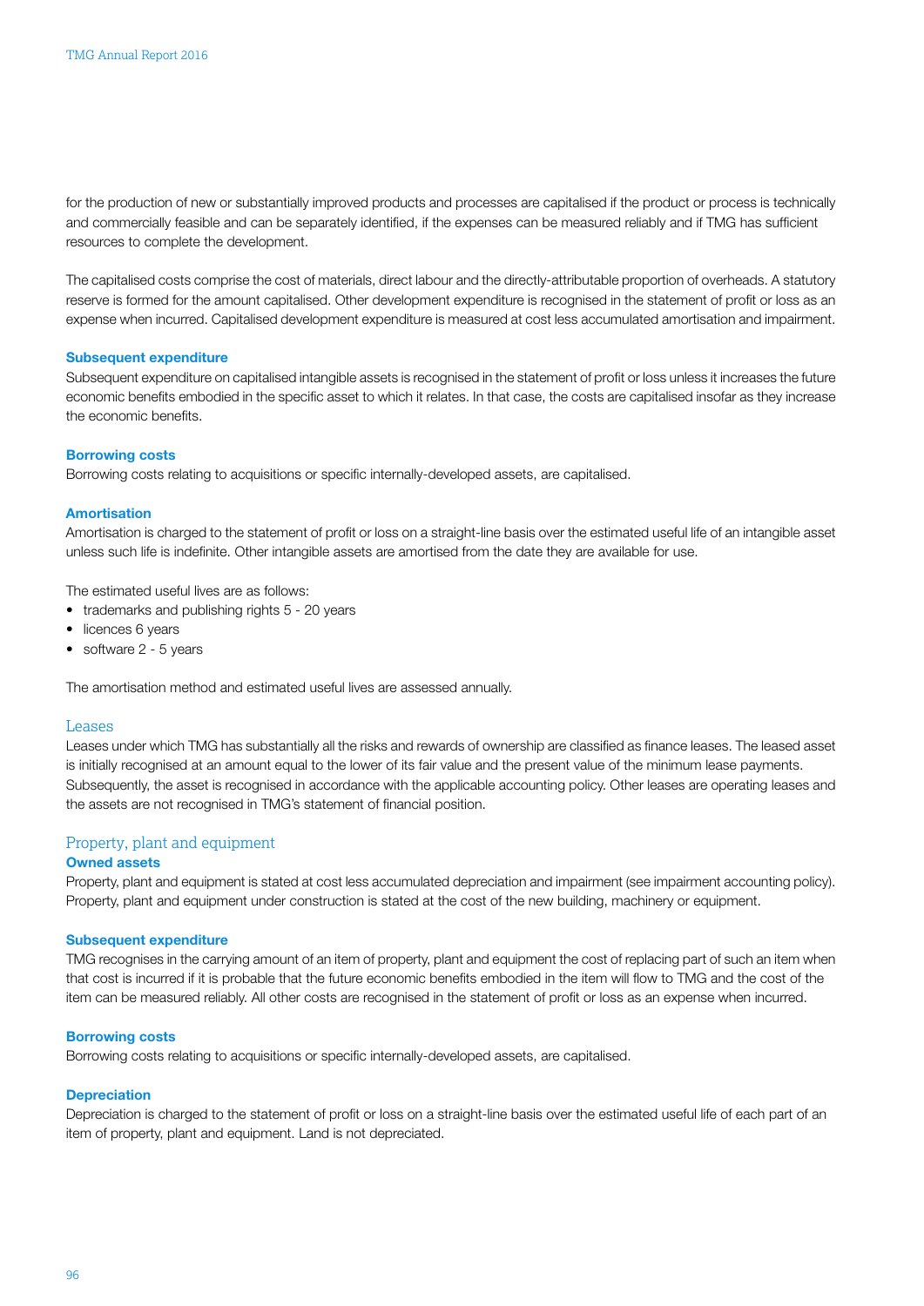for the production of new or substantially improved products and processes are capitalised if the product or process is technically and commercially feasible and can be separately identified, if the expenses can be measured reliably and if TMG has sufficient resources to complete the development.

The capitalised costs comprise the cost of materials, direct labour and the directly-attributable proportion of overheads. A statutory reserve is formed for the amount capitalised. Other development expenditure is recognised in the statement of profit or loss as an expense when incurred. Capitalised development expenditure is measured at cost less accumulated amortisation and impairment.

**Subsequent expenditure**

Subsequent expenditure on capitalised intangible assets is recognised in the statement of profit or loss unless it increases the future economic benefits embodied in the specific asset to which it relates. In that case, the costs are capitalised insofar as they increase the economic benefits.

**Borrowing costs**

Borrowing costs relating to acquisitions or specific internally-developed assets, are capitalised.

**Amortisation**

Amortisation is charged to the statement of profit or loss on a straight-line basis over the estimated useful life of an intangible asset unless such life is indefinite. Other intangible assets are amortised from the date they are available for use.

The estimated useful lives are as follows:

- trademarks and publishing rights 5 - 20 years
- licences 6 years
- software 2 - 5 years

The amortisation method and estimated useful lives are assessed annually.

## Leases

Leases under which TMG has substantially all the risks and rewards of ownership are classified as finance leases. The leased asset is initially recognised at an amount equal to the lower of its fair value and the present value of the minimum lease payments. Subsequently, the asset is recognised in accordance with the applicable accounting policy. Other leases are operating leases and the assets are not recognised in TMG's statement of financial position.

## Property, plant and equipment

**Owned assets**

Property, plant and equipment is stated at cost less accumulated depreciation and impairment (see impairment accounting policy). Property, plant and equipment under construction is stated at the cost of the new building, machinery or equipment.

**Subsequent expenditure**

TMG recognises in the carrying amount of an item of property, plant and equipment the cost of replacing part of such an item when that cost is incurred if it is probable that the future economic benefits embodied in the item will flow to TMG and the cost of the item can be measured reliably. All other costs are recognised in the statement of profit or loss as an expense when incurred.

**Borrowing costs**

Borrowing costs relating to acquisitions or specific internally-developed assets, are capitalised.

**Depreciation**

Depreciation is charged to the statement of profit or loss on a straight-line basis over the estimated useful life of each part of an item of property, plant and equipment. Land is not depreciated.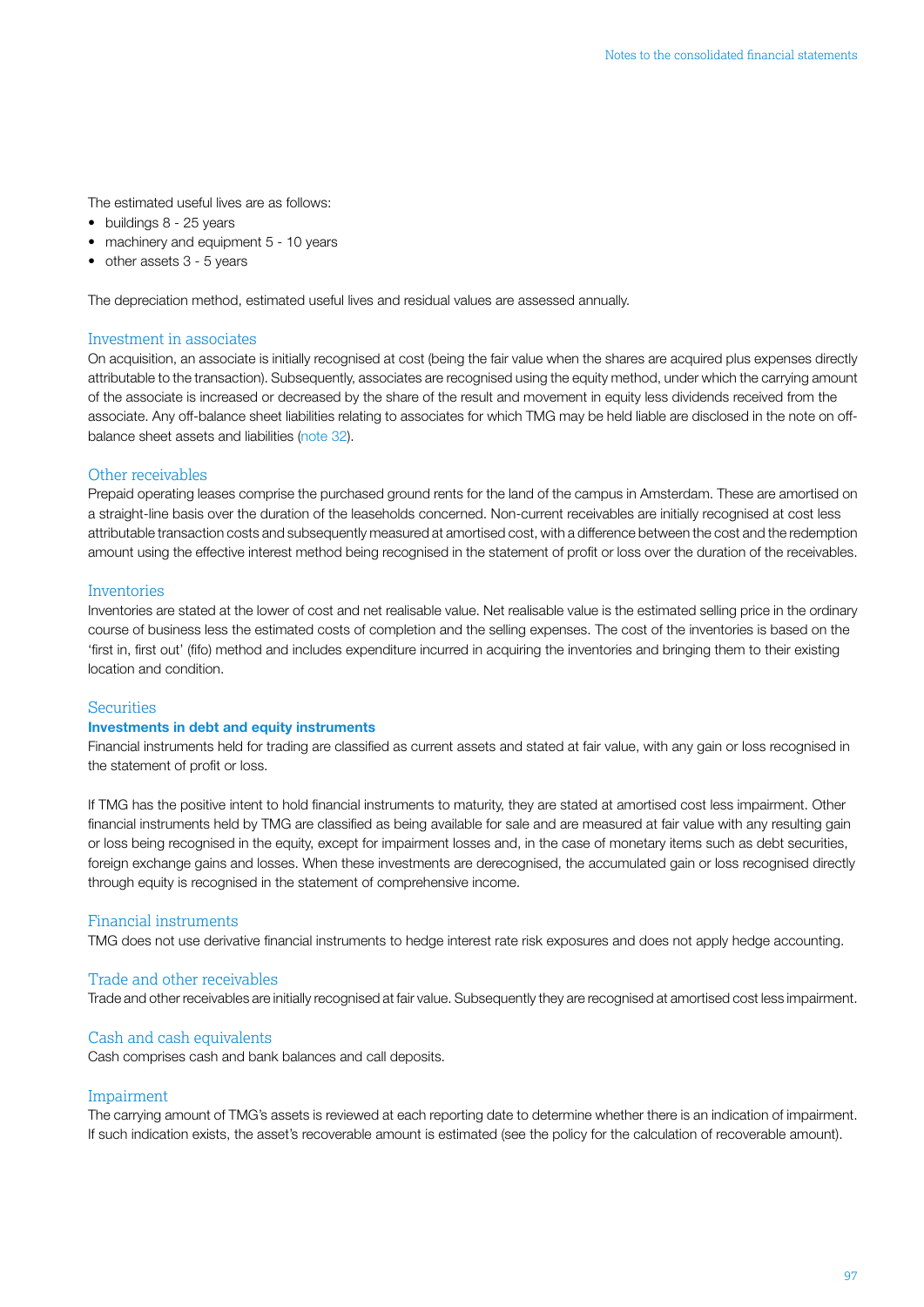The estimated useful lives are as follows:

- buildings 8 - 25 years
- machinery and equipment 5 - 10 years
- other assets 3 - 5 years

The depreciation method, estimated useful lives and residual values are assessed annually.

## Investment in associates

On acquisition, an associate is initially recognised at cost (being the fair value when the shares are acquired plus expenses directly attributable to the transaction). Subsequently, associates are recognised using the equity method, under which the carrying amount of the associate is increased or decreased by the share of the result and movement in equity less dividends received from the associate. Any off-balance sheet liabilities relating to associates for which TMG may be held liable are disclosed in the note on off-balance sheet assets and liabilities (note 32).

## Other receivables

Prepaid operating leases comprise the purchased ground rents for the land of the campus in Amsterdam. These are amortised on a straight-line basis over the duration of the leaseholds concerned. Non-current receivables are initially recognised at cost less attributable transaction costs and subsequently measured at amortised cost, with a difference between the cost and the redemption amount using the effective interest method being recognised in the statement of profit or loss over the duration of the receivables.

## Inventories

Inventories are stated at the lower of cost and net realisable value. Net realisable value is the estimated selling price in the ordinary course of business less the estimated costs of completion and the selling expenses. The cost of the inventories is based on the 'first in, first out' (fifo) method and includes expenditure incurred in acquiring the inventories and bringing them to their existing location and condition.

## Securities

### Investments in debt and equity instruments

Financial instruments held for trading are classified as current assets and stated at fair value, with any gain or loss recognised in the statement of profit or loss.

If TMG has the positive intent to hold financial instruments to maturity, they are stated at amortised cost less impairment. Other financial instruments held by TMG are classified as being available for sale and are measured at fair value with any resulting gain or loss being recognised in the equity, except for impairment losses and, in the case of monetary items such as debt securities, foreign exchange gains and losses. When these investments are derecognised, the accumulated gain or loss recognised directly through equity is recognised in the statement of comprehensive income.

## Financial instruments

TMG does not use derivative financial instruments to hedge interest rate risk exposures and does not apply hedge accounting.

## Trade and other receivables

Trade and other receivables are initially recognised at fair value. Subsequently they are recognised at amortised cost less impairment.

## Cash and cash equivalents

Cash comprises cash and bank balances and call deposits.

## Impairment

The carrying amount of TMG's assets is reviewed at each reporting date to determine whether there is an indication of impairment. If such indication exists, the asset's recoverable amount is estimated (see the policy for the calculation of recoverable amount).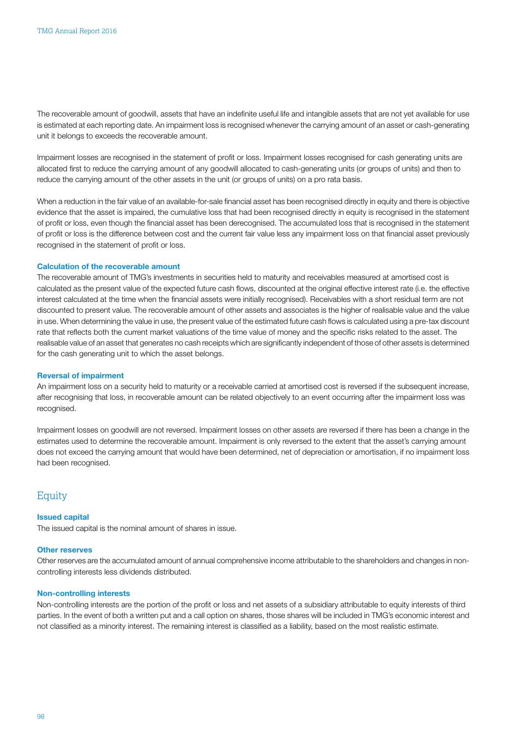The recoverable amount of goodwill, assets that have an indefinite useful life and intangible assets that are not yet available for use is estimated at each reporting date. An impairment loss is recognised whenever the carrying amount of an asset or cash-generating unit it belongs to exceeds the recoverable amount.

Impairment losses are recognised in the statement of profit or loss. Impairment losses recognised for cash generating units are allocated first to reduce the carrying amount of any goodwill allocated to cash-generating units (or groups of units) and then to reduce the carrying amount of the other assets in the unit (or groups of units) on a pro rata basis.

When a reduction in the fair value of an available-for-sale financial asset has been recognised directly in equity and there is objective evidence that the asset is impaired, the cumulative loss that had been recognised directly in equity is recognised in the statement of profit or loss, even though the financial asset has been derecognised. The accumulated loss that is recognised in the statement of profit or loss is the difference between cost and the current fair value less any impairment loss on that financial asset previously recognised in the statement of profit or loss.

### Calculation of the recoverable amount

The recoverable amount of TMG's investments in securities held to maturity and receivables measured at amortised cost is calculated as the present value of the expected future cash flows, discounted at the original effective interest rate (i.e. the effective interest calculated at the time when the financial assets were initially recognised). Receivables with a short residual term are not discounted to present value. The recoverable amount of other assets and associates is the higher of realisable value and the value in use. When determining the value in use, the present value of the estimated future cash flows is calculated using a pre-tax discount rate that reflects both the current market valuations of the time value of money and the specific risks related to the asset. The realisable value of an asset that generates no cash receipts which are significantly independent of those of other assets is determined for the cash generating unit to which the asset belongs.

### Reversal of impairment

An impairment loss on a security held to maturity or a receivable carried at amortised cost is reversed if the subsequent increase, after recognising that loss, in recoverable amount can be related objectively to an event occurring after the impairment loss was recognised.

Impairment losses on goodwill are not reversed. Impairment losses on other assets are reversed if there has been a change in the estimates used to determine the recoverable amount. Impairment is only reversed to the extent that the asset's carrying amount does not exceed the carrying amount that would have been determined, net of depreciation or amortisation, if no impairment loss had been recognised.

## Equity

### Issued capital

The issued capital is the nominal amount of shares in issue.

### Other reserves

Other reserves are the accumulated amount of annual comprehensive income attributable to the shareholders and changes in non-controlling interests less dividends distributed.

### Non-controlling interests

Non-controlling interests are the portion of the profit or loss and net assets of a subsidiary attributable to equity interests of third parties. In the event of both a written put and a call option on shares, those shares will be included in TMG's economic interest and not classified as a minority interest. The remaining interest is classified as a liability, based on the most realistic estimate.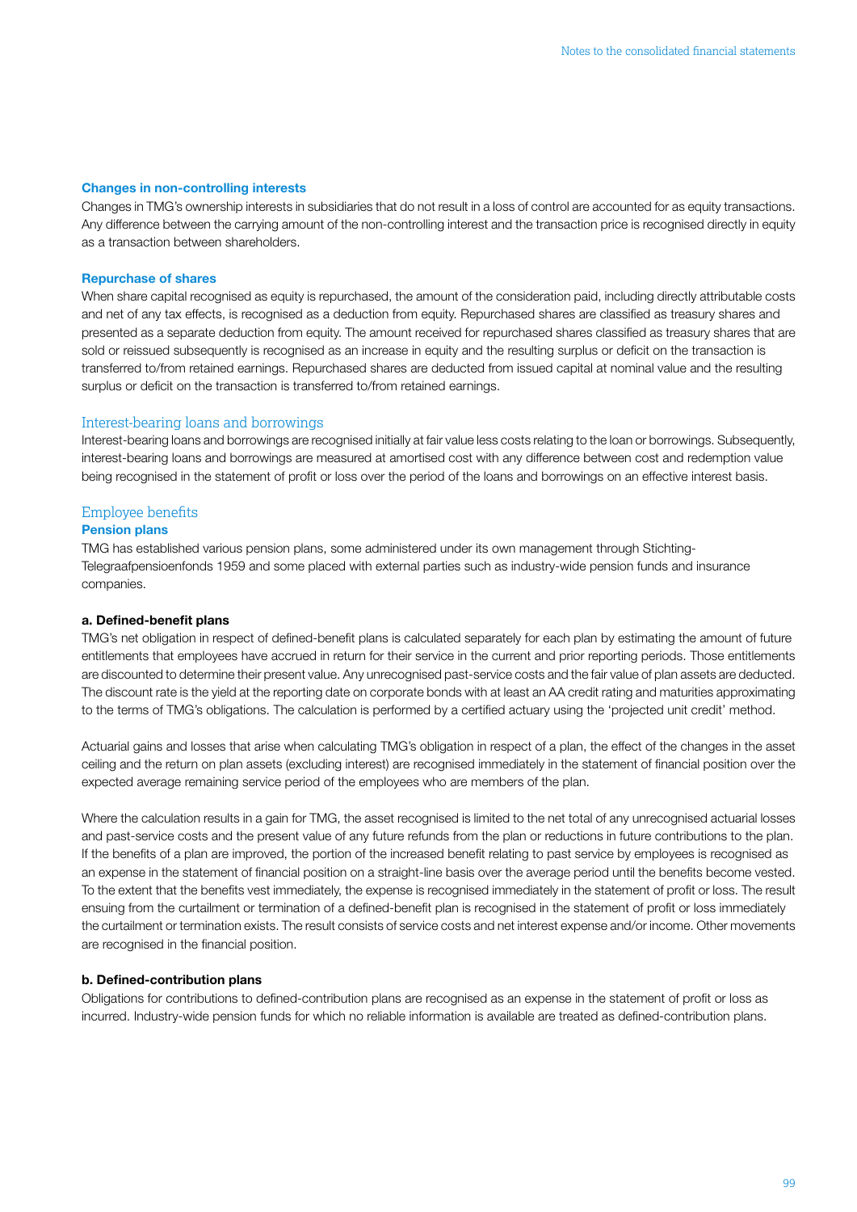#### Changes in non-controlling interests

Changes in TMG's ownership interests in subsidiaries that do not result in a loss of control are accounted for as equity transactions. Any difference between the carrying amount of the non-controlling interest and the transaction price is recognised directly in equity as a transaction between shareholders.

#### Repurchase of shares

When share capital recognised as equity is repurchased, the amount of the consideration paid, including directly attributable costs and net of any tax effects, is recognised as a deduction from equity. Repurchased shares are classified as treasury shares and presented as a separate deduction from equity. The amount received for repurchased shares classified as treasury shares that are sold or reissued subsequently is recognised as an increase in equity and the resulting surplus or deficit on the transaction is transferred to/from retained earnings. Repurchased shares are deducted from issued capital at nominal value and the resulting surplus or deficit on the transaction is transferred to/from retained earnings.

### Interest-bearing loans and borrowings

Interest-bearing loans and borrowings are recognised initially at fair value less costs relating to the loan or borrowings. Subsequently, interest-bearing loans and borrowings are measured at amortised cost with any difference between cost and redemption value being recognised in the statement of profit or loss over the period of the loans and borrowings on an effective interest basis.

### Employee benefits

#### Pension plans

TMG has established various pension plans, some administered under its own management through Stichting-Telegraafpensioenfonds 1959 and some placed with external parties such as industry-wide pension funds and insurance companies.

**a. Defined-benefit plans**

TMG's net obligation in respect of defined-benefit plans is calculated separately for each plan by estimating the amount of future entitlements that employees have accrued in return for their service in the current and prior reporting periods. Those entitlements are discounted to determine their present value. Any unrecognised past-service costs and the fair value of plan assets are deducted. The discount rate is the yield at the reporting date on corporate bonds with at least an AA credit rating and maturities approximating to the terms of TMG's obligations. The calculation is performed by a certified actuary using the 'projected unit credit' method.

Actuarial gains and losses that arise when calculating TMG's obligation in respect of a plan, the effect of the changes in the asset ceiling and the return on plan assets (excluding interest) are recognised immediately in the statement of financial position over the expected average remaining service period of the employees who are members of the plan.

Where the calculation results in a gain for TMG, the asset recognised is limited to the net total of any unrecognised actuarial losses and past-service costs and the present value of any future refunds from the plan or reductions in future contributions to the plan. If the benefits of a plan are improved, the portion of the increased benefit relating to past service by employees is recognised as an expense in the statement of financial position on a straight-line basis over the average period until the benefits become vested. To the extent that the benefits vest immediately, the expense is recognised immediately in the statement of profit or loss. The result ensuing from the curtailment or termination of a defined-benefit plan is recognised in the statement of profit or loss immediately the curtailment or termination exists. The result consists of service costs and net interest expense and/or income. Other movements are recognised in the financial position.

**b. Defined-contribution plans**

Obligations for contributions to defined-contribution plans are recognised as an expense in the statement of profit or loss as incurred. Industry-wide pension funds for which no reliable information is available are treated as defined-contribution plans.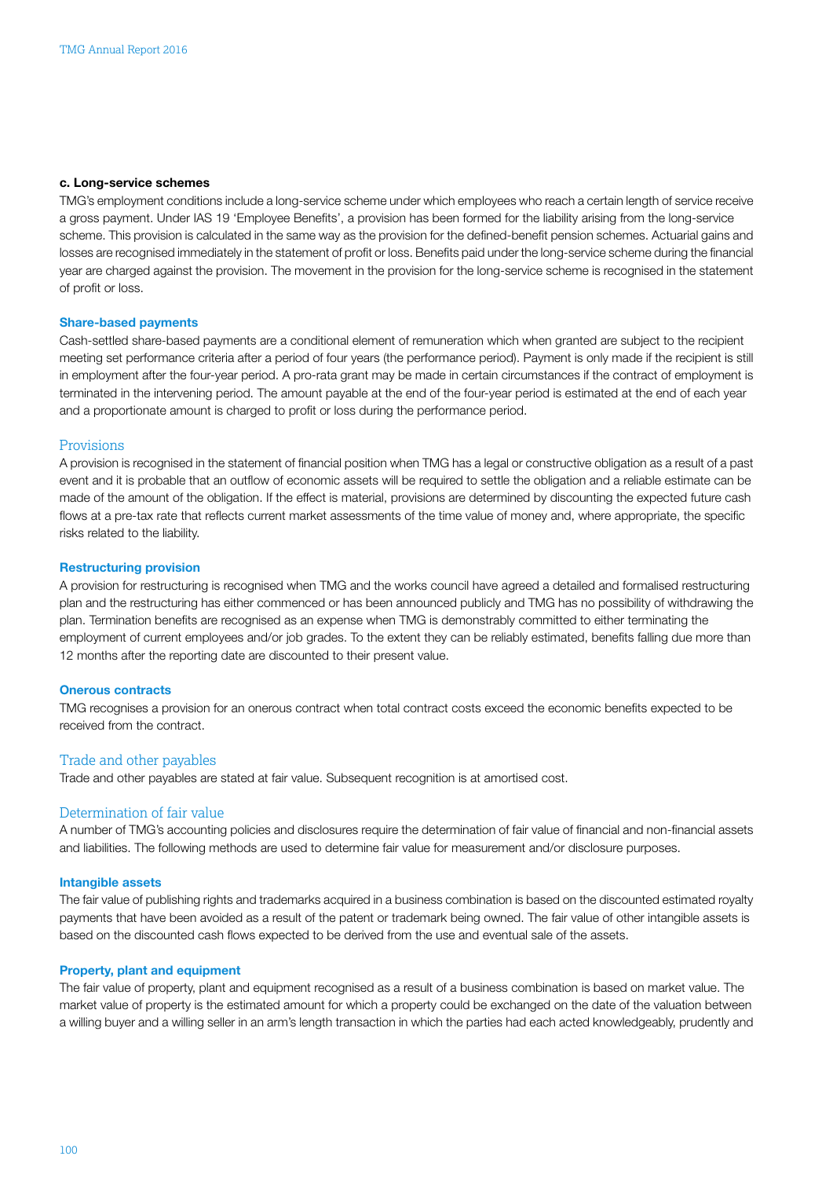#### c. Long-service schemes

TMG's employment conditions include a long-service scheme under which employees who reach a certain length of service receive a gross payment. Under IAS 19 'Employee Benefits', a provision has been formed for the liability arising from the long-service scheme. This provision is calculated in the same way as the provision for the defined-benefit pension schemes. Actuarial gains and losses are recognised immediately in the statement of profit or loss. Benefits paid under the long-service scheme during the financial year are charged against the provision. The movement in the provision for the long-service scheme is recognised in the statement of profit or loss.

#### Share-based payments

Cash-settled share-based payments are a conditional element of remuneration which when granted are subject to the recipient meeting set performance criteria after a period of four years (the performance period). Payment is only made if the recipient is still in employment after the four-year period. A pro-rata grant may be made in certain circumstances if the contract of employment is terminated in the intervening period. The amount payable at the end of the four-year period is estimated at the end of each year and a proportionate amount is charged to profit or loss during the performance period.

### Provisions

A provision is recognised in the statement of financial position when TMG has a legal or constructive obligation as a result of a past event and it is probable that an outflow of economic assets will be required to settle the obligation and a reliable estimate can be made of the amount of the obligation. If the effect is material, provisions are determined by discounting the expected future cash flows at a pre-tax rate that reflects current market assessments of the time value of money and, where appropriate, the specific risks related to the liability.

#### Restructuring provision

A provision for restructuring is recognised when TMG and the works council have agreed a detailed and formalised restructuring plan and the restructuring has either commenced or has been announced publicly and TMG has no possibility of withdrawing the plan. Termination benefits are recognised as an expense when TMG is demonstrably committed to either terminating the employment of current employees and/or job grades. To the extent they can be reliably estimated, benefits falling due more than 12 months after the reporting date are discounted to their present value.

#### Onerous contracts

TMG recognises a provision for an onerous contract when total contract costs exceed the economic benefits expected to be received from the contract.

### Trade and other payables

Trade and other payables are stated at fair value. Subsequent recognition is at amortised cost.

### Determination of fair value

A number of TMG's accounting policies and disclosures require the determination of fair value of financial and non-financial assets and liabilities. The following methods are used to determine fair value for measurement and/or disclosure purposes.

#### Intangible assets

The fair value of publishing rights and trademarks acquired in a business combination is based on the discounted estimated royalty payments that have been avoided as a result of the patent or trademark being owned. The fair value of other intangible assets is based on the discounted cash flows expected to be derived from the use and eventual sale of the assets.

#### Property, plant and equipment

The fair value of property, plant and equipment recognised as a result of a business combination is based on market value. The market value of property is the estimated amount for which a property could be exchanged on the date of the valuation between a willing buyer and a willing seller in an arm's length transaction in which the parties had each acted knowledgeably, prudently and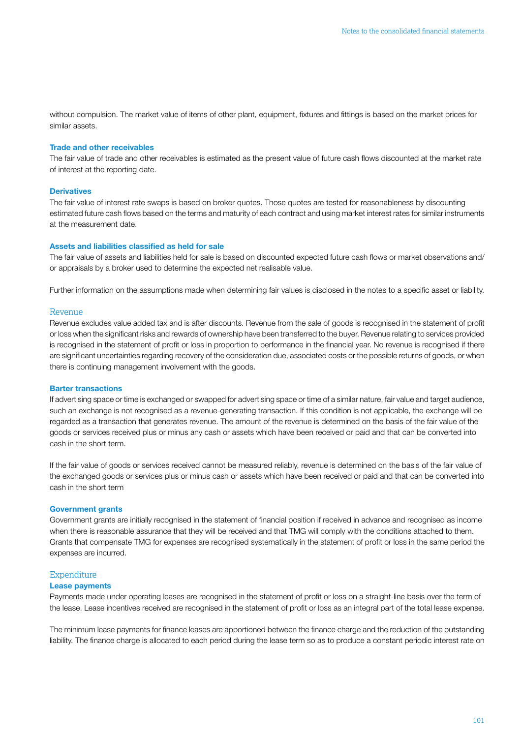without compulsion. The market value of items of other plant, equipment, fixtures and fittings is based on the market prices for similar assets.

**Trade and other receivables**

The fair value of trade and other receivables is estimated as the present value of future cash flows discounted at the market rate of interest at the reporting date.

**Derivatives**

The fair value of interest rate swaps is based on broker quotes. Those quotes are tested for reasonableness by discounting estimated future cash flows based on the terms and maturity of each contract and using market interest rates for similar instruments at the measurement date.

**Assets and liabilities classified as held for sale**

The fair value of assets and liabilities held for sale is based on discounted expected future cash flows or market observations and/or appraisals by a broker used to determine the expected net realisable value.

Further information on the assumptions made when determining fair values is disclosed in the notes to a specific asset or liability.

## Revenue

Revenue excludes value added tax and is after discounts. Revenue from the sale of goods is recognised in the statement of profit or loss when the significant risks and rewards of ownership have been transferred to the buyer. Revenue relating to services provided is recognised in the statement of profit or loss in proportion to performance in the financial year. No revenue is recognised if there are significant uncertainties regarding recovery of the consideration due, associated costs or the possible returns of goods, or when there is continuing management involvement with the goods.

**Barter transactions**

If advertising space or time is exchanged or swapped for advertising space or time of a similar nature, fair value and target audience, such an exchange is not recognised as a revenue-generating transaction. If this condition is not applicable, the exchange will be regarded as a transaction that generates revenue. The amount of the revenue is determined on the basis of the fair value of the goods or services received plus or minus any cash or assets which have been received or paid and that can be converted into cash in the short term.

If the fair value of goods or services received cannot be measured reliably, revenue is determined on the basis of the fair value of the exchanged goods or services plus or minus cash or assets which have been received or paid and that can be converted into cash in the short term

**Government grants**

Government grants are initially recognised in the statement of financial position if received in advance and recognised as income when there is reasonable assurance that they will be received and that TMG will comply with the conditions attached to them. Grants that compensate TMG for expenses are recognised systematically in the statement of profit or loss in the same period the expenses are incurred.

## Expenditure

**Lease payments**

Payments made under operating leases are recognised in the statement of profit or loss on a straight-line basis over the term of the lease. Lease incentives received are recognised in the statement of profit or loss as an integral part of the total lease expense.

The minimum lease payments for finance leases are apportioned between the finance charge and the reduction of the outstanding liability. The finance charge is allocated to each period during the lease term so as to produce a constant periodic interest rate on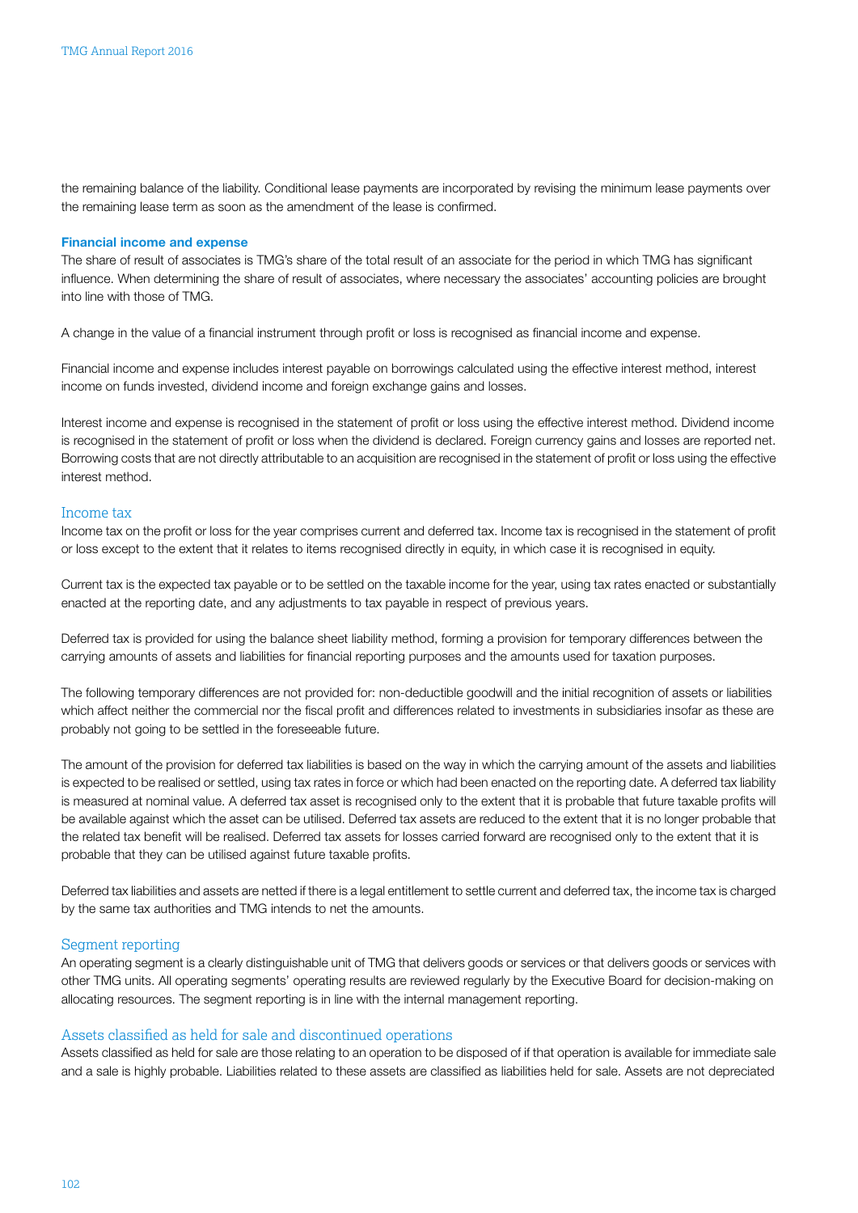the remaining balance of the liability. Conditional lease payments are incorporated by revising the minimum lease payments over the remaining lease term as soon as the amendment of the lease is confirmed.

**Financial income and expense**

The share of result of associates is TMG's share of the total result of an associate for the period in which TMG has significant influence. When determining the share of result of associates, where necessary the associates' accounting policies are brought into line with those of TMG.

A change in the value of a financial instrument through profit or loss is recognised as financial income and expense.

Financial income and expense includes interest payable on borrowings calculated using the effective interest method, interest income on funds invested, dividend income and foreign exchange gains and losses.

Interest income and expense is recognised in the statement of profit or loss using the effective interest method. Dividend income is recognised in the statement of profit or loss when the dividend is declared. Foreign currency gains and losses are reported net. Borrowing costs that are not directly attributable to an acquisition are recognised in the statement of profit or loss using the effective interest method.

## Income tax

Income tax on the profit or loss for the year comprises current and deferred tax. Income tax is recognised in the statement of profit or loss except to the extent that it relates to items recognised directly in equity, in which case it is recognised in equity.

Current tax is the expected tax payable or to be settled on the taxable income for the year, using tax rates enacted or substantially enacted at the reporting date, and any adjustments to tax payable in respect of previous years.

Deferred tax is provided for using the balance sheet liability method, forming a provision for temporary differences between the carrying amounts of assets and liabilities for financial reporting purposes and the amounts used for taxation purposes.

The following temporary differences are not provided for: non-deductible goodwill and the initial recognition of assets or liabilities which affect neither the commercial nor the fiscal profit and differences related to investments in subsidiaries insofar as these are probably not going to be settled in the foreseeable future.

The amount of the provision for deferred tax liabilities is based on the way in which the carrying amount of the assets and liabilities is expected to be realised or settled, using tax rates in force or which had been enacted on the reporting date. A deferred tax liability is measured at nominal value. A deferred tax asset is recognised only to the extent that it is probable that future taxable profits will be available against which the asset can be utilised. Deferred tax assets are reduced to the extent that it is no longer probable that the related tax benefit will be realised. Deferred tax assets for losses carried forward are recognised only to the extent that it is probable that they can be utilised against future taxable profits.

Deferred tax liabilities and assets are netted if there is a legal entitlement to settle current and deferred tax, the income tax is charged by the same tax authorities and TMG intends to net the amounts.

## Segment reporting

An operating segment is a clearly distinguishable unit of TMG that delivers goods or services or that delivers goods or services with other TMG units. All operating segments' operating results are reviewed regularly by the Executive Board for decision-making on allocating resources. The segment reporting is in line with the internal management reporting.

## Assets classified as held for sale and discontinued operations

Assets classified as held for sale are those relating to an operation to be disposed of if that operation is available for immediate sale and a sale is highly probable. Liabilities related to these assets are classified as liabilities held for sale. Assets are not depreciated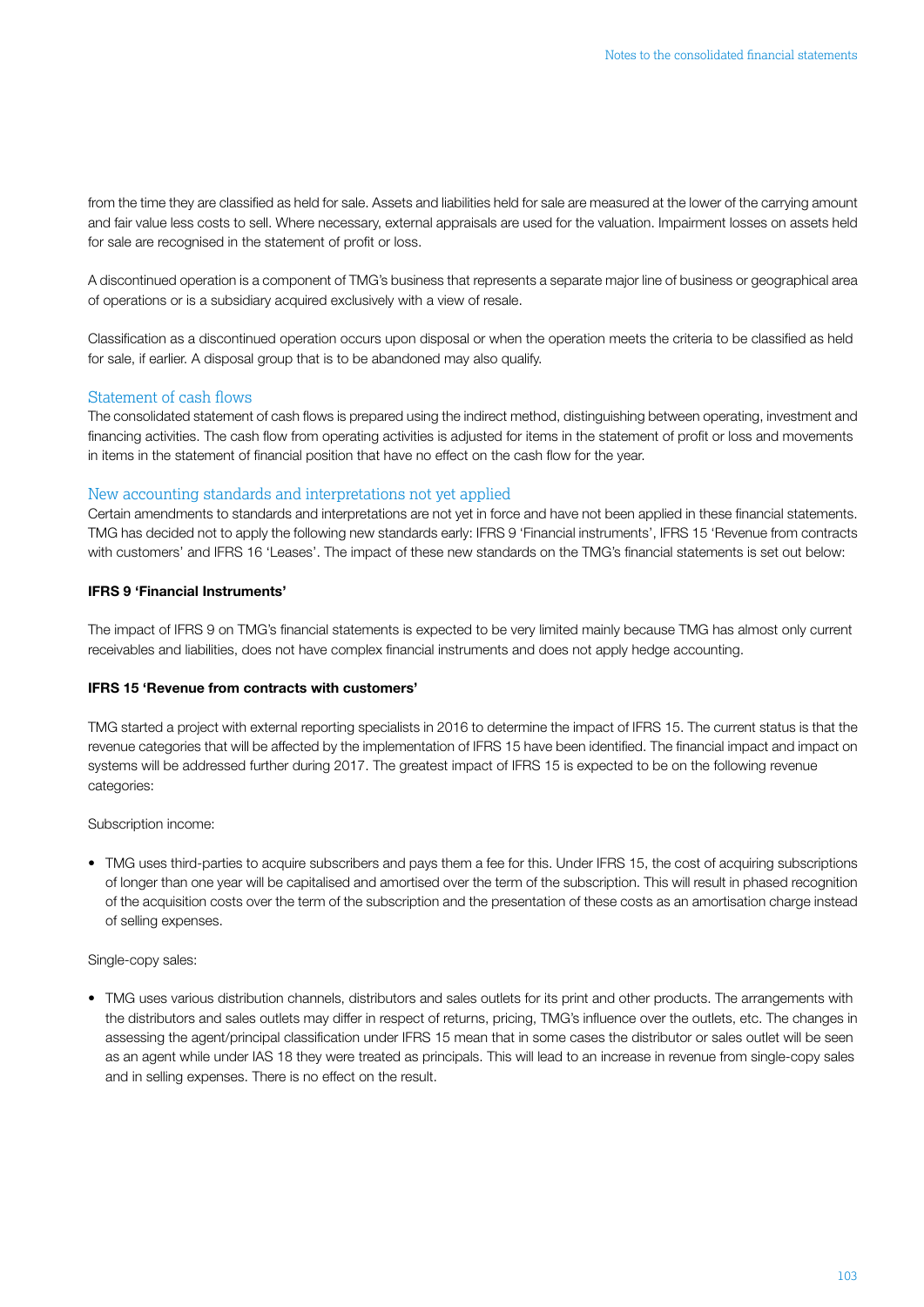from the time they are classified as held for sale. Assets and liabilities held for sale are measured at the lower of the carrying amount and fair value less costs to sell. Where necessary, external appraisals are used for the valuation. Impairment losses on assets held for sale are recognised in the statement of profit or loss.

A discontinued operation is a component of TMG's business that represents a separate major line of business or geographical area of operations or is a subsidiary acquired exclusively with a view of resale.

Classification as a discontinued operation occurs upon disposal or when the operation meets the criteria to be classified as held for sale, if earlier. A disposal group that is to be abandoned may also qualify.

## Statement of cash flows

The consolidated statement of cash flows is prepared using the indirect method, distinguishing between operating, investment and financing activities. The cash flow from operating activities is adjusted for items in the statement of profit or loss and movements in items in the statement of financial position that have no effect on the cash flow for the year.

## New accounting standards and interpretations not yet applied

Certain amendments to standards and interpretations are not yet in force and have not been applied in these financial statements. TMG has decided not to apply the following new standards early: IFRS 9 'Financial instruments', IFRS 15 'Revenue from contracts with customers' and IFRS 16 'Leases'. The impact of these new standards on the TMG's financial statements is set out below:

**IFRS 9 'Financial Instruments'**

The impact of IFRS 9 on TMG's financial statements is expected to be very limited mainly because TMG has almost only current receivables and liabilities, does not have complex financial instruments and does not apply hedge accounting.

**IFRS 15 'Revenue from contracts with customers'**

TMG started a project with external reporting specialists in 2016 to determine the impact of IFRS 15. The current status is that the revenue categories that will be affected by the implementation of IFRS 15 have been identified. The financial impact and impact on systems will be addressed further during 2017. The greatest impact of IFRS 15 is expected to be on the following revenue categories:

Subscription income:

- TMG uses third-parties to acquire subscribers and pays them a fee for this. Under IFRS 15, the cost of acquiring subscriptions of longer than one year will be capitalised and amortised over the term of the subscription. This will result in phased recognition of the acquisition costs over the term of the subscription and the presentation of these costs as an amortisation charge instead of selling expenses.

Single-copy sales:

- TMG uses various distribution channels, distributors and sales outlets for its print and other products. The arrangements with the distributors and sales outlets may differ in respect of returns, pricing, TMG's influence over the outlets, etc. The changes in assessing the agent/principal classification under IFRS 15 mean that in some cases the distributor or sales outlet will be seen as an agent while under IAS 18 they were treated as principals. This will lead to an increase in revenue from single-copy sales and in selling expenses. There is no effect on the result.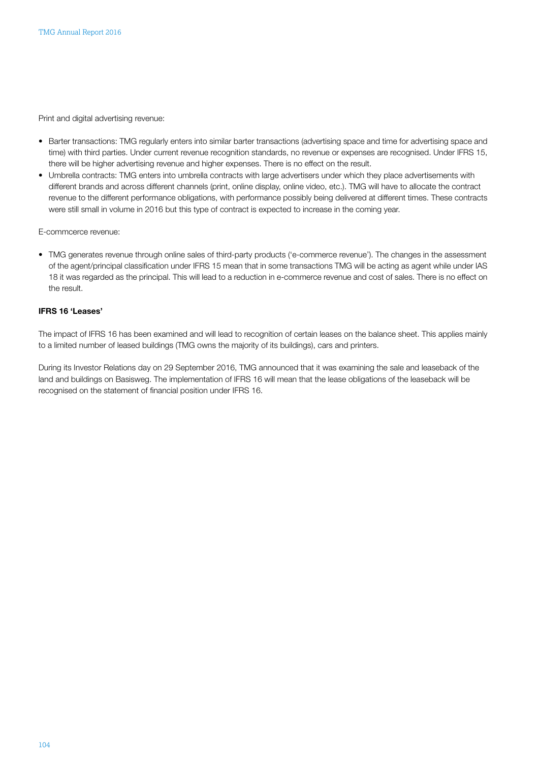Print and digital advertising revenue:

- Barter transactions: TMG regularly enters into similar barter transactions (advertising space and time for advertising space and time) with third parties. Under current revenue recognition standards, no revenue or expenses are recognised. Under IFRS 15, there will be higher advertising revenue and higher expenses. There is no effect on the result.
- Umbrella contracts: TMG enters into umbrella contracts with large advertisers under which they place advertisements with different brands and across different channels (print, online display, online video, etc.). TMG will have to allocate the contract revenue to the different performance obligations, with performance possibly being delivered at different times. These contracts were still small in volume in 2016 but this type of contract is expected to increase in the coming year.

E-commcerce revenue:

- TMG generates revenue through online sales of third-party products ('e-commerce revenue'). The changes in the assessment of the agent/principal classification under IFRS 15 mean that in some transactions TMG will be acting as agent while under IAS 18 it was regarded as the principal. This will lead to a reduction in e-commerce revenue and cost of sales. There is no effect on the result.

**IFRS 16 'Leases'**

The impact of IFRS 16 has been examined and will lead to recognition of certain leases on the balance sheet. This applies mainly to a limited number of leased buildings (TMG owns the majority of its buildings), cars and printers.

During its Investor Relations day on 29 September 2016, TMG announced that it was examining the sale and leaseback of the land and buildings on Basisweg. The implementation of IFRS 16 will mean that the lease obligations of the leaseback will be recognised on the statement of financial position under IFRS 16.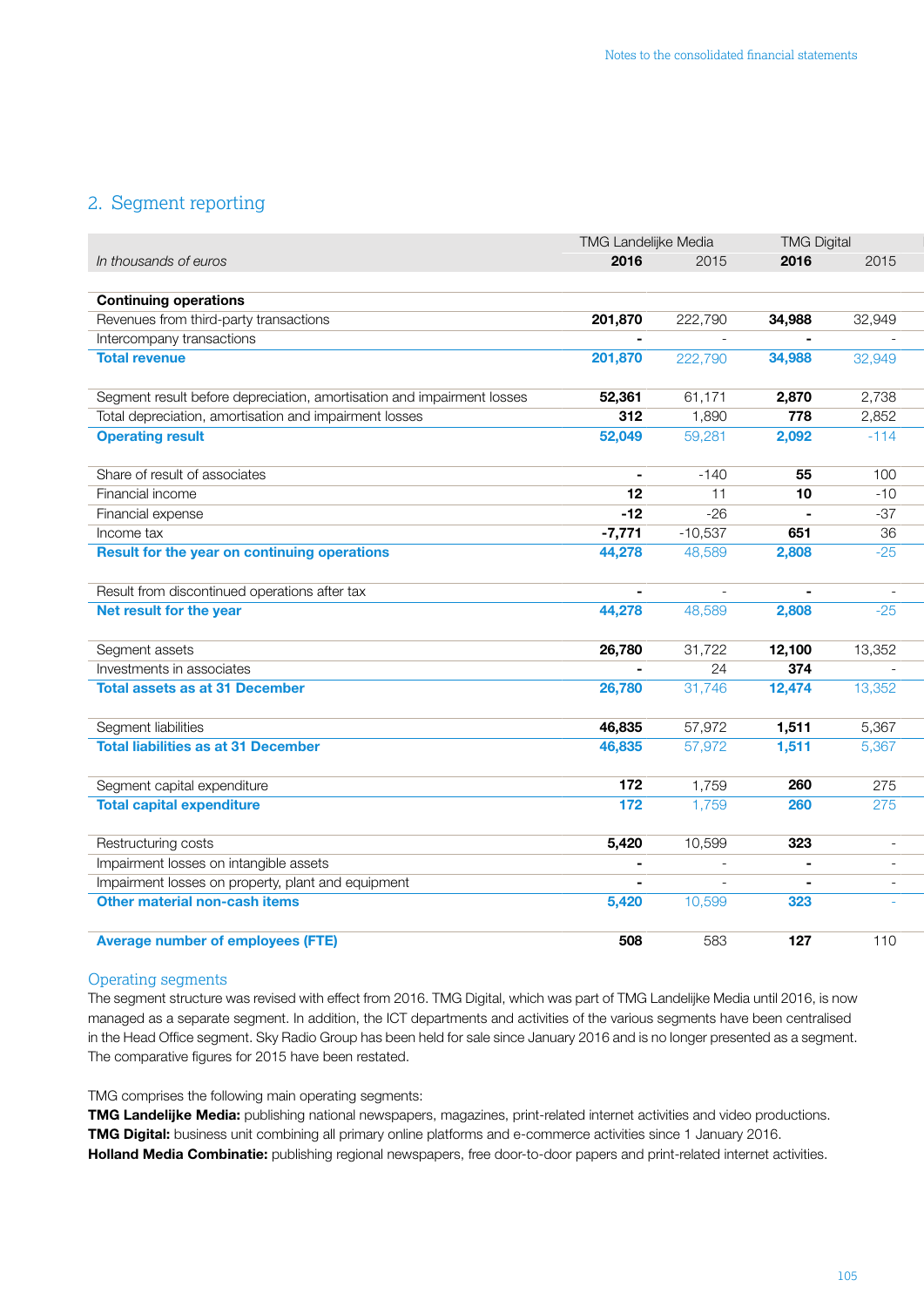## 2. Segment reporting

| | TMG Landelijke Media | | TMG Digital | |
|---|---|---|---|---|
| *In thousands of euros* | **2016** | 2015 | **2016** | 2015 |
| **Continuing operations** | | | | |
| Revenues from third-party transactions | **201,870** | 222,790 | **34,988** | 32,949 |
| Intercompany transactions | **-** | - | **-** | - |
| **Total revenue** | **201,870** | 222,790 | **34,988** | 32,949 |
| | | | | |
| Segment result before depreciation, amortisation and impairment losses | **52,361** | 61,171 | **2,870** | 2,738 |
| Total depreciation, amortisation and impairment losses | **312** | 1,890 | **778** | 2,852 |
| **Operating result** | **52,049** | 59,281 | **2,092** | -114 |
| | | | | |
| Share of result of associates | **-** | -140 | **55** | 100 |
| Financial income | **12** | 11 | **10** | -10 |
| Financial expense | **-12** | -26 | **-** | -37 |
| Income tax | **-7,771** | -10,537 | **651** | 36 |
| **Result for the year on continuing operations** | **44,278** | 48,589 | **2,808** | -25 |
| | | | | |
| Result from discontinued operations after tax | **-** | - | **-** | - |
| **Net result for the year** | **44,278** | 48,589 | **2,808** | -25 |
| | | | | |
| Segment assets | **26,780** | 31,722 | **12,100** | 13,352 |
| Investments in associates | **-** | 24 | **374** | - |
| **Total assets as at 31 December** | **26,780** | 31,746 | **12,474** | 13,352 |
| | | | | |
| Segment liabilities | **46,835** | 57,972 | **1,511** | 5,367 |
| **Total liabilities as at 31 December** | **46,835** | 57,972 | **1,511** | 5,367 |
| | | | | |
| Segment capital expenditure | **172** | 1,759 | **260** | 275 |
| **Total capital expenditure** | **172** | 1,759 | **260** | 275 |
| | | | | |
| Restructuring costs | **5,420** | 10,599 | **323** | - |
| Impairment losses on intangible assets | **-** | - | **-** | - |
| Impairment losses on property, plant and equipment | **-** | - | **-** | - |
| **Other material non-cash items** | **5,420** | 10,599 | **323** | - |
| | | | | |
| **Average number of employees (FTE)** | **508** | 583 | **127** | 110 |

### Operating segments

The segment structure was revised with effect from 2016. TMG Digital, which was part of TMG Landelijke Media until 2016, is now managed as a separate segment. In addition, the ICT departments and activities of the various segments have been centralised in the Head Office segment. Sky Radio Group has been held for sale since January 2016 and is no longer presented as a segment. The comparative figures for 2015 have been restated.

TMG comprises the following main operating segments:
**TMG Landelijke Media:** publishing national newspapers, magazines, print-related internet activities and video productions.
**TMG Digital:** business unit combining all primary online platforms and e-commerce activities since 1 January 2016.
**Holland Media Combinatie:** publishing regional newspapers, free door-to-door papers and print-related internet activities.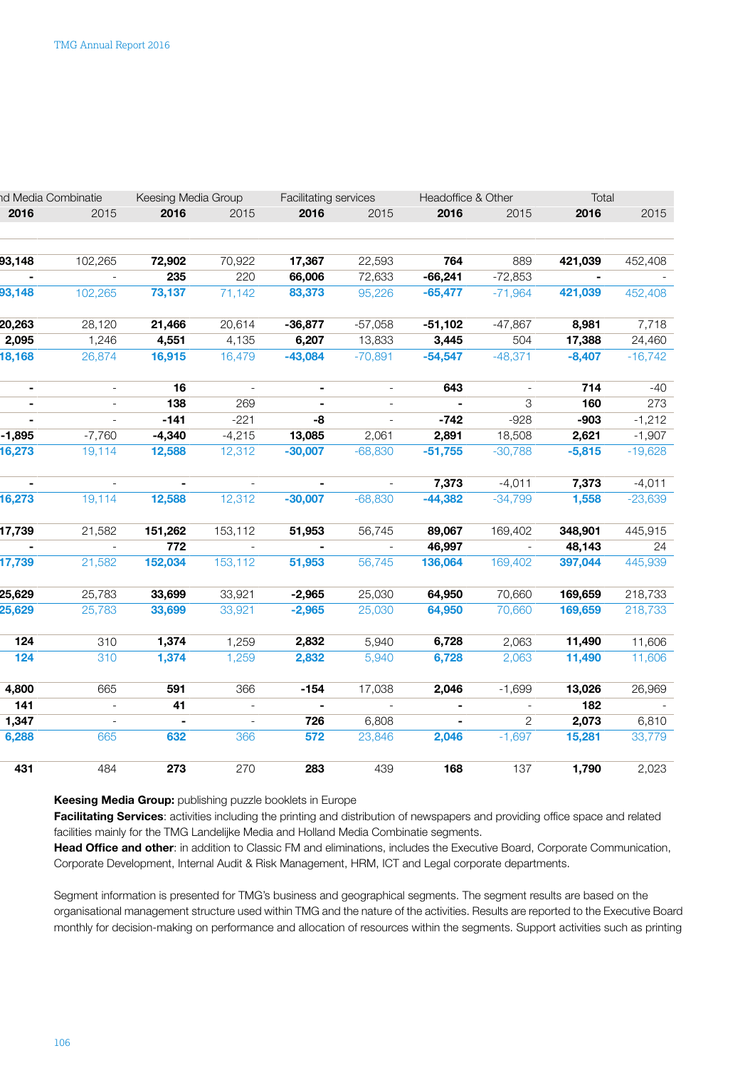| nd Media Combinatie | | Keesing Media Group | | Facilitating services | | Headoffice & Other | | Total | |
|---|---|---|---|---|---|---|---|---|---|
| 2016 | 2015 | 2016 | 2015 | 2016 | 2015 | 2016 | 2015 | 2016 | 2015 |
| | | | | | | | | | |
| 93,148 | 102,265 | 72,902 | 70,922 | 17,367 | 22,593 | 764 | 889 | 421,039 | 452,408 |
| - | - | 235 | 220 | 66,006 | 72,633 | -66,241 | -72,853 | - | - |
| 93,148 | 102,265 | 73,137 | 71,142 | 83,373 | 95,226 | -65,477 | -71,964 | 421,039 | 452,408 |
| 20,263 | 28,120 | 21,466 | 20,614 | -36,877 | -57,058 | -51,102 | -47,867 | 8,981 | 7,718 |
| 2,095 | 1,246 | 4,551 | 4,135 | 6,207 | 13,833 | 3,445 | 504 | 17,388 | 24,460 |
| 18,168 | 26,874 | 16,915 | 16,479 | -43,084 | -70,891 | -54,547 | -48,371 | -8,407 | -16,742 |
| - | - | 16 | - | - | - | 643 | - | 714 | -40 |
| - | - | 138 | 269 | - | - | - | 3 | 160 | 273 |
| - | - | -141 | -221 | -8 | - | -742 | -928 | -903 | -1,212 |
| -1,895 | -7,760 | -4,340 | -4,215 | 13,085 | 2,061 | 2,891 | 18,508 | 2,621 | -1,907 |
| 16,273 | 19,114 | 12,588 | 12,312 | -30,007 | -68,830 | -51,755 | -30,788 | -5,815 | -19,628 |
| - | - | - | - | - | - | 7,373 | -4,011 | 7,373 | -4,011 |
| 16,273 | 19,114 | 12,588 | 12,312 | -30,007 | -68,830 | -44,382 | -34,799 | 1,558 | -23,639 |
| 17,739 | 21,582 | 151,262 | 153,112 | 51,953 | 56,745 | 89,067 | 169,402 | 348,901 | 445,915 |
| - | - | 772 | - | - | - | 46,997 | - | 48,143 | 24 |
| 17,739 | 21,582 | 152,034 | 153,112 | 51,953 | 56,745 | 136,064 | 169,402 | 397,044 | 445,939 |
| 25,629 | 25,783 | 33,699 | 33,921 | -2,965 | 25,030 | 64,950 | 70,660 | 169,659 | 218,733 |
| 25,629 | 25,783 | 33,699 | 33,921 | -2,965 | 25,030 | 64,950 | 70,660 | 169,659 | 218,733 |
| 124 | 310 | 1,374 | 1,259 | 2,832 | 5,940 | 6,728 | 2,063 | 11,490 | 11,606 |
| 124 | 310 | 1,374 | 1,259 | 2,832 | 5,940 | 6,728 | 2,063 | 11,490 | 11,606 |
| 4,800 | 665 | 591 | 366 | -154 | 17,038 | 2,046 | -1,699 | 13,026 | 26,969 |
| 141 | - | 41 | - | - | - | - | - | 182 | - |
| 1,347 | - | - | - | 726 | 6,808 | - | 2 | 2,073 | 6,810 |
| 6,288 | 665 | 632 | 366 | 572 | 23,846 | 2,046 | -1,697 | 15,281 | 33,779 |
| 431 | 484 | 273 | 270 | 283 | 439 | 168 | 137 | 1,790 | 2,023 |

**Keesing Media Group:** publishing puzzle booklets in Europe
**Facilitating Services**: activities including the printing and distribution of newspapers and providing office space and related facilities mainly for the TMG Landelijke Media and Holland Media Combinatie segments.
**Head Office and other**: in addition to Classic FM and eliminations, includes the Executive Board, Corporate Communication, Corporate Development, Internal Audit & Risk Management, HRM, ICT and Legal corporate departments.

Segment information is presented for TMG's business and geographical segments. The segment results are based on the organisational management structure used within TMG and the nature of the activities. Results are reported to the Executive Board monthly for decision-making on performance and allocation of resources within the segments. Support activities such as printing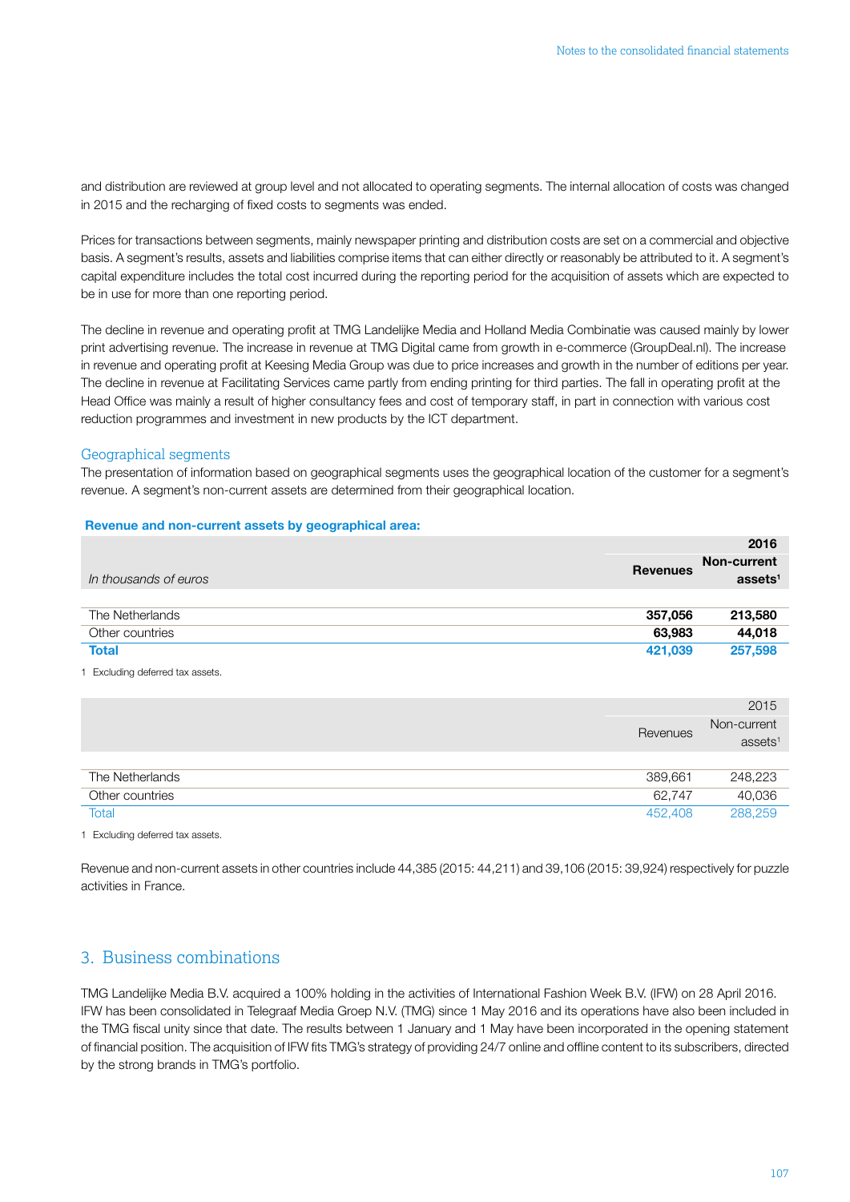and distribution are reviewed at group level and not allocated to operating segments. The internal allocation of costs was changed in 2015 and the recharging of fixed costs to segments was ended.

Prices for transactions between segments, mainly newspaper printing and distribution costs are set on a commercial and objective basis. A segment's results, assets and liabilities comprise items that can either directly or reasonably be attributed to it. A segment's capital expenditure includes the total cost incurred during the reporting period for the acquisition of assets which are expected to be in use for more than one reporting period.

The decline in revenue and operating profit at TMG Landelijke Media and Holland Media Combinatie was caused mainly by lower print advertising revenue. The increase in revenue at TMG Digital came from growth in e-commerce (GroupDeal.nl). The increase in revenue and operating profit at Keesing Media Group was due to price increases and growth in the number of editions per year. The decline in revenue at Facilitating Services came partly from ending printing for third parties. The fall in operating profit at the Head Office was mainly a result of higher consultancy fees and cost of temporary staff, in part in connection with various cost reduction programmes and investment in new products by the ICT department.

## Geographical segments

The presentation of information based on geographical segments uses the geographical location of the customer for a segment's revenue. A segment's non-current assets are determined from their geographical location.

**Revenue and non-current assets by geographical area:**

| *In thousands of euros* | **Revenues** | **2016 Non-current assets[1]** |
|---|---|---|
| The Netherlands | **357,056** | **213,580** |
| Other countries | **63,983** | **44,018** |
| **Total** | **421,039** | **257,598** |

1 Excluding deferred tax assets.

| | Revenues | 2015 Non-current assets[1] |
|---|---|---|
| The Netherlands | 389,661 | 248,223 |
| Other countries | 62,747 | 40,036 |
| Total | 452,408 | 288,259 |

1 Excluding deferred tax assets.

Revenue and non-current assets in other countries include 44,385 (2015: 44,211) and 39,106 (2015: 39,924) respectively for puzzle activities in France.

## 3. Business combinations

TMG Landelijke Media B.V. acquired a 100% holding in the activities of International Fashion Week B.V. (IFW) on 28 April 2016. IFW has been consolidated in Telegraaf Media Groep N.V. (TMG) since 1 May 2016 and its operations have also been included in the TMG fiscal unity since that date. The results between 1 January and 1 May have been incorporated in the opening statement of financial position. The acquisition of IFW fits TMG's strategy of providing 24/7 online and offline content to its subscribers, directed by the strong brands in TMG's portfolio.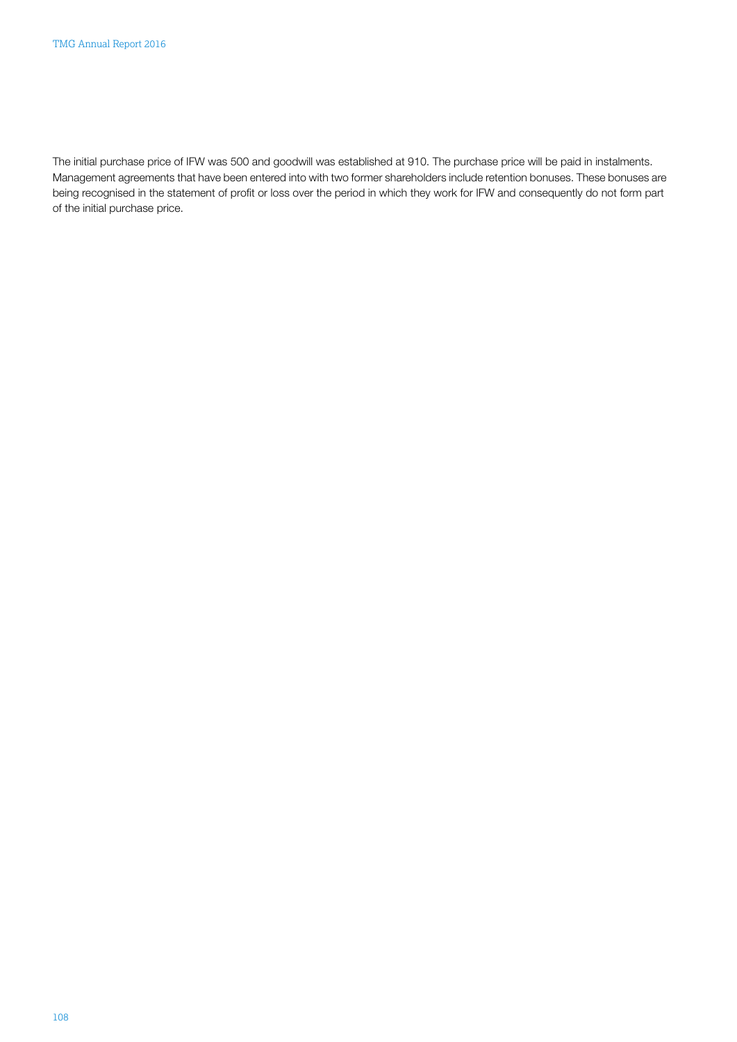The initial purchase price of IFW was 500 and goodwill was established at 910. The purchase price will be paid in instalments. Management agreements that have been entered into with two former shareholders include retention bonuses. These bonuses are being recognised in the statement of profit or loss over the period in which they work for IFW and consequently do not form part of the initial purchase price.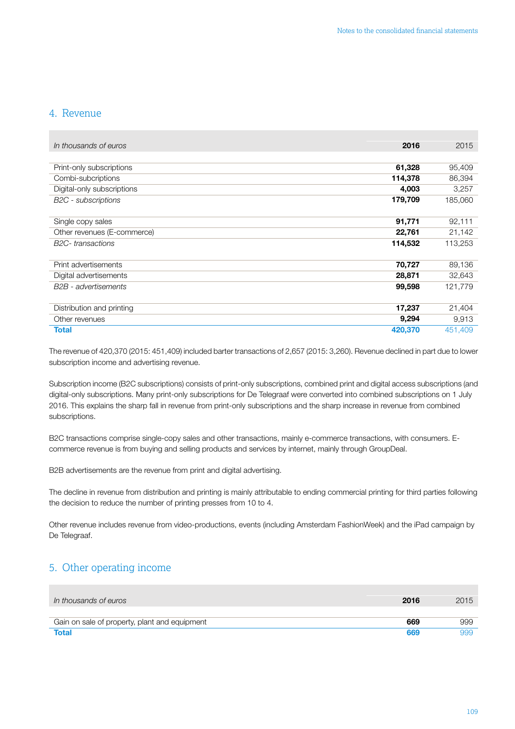## 4. Revenue

| *In thousands of euros* | **2016** | 2015 |
|---|---|---|
| Print-only subscriptions | **61,328** | 95,409 |
| Combi-subcriptions | **114,378** | 86,394 |
| Digital-only subscriptions | **4,003** | 3,257 |
| *B2C - subscriptions* | **179,709** | 185,060 |
| | | |
| Single copy sales | **91,771** | 92,111 |
| Other revenues (E-commerce) | **22,761** | 21,142 |
| *B2C- transactions* | **114,532** | 113,253 |
| | | |
| Print advertisements | **70,727** | 89,136 |
| Digital advertisements | **28,871** | 32,643 |
| *B2B - advertisements* | **99,598** | 121,779 |
| | | |
| Distribution and printing | **17,237** | 21,404 |
| Other revenues | **9,294** | 9,913 |
| **Total** | **420,370** | 451,409 |

The revenue of 420,370 (2015: 451,409) included barter transactions of 2,657 (2015: 3,260). Revenue declined in part due to lower subscription income and advertising revenue.

Subscription income (B2C subscriptions) consists of print-only subscriptions, combined print and digital access subscriptions (and digital-only subscriptions. Many print-only subscriptions for De Telegraaf were converted into combined subscriptions on 1 July 2016. This explains the sharp fall in revenue from print-only subscriptions and the sharp increase in revenue from combined subscriptions.

B2C transactions comprise single-copy sales and other transactions, mainly e-commerce transactions, with consumers. E-commerce revenue is from buying and selling products and services by internet, mainly through GroupDeal.

B2B advertisements are the revenue from print and digital advertising.

The decline in revenue from distribution and printing is mainly attributable to ending commercial printing for third parties following the decision to reduce the number of printing presses from 10 to 4.

Other revenue includes revenue from video-productions, events (including Amsterdam FashionWeek) and the iPad campaign by De Telegraaf.

## 5. Other operating income

| *In thousands of euros* | **2016** | 2015 |
|---|---|---|
| Gain on sale of property, plant and equipment | **669** | 999 |
| **Total** | **669** | 999 |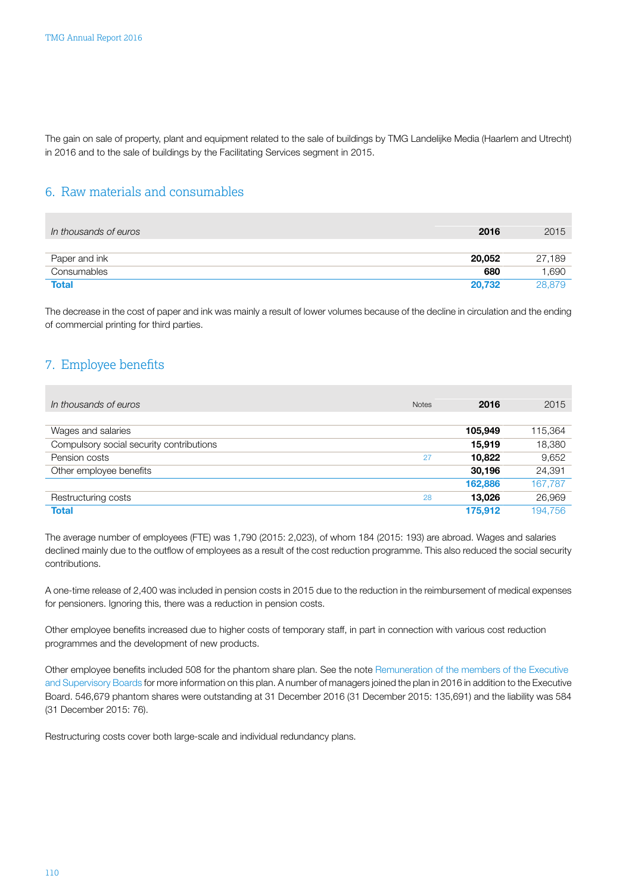The gain on sale of property, plant and equipment related to the sale of buildings by TMG Landelijke Media (Haarlem and Utrecht) in 2016 and to the sale of buildings by the Facilitating Services segment in 2015.

## 6. Raw materials and consumables

| *In thousands of euros* | **2016** | 2015 |
|---|---|---|
| Paper and ink | **20,052** | 27,189 |
| Consumables | **680** | 1,690 |
| **Total** | **20,732** | 28,879 |

The decrease in the cost of paper and ink was mainly a result of lower volumes because of the decline in circulation and the ending of commercial printing for third parties.

## 7. Employee benefits

| *In thousands of euros* | Notes | **2016** | 2015 |
|---|---|---|---|
| Wages and salaries | | **105,949** | 115,364 |
| Compulsory social security contributions | | **15,919** | 18,380 |
| Pension costs | 27 | **10,822** | 9,652 |
| Other employee benefits | | **30,196** | 24,391 |
| | | **162,886** | 167,787 |
| Restructuring costs | 28 | **13,026** | 26,969 |
| **Total** | | **175,912** | 194,756 |

The average number of employees (FTE) was 1,790 (2015: 2,023), of whom 184 (2015: 193) are abroad. Wages and salaries declined mainly due to the outflow of employees as a result of the cost reduction programme. This also reduced the social security contributions.

A one-time release of 2,400 was included in pension costs in 2015 due to the reduction in the reimbursement of medical expenses for pensioners. Ignoring this, there was a reduction in pension costs.

Other employee benefits increased due to higher costs of temporary staff, in part in connection with various cost reduction programmes and the development of new products.

Other employee benefits included 508 for the phantom share plan. See the note Remuneration of the members of the Executive and Supervisory Boards for more information on this plan. A number of managers joined the plan in 2016 in addition to the Executive Board. 546,679 phantom shares were outstanding at 31 December 2016 (31 December 2015: 135,691) and the liability was 584 (31 December 2015: 76).

Restructuring costs cover both large-scale and individual redundancy plans.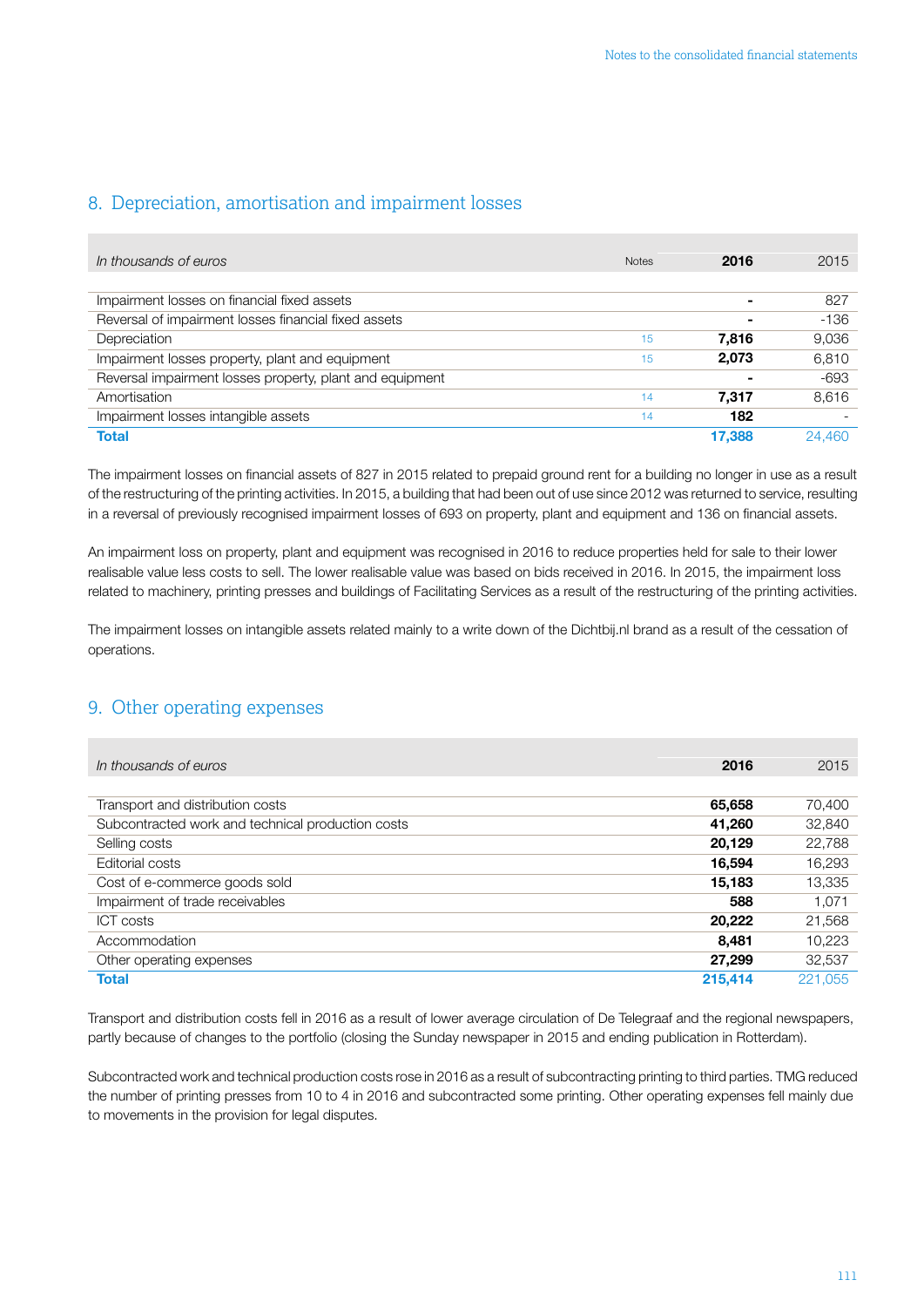## 8. Depreciation, amortisation and impairment losses

| *In thousands of euros* | Notes | **2016** | 2015 |
|---|---|---|---|
| Impairment losses on financial fixed assets | | **-** | 827 |
| Reversal of impairment losses financial fixed assets | | **-** | -136 |
| Depreciation | 15 | **7,816** | 9,036 |
| Impairment losses property, plant and equipment | 15 | **2,073** | 6,810 |
| Reversal impairment losses property, plant and equipment | | **-** | -693 |
| Amortisation | 14 | **7,317** | 8,616 |
| Impairment losses intangible assets | 14 | **182** | - |
| **Total** | | **17,388** | 24,460 |

The impairment losses on financial assets of 827 in 2015 related to prepaid ground rent for a building no longer in use as a result of the restructuring of the printing activities. In 2015, a building that had been out of use since 2012 was returned to service, resulting in a reversal of previously recognised impairment losses of 693 on property, plant and equipment and 136 on financial assets.

An impairment loss on property, plant and equipment was recognised in 2016 to reduce properties held for sale to their lower realisable value less costs to sell. The lower realisable value was based on bids received in 2016. In 2015, the impairment loss related to machinery, printing presses and buildings of Facilitating Services as a result of the restructuring of the printing activities.

The impairment losses on intangible assets related mainly to a write down of the Dichtbij.nl brand as a result of the cessation of operations.

## 9. Other operating expenses

| *In thousands of euros* | **2016** | 2015 |
|---|---|---|
| Transport and distribution costs | **65,658** | 70,400 |
| Subcontracted work and technical production costs | **41,260** | 32,840 |
| Selling costs | **20,129** | 22,788 |
| Editorial costs | **16,594** | 16,293 |
| Cost of e-commerce goods sold | **15,183** | 13,335 |
| Impairment of trade receivables | **588** | 1,071 |
| ICT costs | **20,222** | 21,568 |
| Accommodation | **8,481** | 10,223 |
| Other operating expenses | **27,299** | 32,537 |
| **Total** | **215,414** | 221,055 |

Transport and distribution costs fell in 2016 as a result of lower average circulation of De Telegraaf and the regional newspapers, partly because of changes to the portfolio (closing the Sunday newspaper in 2015 and ending publication in Rotterdam).

Subcontracted work and technical production costs rose in 2016 as a result of subcontracting printing to third parties. TMG reduced the number of printing presses from 10 to 4 in 2016 and subcontracted some printing. Other operating expenses fell mainly due to movements in the provision for legal disputes.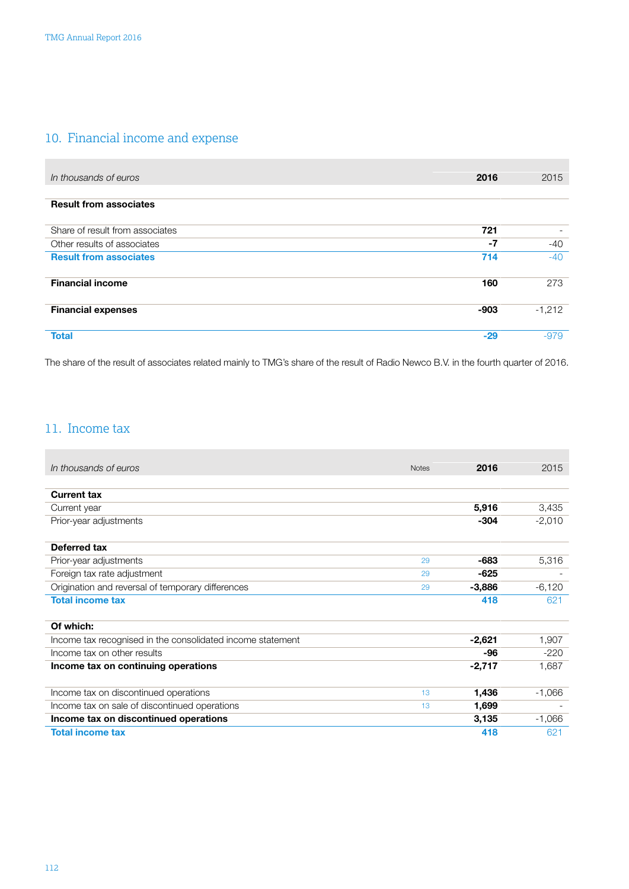## 10. Financial income and expense

| *In thousands of euros* | **2016** | 2015 |
|---|---|---|
| **Result from associates** | | |
| Share of result from associates | **721** | - |
| Other results of associates | **-7** | -40 |
| **Result from associates** | **714** | -40 |
| **Financial income** | **160** | 273 |
| **Financial expenses** | **-903** | -1,212 |
| **Total** | **-29** | -979 |

The share of the result of associates related mainly to TMG's share of the result of Radio Newco B.V. in the fourth quarter of 2016.

## 11. Income tax

| *In thousands of euros* | Notes | **2016** | 2015 |
|---|---|---|---|
| **Current tax** | | | |
| Current year | | **5,916** | 3,435 |
| Prior-year adjustments | | **-304** | -2,010 |
| **Deferred tax** | | | |
| Prior-year adjustments | 29 | **-683** | 5,316 |
| Foreign tax rate adjustment | 29 | **-625** | - |
| Origination and reversal of temporary differences | 29 | **-3,886** | -6,120 |
| **Total income tax** | | **418** | 621 |
| **Of which:** | | | |
| Income tax recognised in the consolidated income statement | | **-2,621** | 1,907 |
| Income tax on other results | | **-96** | -220 |
| **Income tax on continuing operations** | | **-2,717** | 1,687 |
| Income tax on discontinued operations | 13 | **1,436** | -1,066 |
| Income tax on sale of discontinued operations | 13 | **1,699** | - |
| **Income tax on discontinued operations** | | **3,135** | -1,066 |
| **Total income tax** | | **418** | 621 |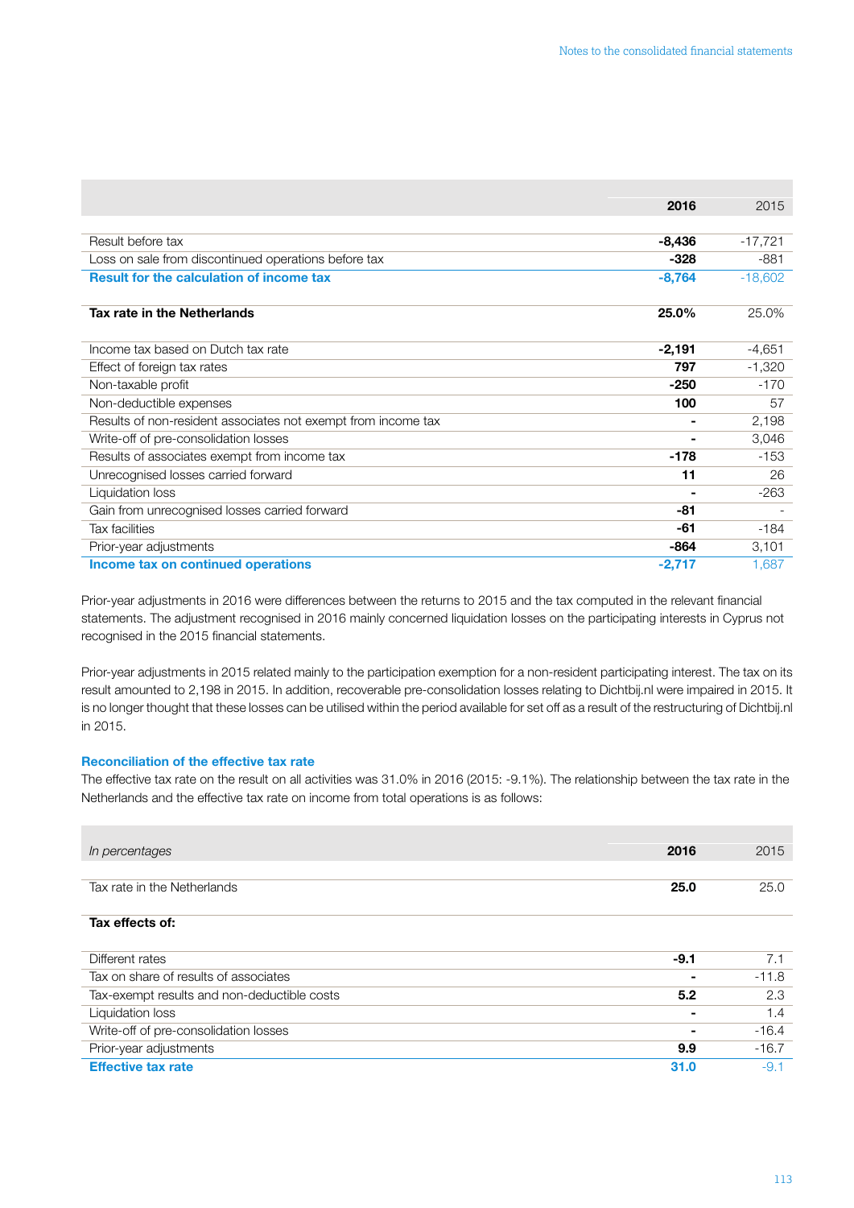| | 2016 | 2015 |
|---|---|---|
| Result before tax | **-8,436** | -17,721 |
| Loss on sale from discontinued operations before tax | **-328** | -881 |
| **Result for the calculation of income tax** | **-8,764** | -18,602 |
| | | |
| **Tax rate in the Netherlands** | **25.0%** | 25.0% |
| | | |
| Income tax based on Dutch tax rate | **-2,191** | -4,651 |
| Effect of foreign tax rates | **797** | -1,320 |
| Non-taxable profit | **-250** | -170 |
| Non-deductible expenses | **100** | 57 |
| Results of non-resident associates not exempt from income tax | **-** | 2,198 |
| Write-off of pre-consolidation losses | **-** | 3,046 |
| Results of associates exempt from income tax | **-178** | -153 |
| Unrecognised losses carried forward | **11** | 26 |
| Liquidation loss | **-** | -263 |
| Gain from unrecognised losses carried forward | **-81** | - |
| Tax facilities | **-61** | -184 |
| Prior-year adjustments | **-864** | 3,101 |
| **Income tax on continued operations** | **-2,717** | 1,687 |

Prior-year adjustments in 2016 were differences between the returns to 2015 and the tax computed in the relevant financial statements. The adjustment recognised in 2016 mainly concerned liquidation losses on the participating interests in Cyprus not recognised in the 2015 financial statements.

Prior-year adjustments in 2015 related mainly to the participation exemption for a non-resident participating interest. The tax on its result amounted to 2,198 in 2015. In addition, recoverable pre-consolidation losses relating to Dichtbij.nl were impaired in 2015. It is no longer thought that these losses can be utilised within the period available for set off as a result of the restructuring of Dichtbij.nl in 2015.

### Reconciliation of the effective tax rate

The effective tax rate on the result on all activities was 31.0% in 2016 (2015: -9.1%). The relationship between the tax rate in the Netherlands and the effective tax rate on income from total operations is as follows:

| *In percentages* | 2016 | 2015 |
|---|---|---|
| Tax rate in the Netherlands | **25.0** | 25.0 |
| | | |
| **Tax effects of:** | | |
| | | |
| Different rates | **-9.1** | 7.1 |
| Tax on share of results of associates | **-** | -11.8 |
| Tax-exempt results and non-deductible costs | **5.2** | 2.3 |
| Liquidation loss | **-** | 1.4 |
| Write-off of pre-consolidation losses | **-** | -16.4 |
| Prior-year adjustments | **9.9** | -16.7 |
| **Effective tax rate** | **31.0** | -9.1 |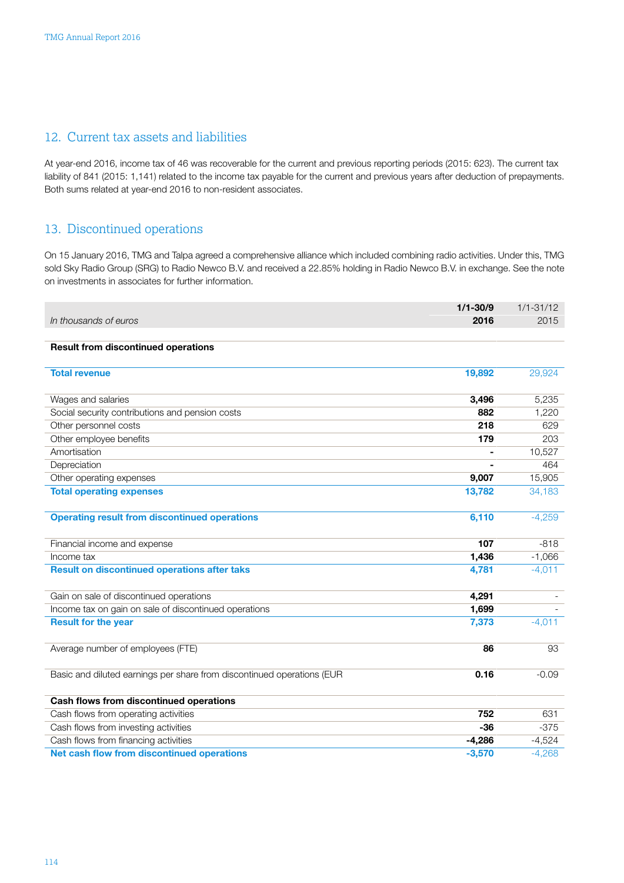## 12. Current tax assets and liabilities

At year-end 2016, income tax of 46 was recoverable for the current and previous reporting periods (2015: 623). The current tax liability of 841 (2015: 1,141) related to the income tax payable for the current and previous years after deduction of prepayments. Both sums related at year-end 2016 to non-resident associates.

## 13. Discontinued operations

On 15 January 2016, TMG and Talpa agreed a comprehensive alliance which included combining radio activities. Under this, TMG sold Sky Radio Group (SRG) to Radio Newco B.V. and received a 22.85% holding in Radio Newco B.V. in exchange. See the note on investments in associates for further information.

| *In thousands of euros* | **1/1-30/9 2016** | 1/1-31/12 2015 |
|---|---|---|
| **Result from discontinued operations** | | |
| **Total revenue** | **19,892** | 29,924 |
| Wages and salaries | **3,496** | 5,235 |
| Social security contributions and pension costs | **882** | 1,220 |
| Other personnel costs | **218** | 629 |
| Other employee benefits | **179** | 203 |
| Amortisation | **-** | 10,527 |
| Depreciation | **-** | 464 |
| Other operating expenses | **9,007** | 15,905 |
| **Total operating expenses** | **13,782** | 34,183 |
| **Operating result from discontinued operations** | **6,110** | -4,259 |
| Financial income and expense | **107** | -818 |
| Income tax | **1,436** | -1,066 |
| **Result on discontinued operations after taks** | **4,781** | -4,011 |
| Gain on sale of discontinued operations | **4,291** | - |
| Income tax on gain on sale of discontinued operations | **1,699** | - |
| **Result for the year** | **7,373** | -4,011 |
| Average number of employees (FTE) | **86** | 93 |
| Basic and diluted earnings per share from discontinued operations (EUR | **0.16** | -0.09 |
| **Cash flows from discontinued operations** | | |
| Cash flows from operating activities | **752** | 631 |
| Cash flows from investing activities | **-36** | -375 |
| Cash flows from financing activities | **-4,286** | -4,524 |
| **Net cash flow from discontinued operations** | **-3,570** | -4,268 |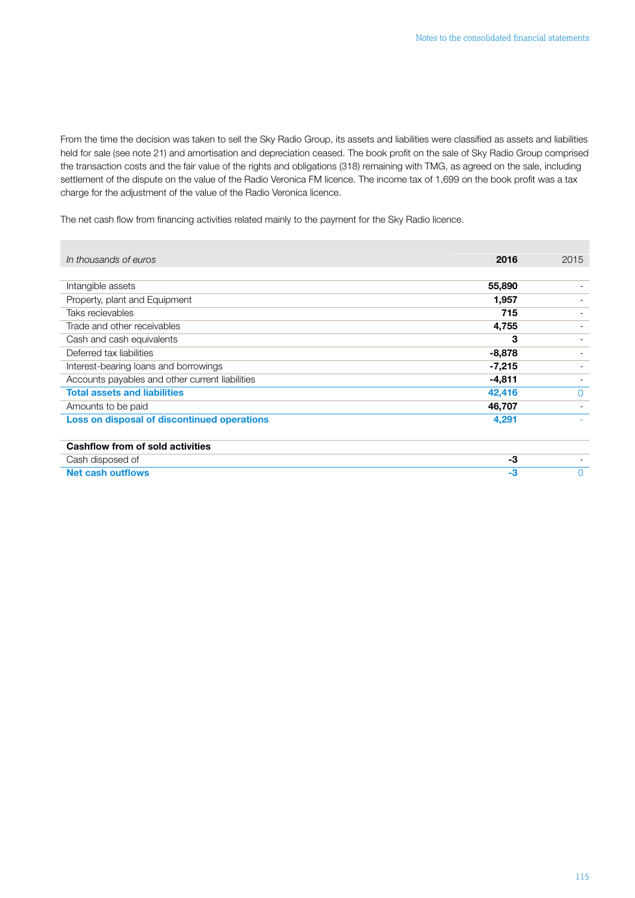From the time the decision was taken to sell the Sky Radio Group, its assets and liabilities were classified as assets and liabilities held for sale (see note 21) and amortisation and depreciation ceased. The book profit on the sale of Sky Radio Group comprised the transaction costs and the fair value of the rights and obligations (318) remaining with TMG, as agreed on the sale, including settlement of the dispute on the value of the Radio Veronica FM licence. The income tax of 1,699 on the book profit was a tax charge for the adjustment of the value of the Radio Veronica licence.

The net cash flow from financing activities related mainly to the payment for the Sky Radio licence.

| *In thousands of euros* | **2016** | 2015 |
|---|---|---|
| Intangible assets | **55,890** | - |
| Property, plant and Equipment | **1,957** | - |
| Taks recievables | **715** | - |
| Trade and other receivables | **4,755** | - |
| Cash and cash equivalents | **3** | - |
| Deferred tax liabilities | **-8,878** | - |
| Interest-bearing loans and borrowings | **-7,215** | - |
| Accounts payables and other current liabilities | **-4,811** | - |
| **Total assets and liabilities** | **42,416** | 0 |
| Amounts to be paid | **46,707** | - |
| **Loss on disposal of discontinued operations** | **4,291** | - |
| | | |
| **Cashflow from of sold activities** | | |
| Cash disposed of | **-3** | - |
| **Net cash outflows** | **-3** | 0 |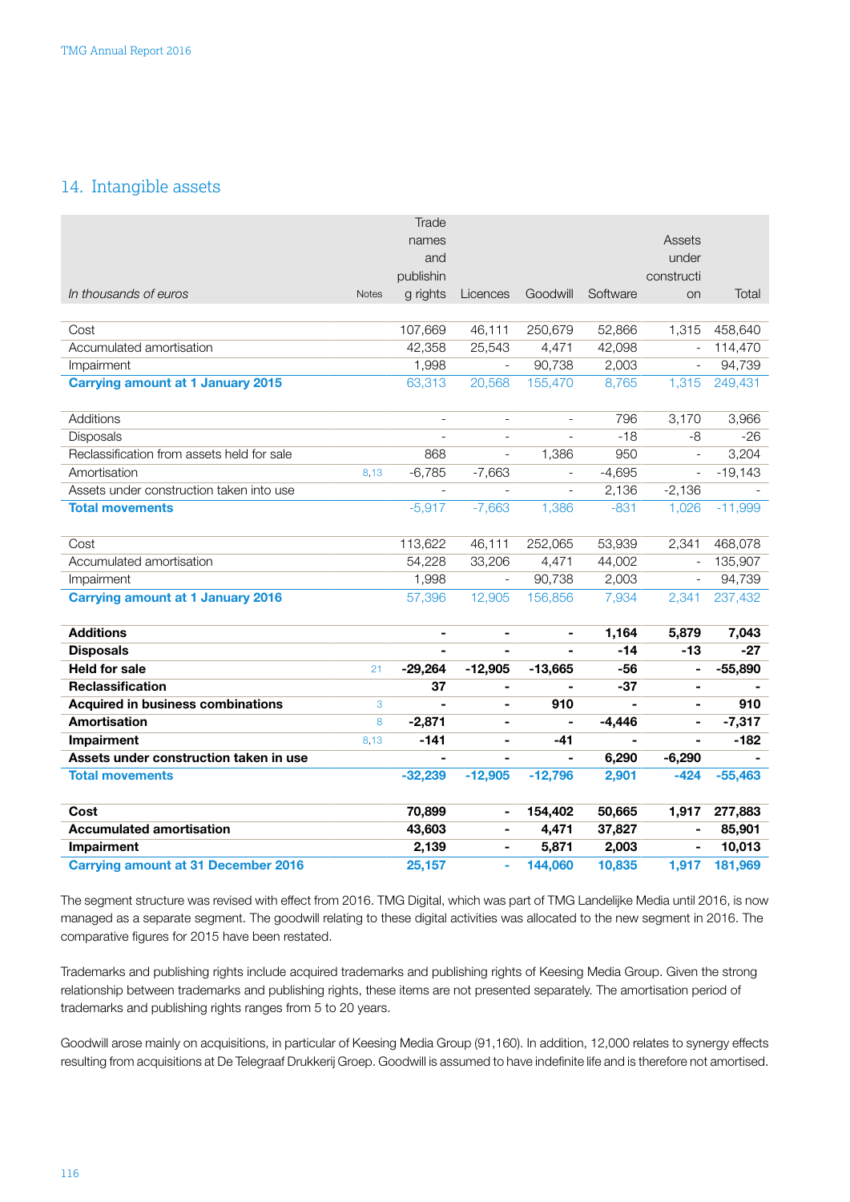## 14. Intangible assets

| *In thousands of euros* | Notes | Trade names and publishing rights | Licences | Goodwill | Software | Assets under construction | Total |
|---|---|---|---|---|---|---|---|
| Cost | | 107,669 | 46,111 | 250,679 | 52,866 | 1,315 | 458,640 |
| Accumulated amortisation | | 42,358 | 25,543 | 4,471 | 42,098 | - | 114,470 |
| Impairment | | 1,998 | - | 90,738 | 2,003 | - | 94,739 |
| **Carrying amount at 1 January 2015** | | 63,313 | 20,568 | 155,470 | 8,765 | 1,315 | 249,431 |
| Additions | | - | - | - | 796 | 3,170 | 3,966 |
| Disposals | | - | - | - | -18 | -8 | -26 |
| Reclassification from assets held for sale | | 868 | - | 1,386 | 950 | - | 3,204 |
| Amortisation | 8,13 | -6,785 | -7,663 | - | -4,695 | - | -19,143 |
| Assets under construction taken into use | | - | - | - | 2,136 | -2,136 | - |
| **Total movements** | | -5,917 | -7,663 | 1,386 | -831 | 1,026 | -11,999 |
| Cost | | 113,622 | 46,111 | 252,065 | 53,939 | 2,341 | 468,078 |
| Accumulated amortisation | | 54,228 | 33,206 | 4,471 | 44,002 | - | 135,907 |
| Impairment | | 1,998 | - | 90,738 | 2,003 | - | 94,739 |
| **Carrying amount at 1 January 2016** | | 57,396 | 12,905 | 156,856 | 7,934 | 2,341 | 237,432 |
| **Additions** | | **-** | **-** | **-** | **1,164** | **5,879** | **7,043** |
| **Disposals** | | **-** | **-** | **-** | **-14** | **-13** | **-27** |
| **Held for sale** | 21 | **-29,264** | **-12,905** | **-13,665** | **-56** | **-** | **-55,890** |
| **Reclassification** | | **37** | **-** | **-** | **-37** | **-** | **-** |
| **Acquired in business combinations** | 3 | **-** | **-** | **910** | **-** | **-** | **910** |
| **Amortisation** | 8 | **-2,871** | **-** | **-** | **-4,446** | **-** | **-7,317** |
| **Impairment** | 8,13 | **-141** | **-** | **-41** | **-** | **-** | **-182** |
| **Assets under construction taken in use** | | **-** | **-** | **-** | **6,290** | **-6,290** | **-** |
| **Total movements** | | **-32,239** | **-12,905** | **-12,796** | **2,901** | **-424** | **-55,463** |
| **Cost** | | **70,899** | **-** | **154,402** | **50,665** | **1,917** | **277,883** |
| **Accumulated amortisation** | | **43,603** | **-** | **4,471** | **37,827** | **-** | **85,901** |
| **Impairment** | | **2,139** | **-** | **5,871** | **2,003** | **-** | **10,013** |
| **Carrying amount at 31 December 2016** | | **25,157** | **-** | **144,060** | **10,835** | **1,917** | **181,969** |

The segment structure was revised with effect from 2016. TMG Digital, which was part of TMG Landelijke Media until 2016, is now managed as a separate segment. The goodwill relating to these digital activities was allocated to the new segment in 2016. The comparative figures for 2015 have been restated.

Trademarks and publishing rights include acquired trademarks and publishing rights of Keesing Media Group. Given the strong relationship between trademarks and publishing rights, these items are not presented separately. The amortisation period of trademarks and publishing rights ranges from 5 to 20 years.

Goodwill arose mainly on acquisitions, in particular of Keesing Media Group (91,160). In addition, 12,000 relates to synergy effects resulting from acquisitions at De Telegraaf Drukkerij Groep. Goodwill is assumed to have indefinite life and is therefore not amortised.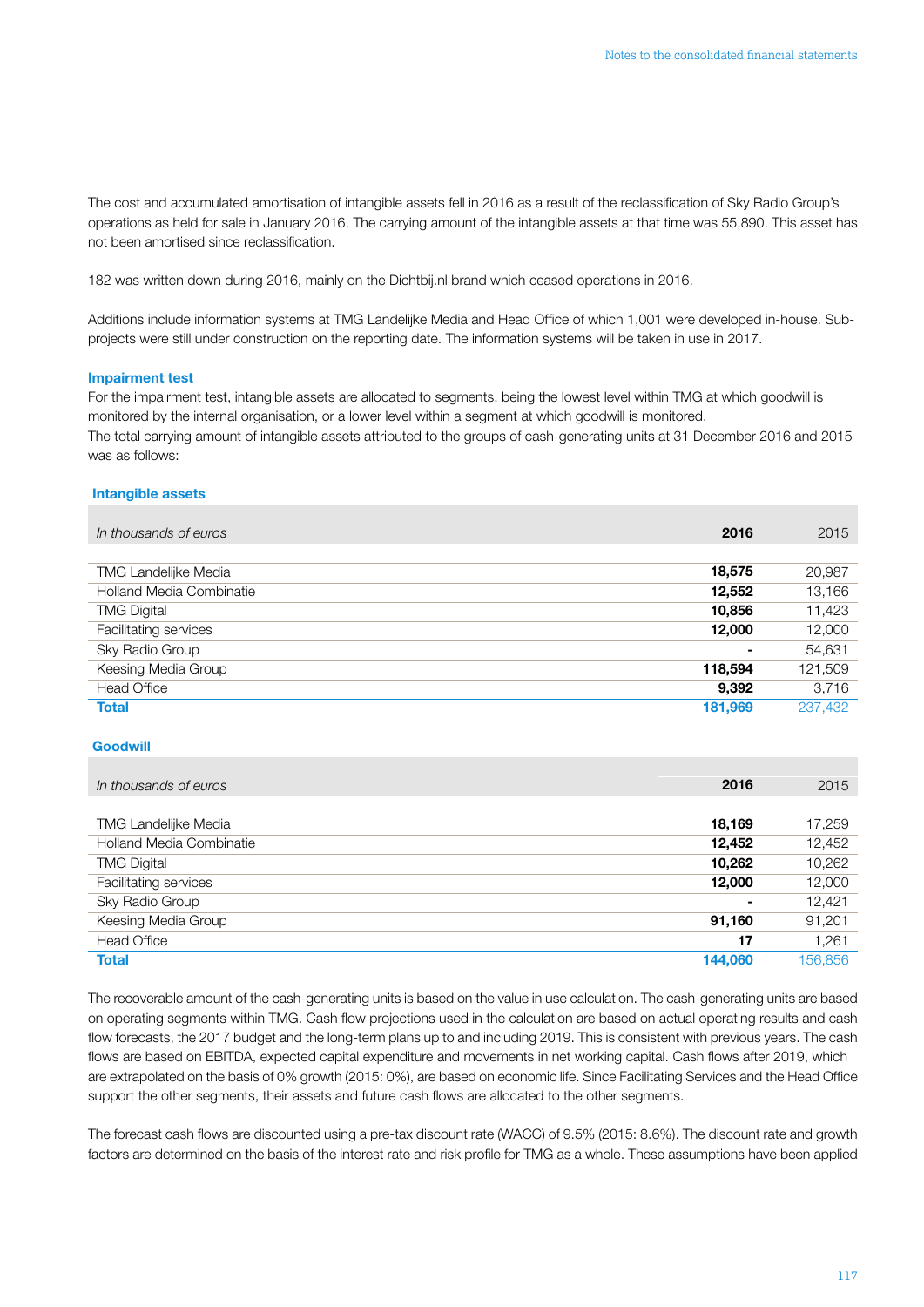The cost and accumulated amortisation of intangible assets fell in 2016 as a result of the reclassification of Sky Radio Group's operations as held for sale in January 2016. The carrying amount of the intangible assets at that time was 55,890. This asset has not been amortised since reclassification.

182 was written down during 2016, mainly on the Dichtbij.nl brand which ceased operations in 2016.

Additions include information systems at TMG Landelijke Media and Head Office of which 1,001 were developed in-house. Sub-projects were still under construction on the reporting date. The information systems will be taken in use in 2017.

### Impairment test

For the impairment test, intangible assets are allocated to segments, being the lowest level within TMG at which goodwill is monitored by the internal organisation, or a lower level within a segment at which goodwill is monitored.
The total carrying amount of intangible assets attributed to the groups of cash-generating units at 31 December 2016 and 2015 was as follows:

### Intangible assets

| *In thousands of euros* | **2016** | 2015 |
|---|---|---|
| TMG Landelijke Media | **18,575** | 20,987 |
| Holland Media Combinatie | **12,552** | 13,166 |
| TMG Digital | **10,856** | 11,423 |
| Facilitating services | **12,000** | 12,000 |
| Sky Radio Group | **-** | 54,631 |
| Keesing Media Group | **118,594** | 121,509 |
| Head Office | **9,392** | 3,716 |
| **Total** | **181,969** | 237,432 |

### Goodwill

| *In thousands of euros* | **2016** | 2015 |
|---|---|---|
| TMG Landelijke Media | **18,169** | 17,259 |
| Holland Media Combinatie | **12,452** | 12,452 |
| TMG Digital | **10,262** | 10,262 |
| Facilitating services | **12,000** | 12,000 |
| Sky Radio Group | **-** | 12,421 |
| Keesing Media Group | **91,160** | 91,201 |
| Head Office | **17** | 1,261 |
| **Total** | **144,060** | 156,856 |

The recoverable amount of the cash-generating units is based on the value in use calculation. The cash-generating units are based on operating segments within TMG. Cash flow projections used in the calculation are based on actual operating results and cash flow forecasts, the 2017 budget and the long-term plans up to and including 2019. This is consistent with previous years. The cash flows are based on EBITDA, expected capital expenditure and movements in net working capital. Cash flows after 2019, which are extrapolated on the basis of 0% growth (2015: 0%), are based on economic life. Since Facilitating Services and the Head Office support the other segments, their assets and future cash flows are allocated to the other segments.

The forecast cash flows are discounted using a pre-tax discount rate (WACC) of 9.5% (2015: 8.6%). The discount rate and growth factors are determined on the basis of the interest rate and risk profile for TMG as a whole. These assumptions have been applied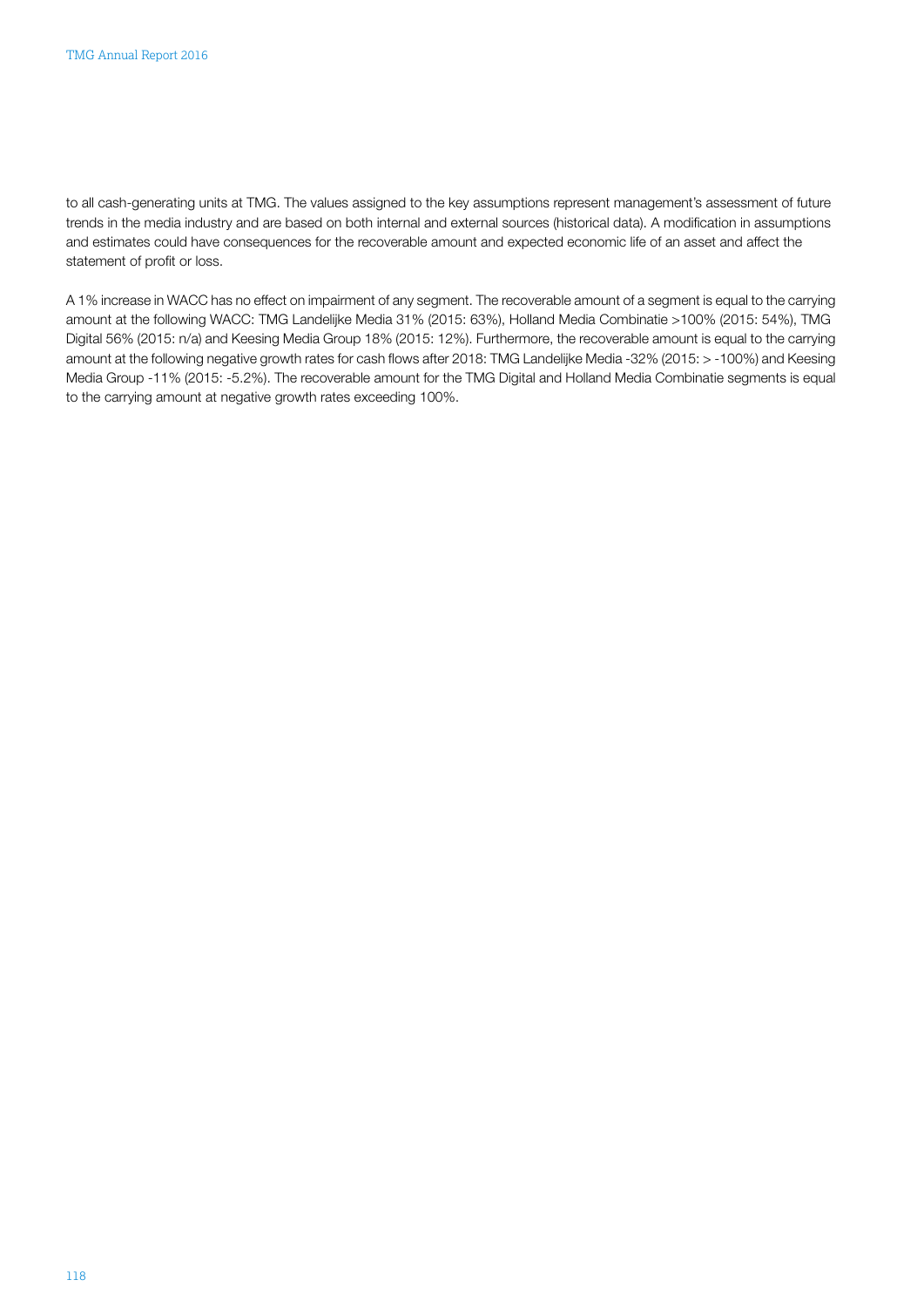to all cash-generating units at TMG. The values assigned to the key assumptions represent management's assessment of future trends in the media industry and are based on both internal and external sources (historical data). A modification in assumptions and estimates could have consequences for the recoverable amount and expected economic life of an asset and affect the statement of profit or loss.

A 1% increase in WACC has no effect on impairment of any segment. The recoverable amount of a segment is equal to the carrying amount at the following WACC: TMG Landelijke Media 31% (2015: 63%), Holland Media Combinatie >100% (2015: 54%), TMG Digital 56% (2015: n/a) and Keesing Media Group 18% (2015: 12%). Furthermore, the recoverable amount is equal to the carrying amount at the following negative growth rates for cash flows after 2018: TMG Landelijke Media -32% (2015: > -100%) and Keesing Media Group -11% (2015: -5.2%). The recoverable amount for the TMG Digital and Holland Media Combinatie segments is equal to the carrying amount at negative growth rates exceeding 100%.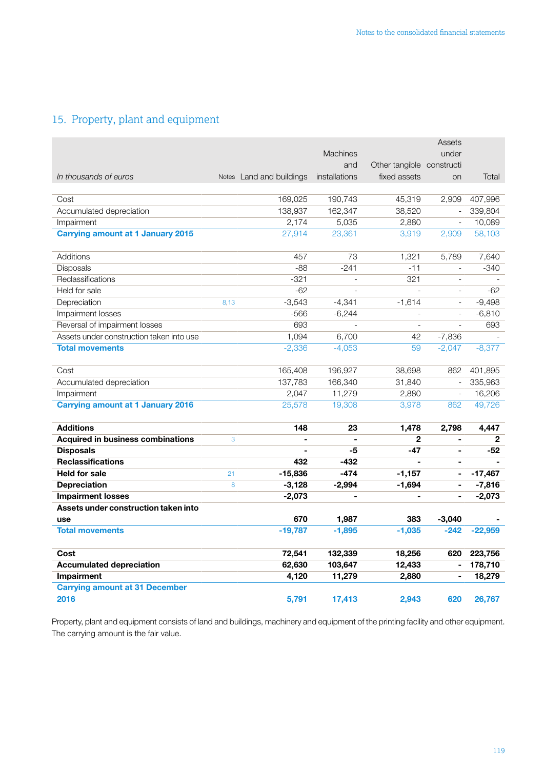## 15. Property, plant and equipment

| *In thousands of euros* | Notes | Land and buildings | Machines and installations | Other tangible fixed assets | Assets under construction | Total |
|---|---|---|---|---|---|---|
| Cost | | 169,025 | 190,743 | 45,319 | 2,909 | 407,996 |
| Accumulated depreciation | | 138,937 | 162,347 | 38,520 | - | 339,804 |
| Impairment | | 2,174 | 5,035 | 2,880 | - | 10,089 |
| **Carrying amount at 1 January 2015** | | 27,914 | 23,361 | 3,919 | 2,909 | 58,103 |
| | | | | | | |
| Additions | | 457 | 73 | 1,321 | 5,789 | 7,640 |
| Disposals | | -88 | -241 | -11 | - | -340 |
| Reclassifications | | -321 | - | 321 | - | - |
| Held for sale | | -62 | - | - | - | -62 |
| Depreciation | 8,13 | -3,543 | -4,341 | -1,614 | - | -9,498 |
| Impairment losses | | -566 | -6,244 | - | - | -6,810 |
| Reversal of impairment losses | | 693 | - | - | - | 693 |
| Assets under construction taken into use | | 1,094 | 6,700 | 42 | -7,836 | - |
| **Total movements** | | -2,336 | -4,053 | 59 | -2,047 | -8,377 |
| | | | | | | |
| Cost | | 165,408 | 196,927 | 38,698 | 862 | 401,895 |
| Accumulated depreciation | | 137,783 | 166,340 | 31,840 | - | 335,963 |
| Impairment | | 2,047 | 11,279 | 2,880 | - | 16,206 |
| **Carrying amount at 1 January 2016** | | 25,578 | 19,308 | 3,978 | 862 | 49,726 |
| | | | | | | |
| **Additions** | | **148** | **23** | **1,478** | **2,798** | **4,447** |
| **Acquired in business combinations** | 3 | **-** | **-** | **2** | **-** | **2** |
| **Disposals** | | **-** | **-5** | **-47** | **-** | **-52** |
| **Reclassifications** | | **432** | **-432** | **-** | **-** | **-** |
| **Held for sale** | 21 | **-15,836** | **-474** | **-1,157** | **-** | **-17,467** |
| **Depreciation** | 8 | **-3,128** | **-2,994** | **-1,694** | **-** | **-7,816** |
| **Impairment losses** | | **-2,073** | **-** | **-** | **-** | **-2,073** |
| **Assets under construction taken into use** | | **670** | **1,987** | **383** | **-3,040** | **-** |
| **Total movements** | | **-19,787** | **-1,895** | **-1,035** | **-242** | **-22,959** |
| | | | | | | |
| **Cost** | | **72,541** | **132,339** | **18,256** | **620** | **223,756** |
| **Accumulated depreciation** | | **62,630** | **103,647** | **12,433** | **-** | **178,710** |
| **Impairment** | | **4,120** | **11,279** | **2,880** | **-** | **18,279** |
| **Carrying amount at 31 December 2016** | | **5,791** | **17,413** | **2,943** | **620** | **26,767** |

Property, plant and equipment consists of land and buildings, machinery and equipment of the printing facility and other equipment. The carrying amount is the fair value.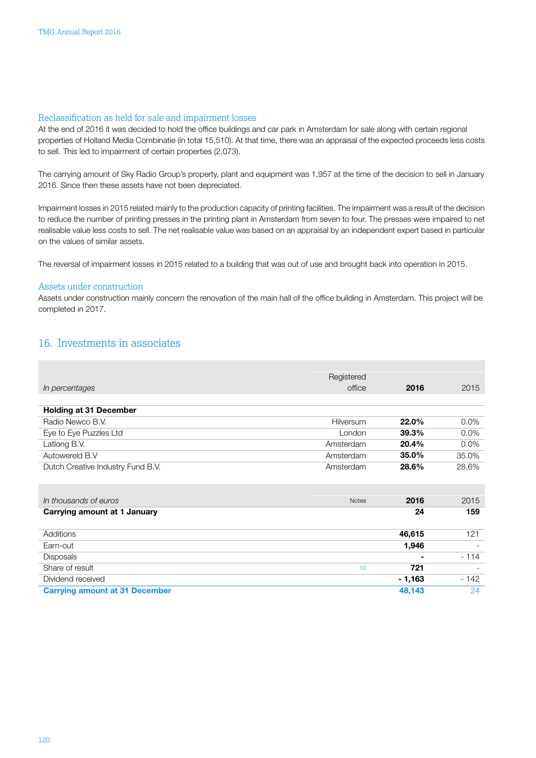### Reclassification as held for sale and impairment losses

At the end of 2016 it was decided to hold the office buildings and car park in Amsterdam for sale along with certain regional properties of Holland Media Combinatie (in total 15,510). At that time, there was an appraisal of the expected proceeds less costs to sell. This led to impairment of certain properties (2,073).

The carrying amount of Sky Radio Group's property, plant and equipment was 1,957 at the time of the decision to sell in January 2016. Since then these assets have not been depreciated.

Impairment losses in 2015 related mainly to the production capacity of printing facilities. The impairment was a result of the decision to reduce the number of printing presses in the printing plant in Amsterdam from seven to four. The presses were impaired to net realisable value less costs to sell. The net realisable value was based on an appraisal by an independent expert based in particular on the values of similar assets.

The reversal of impairment losses in 2015 related to a building that was out of use and brought back into operation in 2015.

### Assets under construction

Assets under construction mainly concern the renovation of the main hall of the office building in Amsterdam. This project will be completed in 2017.

## 16. Investments in associates

| *In percentages* | Registered office | **2016** | 2015 |
|---|---|---|---|
| **Holding at 31 December** | | | |
| Radio Newco B.V. | Hilversum | **22.0%** | 0.0% |
| Eye to Eye Puzzles Ltd | London | **39.3%** | 0.0% |
| Latlong B.V. | Amsterdam | **20.4%** | 0.0% |
| Autowereld B.V | Amsterdam | **35.0%** | 35.0% |
| Dutch Creative Industry Fund B.V. | Amsterdam | **28.6%** | 28.6% |

| *In thousands of euros* | Notes | **2016** | 2015 |
|---|---|---|---|
| **Carrying amount at 1 January** | | **24** | **159** |
| Additions | | **46,615** | 121 |
| Earn-out | | **1,946** | - |
| Disposals | | **-** | - 114 |
| Share of result | 10 | **721** | - |
| Dividend received | | **- 1,163** | - 142 |
| **Carrying amount at 31 December** | | **48,143** | 24 |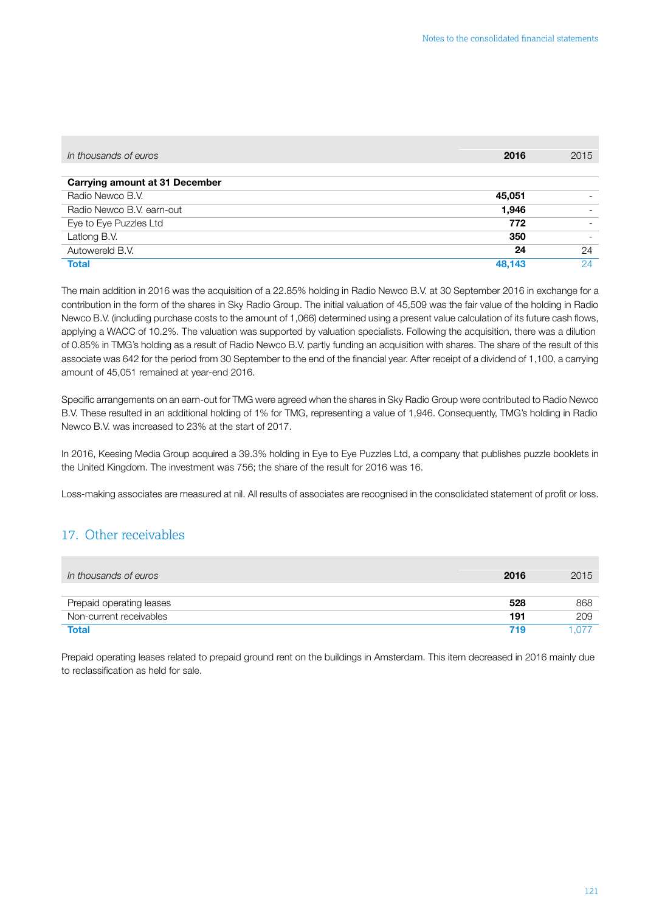| *In thousands of euros* | **2016** | 2015 |
|---|---|---|
| **Carrying amount at 31 December** | | |
| Radio Newco B.V. | **45,051** | - |
| Radio Newco B.V. earn-out | **1,946** | - |
| Eye to Eye Puzzles Ltd | **772** | - |
| Latlong B.V. | **350** | - |
| Autowereld B.V. | **24** | 24 |
| **Total** | **48,143** | 24 |

The main addition in 2016 was the acquisition of a 22.85% holding in Radio Newco B.V. at 30 September 2016 in exchange for a contribution in the form of the shares in Sky Radio Group. The initial valuation of 45,509 was the fair value of the holding in Radio Newco B.V. (including purchase costs to the amount of 1,066) determined using a present value calculation of its future cash flows, applying a WACC of 10.2%. The valuation was supported by valuation specialists. Following the acquisition, there was a dilution of 0.85% in TMG's holding as a result of Radio Newco B.V. partly funding an acquisition with shares. The share of the result of this associate was 642 for the period from 30 September to the end of the financial year. After receipt of a dividend of 1,100, a carrying amount of 45,051 remained at year-end 2016.

Specific arrangements on an earn-out for TMG were agreed when the shares in Sky Radio Group were contributed to Radio Newco B.V. These resulted in an additional holding of 1% for TMG, representing a value of 1,946. Consequently, TMG's holding in Radio Newco B.V. was increased to 23% at the start of 2017.

In 2016, Keesing Media Group acquired a 39.3% holding in Eye to Eye Puzzles Ltd, a company that publishes puzzle booklets in the United Kingdom. The investment was 756; the share of the result for 2016 was 16.

Loss-making associates are measured at nil. All results of associates are recognised in the consolidated statement of profit or loss.

## 17. Other receivables

| *In thousands of euros* | **2016** | 2015 |
|---|---|---|
| Prepaid operating leases | **528** | 868 |
| Non-current receivables | **191** | 209 |
| **Total** | **719** | 1,077 |

Prepaid operating leases related to prepaid ground rent on the buildings in Amsterdam. This item decreased in 2016 mainly due to reclassification as held for sale.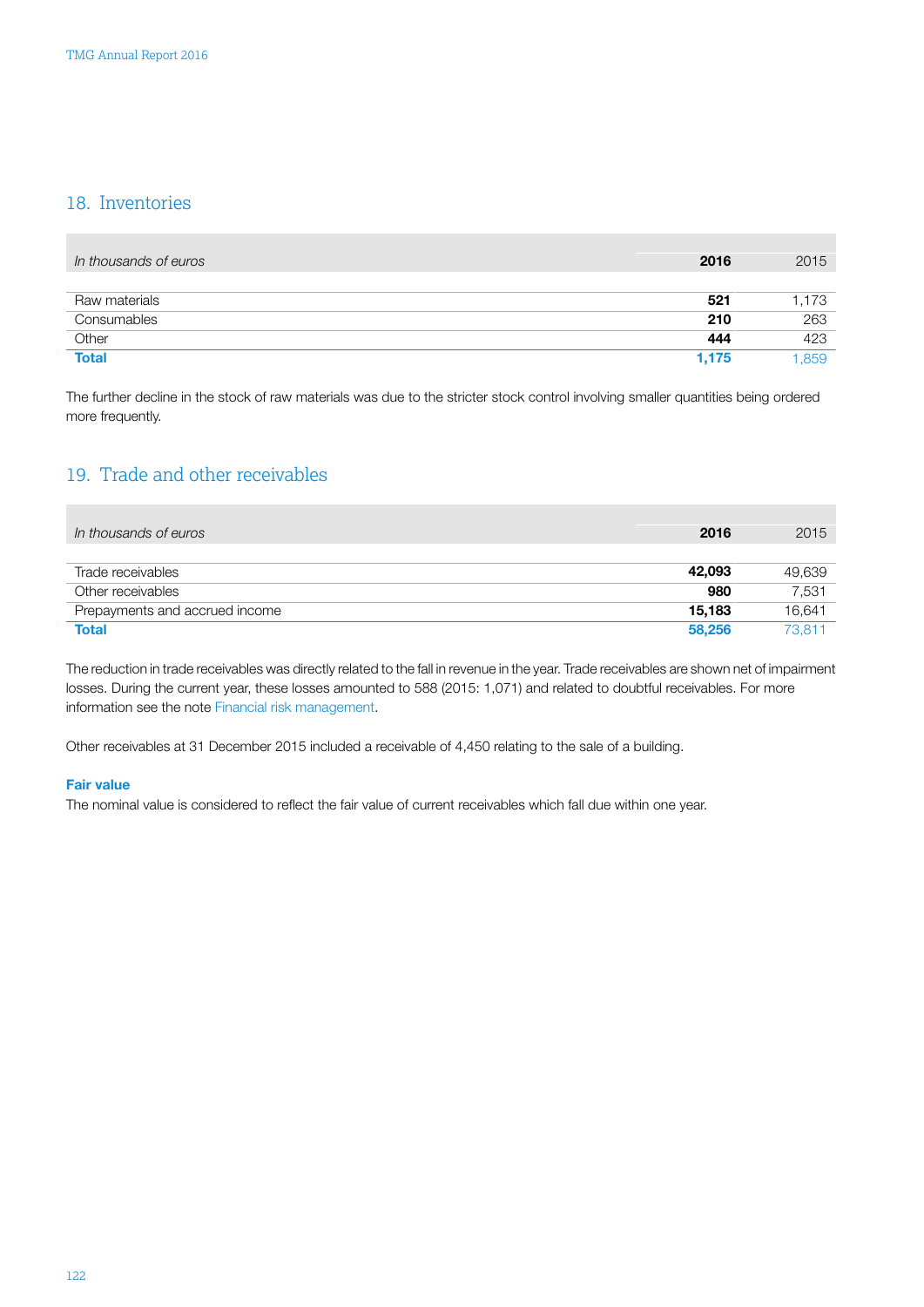## 18. Inventories

| *In thousands of euros* | **2016** | 2015 |
|---|---|---|
| Raw materials | **521** | 1,173 |
| Consumables | **210** | 263 |
| Other | **444** | 423 |
| **Total** | **1,175** | 1,859 |

The further decline in the stock of raw materials was due to the stricter stock control involving smaller quantities being ordered more frequently.

## 19. Trade and other receivables

| *In thousands of euros* | **2016** | 2015 |
|---|---|---|
| Trade receivables | **42,093** | 49,639 |
| Other receivables | **980** | 7,531 |
| Prepayments and accrued income | **15,183** | 16,641 |
| **Total** | **58,256** | 73,811 |

The reduction in trade receivables was directly related to the fall in revenue in the year. Trade receivables are shown net of impairment losses. During the current year, these losses amounted to 588 (2015: 1,071) and related to doubtful receivables. For more information see the note Financial risk management.

Other receivables at 31 December 2015 included a receivable of 4,450 relating to the sale of a building.

**Fair value**

The nominal value is considered to reflect the fair value of current receivables which fall due within one year.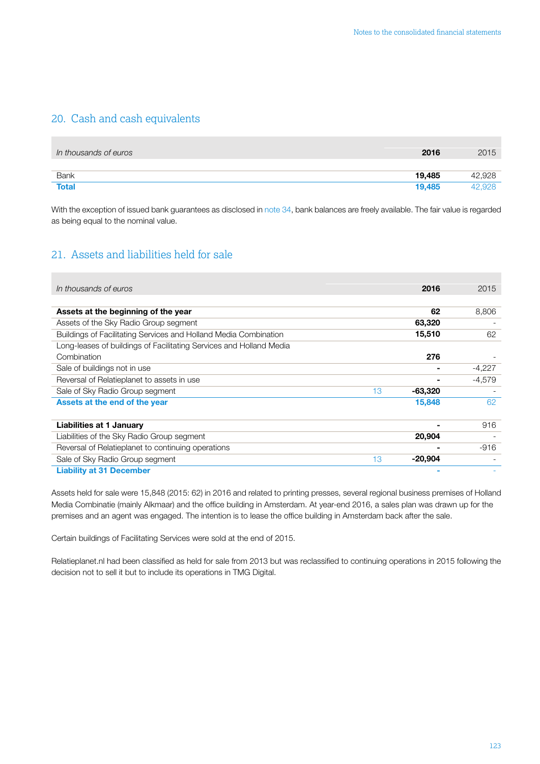## 20. Cash and cash equivalents

| *In thousands of euros* | 2016 | 2015 |
|---|---|---|
| Bank | **19,485** | 42,928 |
| **Total** | **19,485** | 42,928 |

With the exception of issued bank guarantees as disclosed in note 34, bank balances are freely available. The fair value is regarded as being equal to the nominal value.

## 21. Assets and liabilities held for sale

| *In thousands of euros* | | 2016 | 2015 |
|---|---|---|---|
| **Assets at the beginning of the year** | | **62** | 8,806 |
| Assets of the Sky Radio Group segment | | **63,320** | - |
| Buildings of Facilitating Services and Holland Media Combination | | **15,510** | 62 |
| Long-leases of buildings of Facilitating Services and Holland Media Combination | | **276** | - |
| Sale of buildings not in use | | **-** | -4,227 |
| Reversal of Relatieplanet to assets in use | | **-** | -4,579 |
| Sale of Sky Radio Group segment | 13 | **-63,320** | - |
| **Assets at the end of the year** | | **15,848** | 62 |
| | | | |
| **Liabilities at 1 January** | | **-** | 916 |
| Liabilities of the Sky Radio Group segment | | **20,904** | - |
| Reversal of Relatieplanet to continuing operations | | **-** | -916 |
| Sale of Sky Radio Group segment | 13 | **-20,904** | - |
| **Liability at 31 December** | | **-** | - |

Assets held for sale were 15,848 (2015: 62) in 2016 and related to printing presses, several regional business premises of Holland Media Combinatie (mainly Alkmaar) and the office building in Amsterdam. At year-end 2016, a sales plan was drawn up for the premises and an agent was engaged. The intention is to lease the office building in Amsterdam back after the sale.

Certain buildings of Facilitating Services were sold at the end of 2015.

Relatieplanet.nl had been classified as held for sale from 2013 but was reclassified to continuing operations in 2015 following the decision not to sell it but to include its operations in TMG Digital.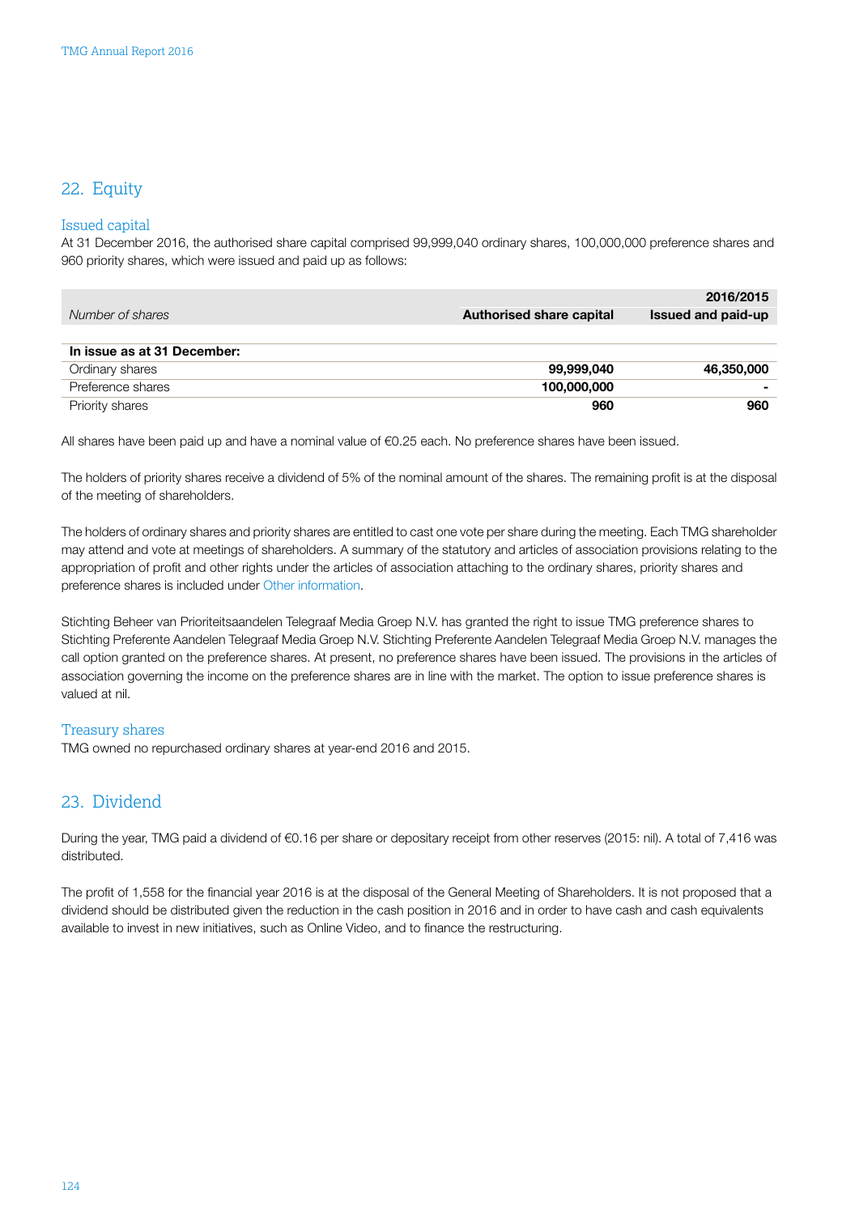## 22. Equity

### Issued capital

At 31 December 2016, the authorised share capital comprised 99,999,040 ordinary shares, 100,000,000 preference shares and 960 priority shares, which were issued and paid up as follows:

| *Number of shares* | **Authorised share capital** | **2016/2015 Issued and paid-up** |
|---|---|---|
| **In issue as at 31 December:** | | |
| Ordinary shares | **99,999,040** | **46,350,000** |
| Preference shares | **100,000,000** | **-** |
| Priority shares | **960** | **960** |

All shares have been paid up and have a nominal value of €0.25 each. No preference shares have been issued.

The holders of priority shares receive a dividend of 5% of the nominal amount of the shares. The remaining profit is at the disposal of the meeting of shareholders.

The holders of ordinary shares and priority shares are entitled to cast one vote per share during the meeting. Each TMG shareholder may attend and vote at meetings of shareholders. A summary of the statutory and articles of association provisions relating to the appropriation of profit and other rights under the articles of association attaching to the ordinary shares, priority shares and preference shares is included under Other information.

Stichting Beheer van Prioriteitsaandelen Telegraaf Media Groep N.V. has granted the right to issue TMG preference shares to Stichting Preferente Aandelen Telegraaf Media Groep N.V. Stichting Preferente Aandelen Telegraaf Media Groep N.V. manages the call option granted on the preference shares. At present, no preference shares have been issued. The provisions in the articles of association governing the income on the preference shares are in line with the market. The option to issue preference shares is valued at nil.

### Treasury shares

TMG owned no repurchased ordinary shares at year-end 2016 and 2015.

## 23. Dividend

During the year, TMG paid a dividend of €0.16 per share or depositary receipt from other reserves (2015: nil). A total of 7,416 was distributed.

The profit of 1,558 for the financial year 2016 is at the disposal of the General Meeting of Shareholders. It is not proposed that a dividend should be distributed given the reduction in the cash position in 2016 and in order to have cash and cash equivalents available to invest in new initiatives, such as Online Video, and to finance the restructuring.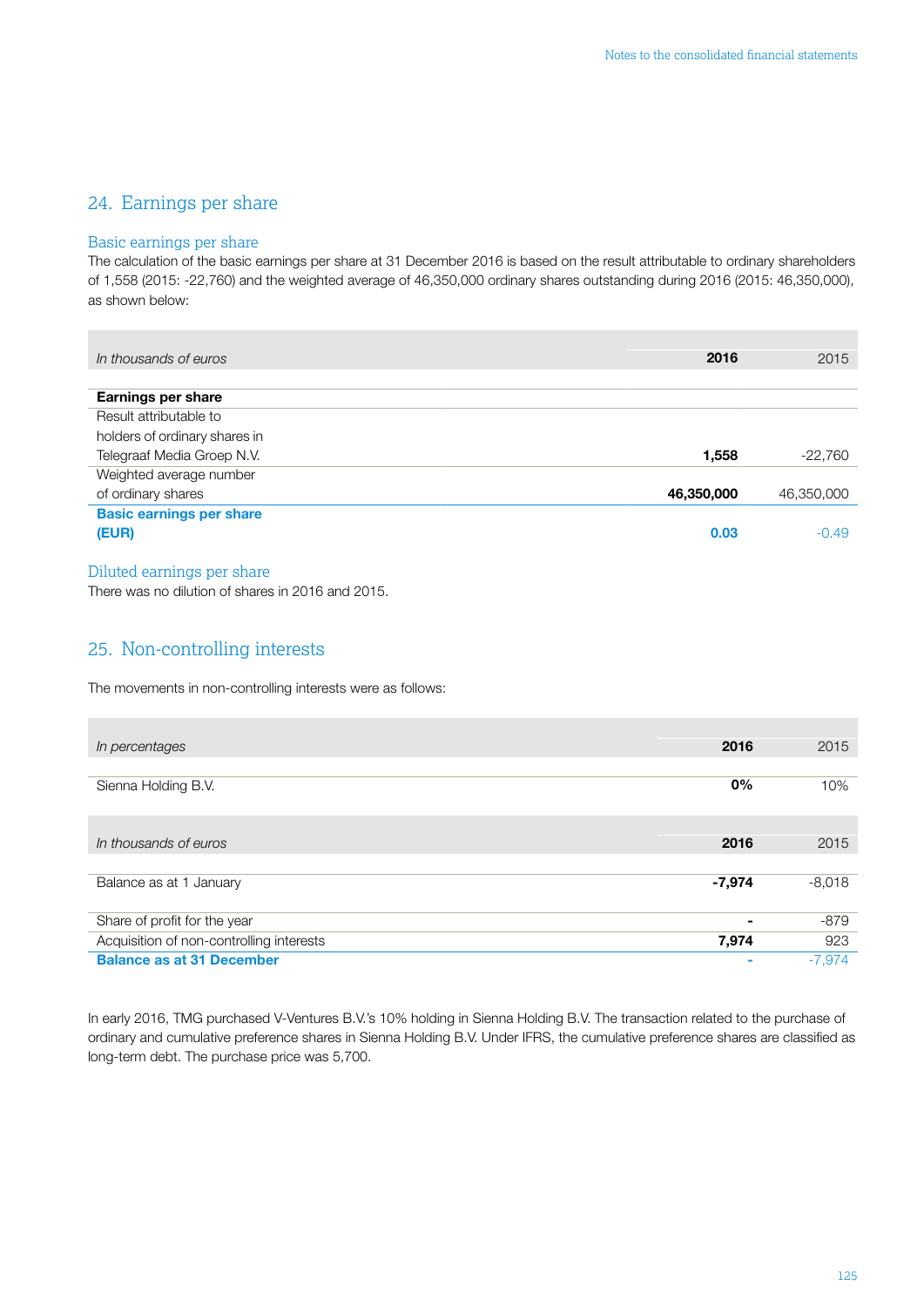## 24. Earnings per share

### Basic earnings per share

The calculation of the basic earnings per share at 31 December 2016 is based on the result attributable to ordinary shareholders of 1,558 (2015: -22,760) and the weighted average of 46,350,000 ordinary shares outstanding during 2016 (2015: 46,350,000), as shown below:

| *In thousands of euros* | **2016** | 2015 |
|---|---|---|
| **Earnings per share** | | |
| Result attributable to holders of ordinary shares in Telegraaf Media Groep N.V. | **1,558** | -22,760 |
| Weighted average number of ordinary shares | **46,350,000** | 46,350,000 |
| **Basic earnings per share (EUR)** | **0.03** | -0.49 |

### Diluted earnings per share

There was no dilution of shares in 2016 and 2015.

## 25. Non-controlling interests

The movements in non-controlling interests were as follows:

| *In percentages* | **2016** | 2015 |
|---|---|---|
| Sienna Holding B.V. | **0%** | 10% |

| *In thousands of euros* | **2016** | 2015 |
|---|---|---|
| Balance as at 1 January | **-7,974** | -8,018 |
| Share of profit for the year | **-** | -879 |
| Acquisition of non-controlling interests | **7,974** | 923 |
| **Balance as at 31 December** | **-** | -7,974 |

In early 2016, TMG purchased V-Ventures B.V.'s 10% holding in Sienna Holding B.V. The transaction related to the purchase of ordinary and cumulative preference shares in Sienna Holding B.V. Under IFRS, the cumulative preference shares are classified as long-term debt. The purchase price was 5,700.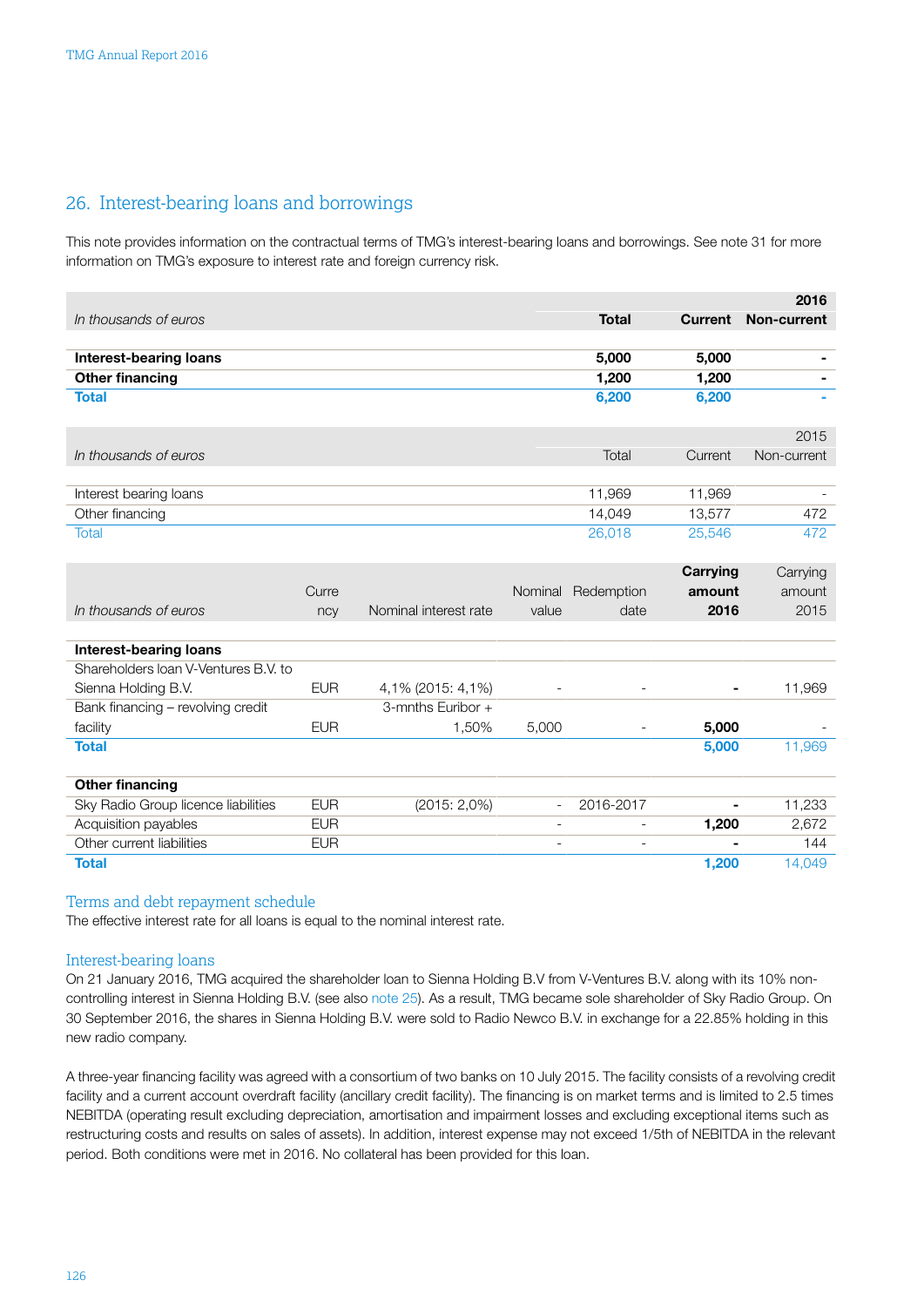## 26. Interest-bearing loans and borrowings

This note provides information on the contractual terms of TMG's interest-bearing loans and borrowings. See note 31 for more information on TMG's exposure to interest rate and foreign currency risk.

| *In thousands of euros* | Total | Current | 2016 Non-current |
|---|---|---|---|
| **Interest-bearing loans** | **5,000** | **5,000** | **-** |
| **Other financing** | **1,200** | **1,200** | **-** |
| **Total** | **6,200** | **6,200** | **-** |

| *In thousands of euros* | Total | Current | 2015 Non-current |
|---|---|---|---|
| Interest bearing loans | 11,969 | 11,969 | - |
| Other financing | 14,049 | 13,577 | 472 |
| Total | 26,018 | 25,546 | 472 |

| *In thousands of euros* | Currency | Nominal interest rate | Nominal value | Redemption date | **Carrying amount 2016** | Carrying amount 2015 |
|---|---|---|---|---|---|---|
| **Interest-bearing loans** | | | | | | |
| Shareholders loan V-Ventures B.V. to Sienna Holding B.V. | EUR | 4,1% (2015: 4,1%) | - | - | **-** | 11,969 |
| Bank financing – revolving credit facility | EUR | 3-mnths Euribor + 1,50% | 5,000 | - | **5,000** | - |
| **Total** | | | | | **5,000** | 11,969 |
| **Other financing** | | | | | | |
| Sky Radio Group licence liabilities | EUR | (2015: 2,0%) | - | 2016-2017 | **-** | 11,233 |
| Acquisition payables | EUR | | - | - | **1,200** | 2,672 |
| Other current liabilities | EUR | | - | - | **-** | 144 |
| **Total** | | | | | **1,200** | 14,049 |

### Terms and debt repayment schedule

The effective interest rate for all loans is equal to the nominal interest rate.

### Interest-bearing loans

On 21 January 2016, TMG acquired the shareholder loan to Sienna Holding B.V from V-Ventures B.V. along with its 10% non-controlling interest in Sienna Holding B.V. (see also note 25). As a result, TMG became sole shareholder of Sky Radio Group. On 30 September 2016, the shares in Sienna Holding B.V. were sold to Radio Newco B.V. in exchange for a 22.85% holding in this new radio company.

A three-year financing facility was agreed with a consortium of two banks on 10 July 2015. The facility consists of a revolving credit facility and a current account overdraft facility (ancillary credit facility). The financing is on market terms and is limited to 2.5 times NEBITDA (operating result excluding depreciation, amortisation and impairment losses and excluding exceptional items such as restructuring costs and results on sales of assets). In addition, interest expense may not exceed 1/5th of NEBITDA in the relevant period. Both conditions were met in 2016. No collateral has been provided for this loan.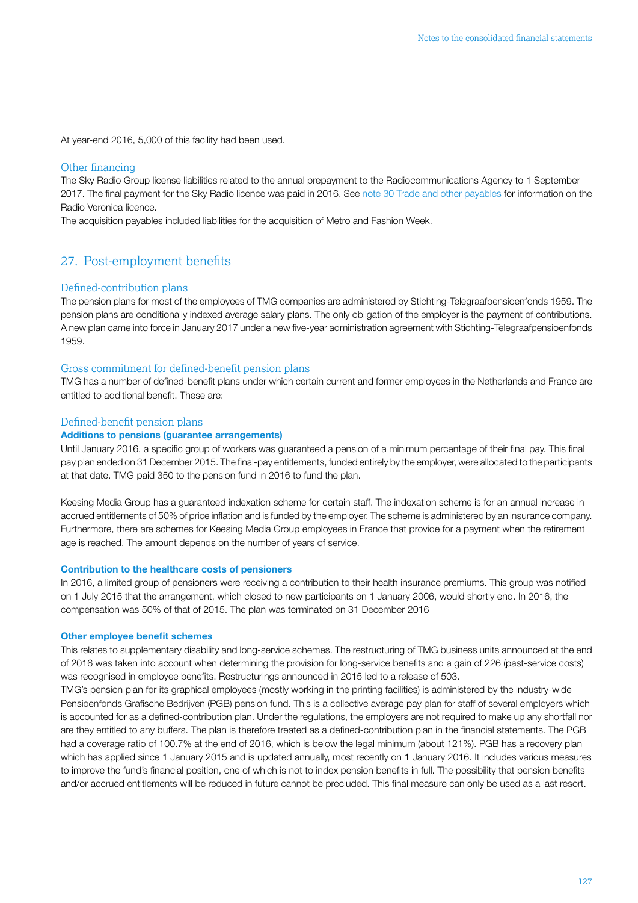At year-end 2016, 5,000 of this facility had been used.

### Other financing

The Sky Radio Group license liabilities related to the annual prepayment to the Radiocommunications Agency to 1 September 2017. The final payment for the Sky Radio licence was paid in 2016. See note 30 Trade and other payables for information on the Radio Veronica licence.

The acquisition payables included liabilities for the acquisition of Metro and Fashion Week.

## 27. Post-employment benefits

### Defined-contribution plans

The pension plans for most of the employees of TMG companies are administered by Stichting-Telegraafpensioenfonds 1959. The pension plans are conditionally indexed average salary plans. The only obligation of the employer is the payment of contributions. A new plan came into force in January 2017 under a new five-year administration agreement with Stichting-Telegraafpensioenfonds 1959.

### Gross commitment for defined-benefit pension plans

TMG has a number of defined-benefit plans under which certain current and former employees in the Netherlands and France are entitled to additional benefit. These are:

### Defined-benefit pension plans

**Additions to pensions (guarantee arrangements)**

Until January 2016, a specific group of workers was guaranteed a pension of a minimum percentage of their final pay. This final pay plan ended on 31 December 2015. The final-pay entitlements, funded entirely by the employer, were allocated to the participants at that date. TMG paid 350 to the pension fund in 2016 to fund the plan.

Keesing Media Group has a guaranteed indexation scheme for certain staff. The indexation scheme is for an annual increase in accrued entitlements of 50% of price inflation and is funded by the employer. The scheme is administered by an insurance company. Furthermore, there are schemes for Keesing Media Group employees in France that provide for a payment when the retirement age is reached. The amount depends on the number of years of service.

**Contribution to the healthcare costs of pensioners**

In 2016, a limited group of pensioners were receiving a contribution to their health insurance premiums. This group was notified on 1 July 2015 that the arrangement, which closed to new participants on 1 January 2006, would shortly end. In 2016, the compensation was 50% of that of 2015. The plan was terminated on 31 December 2016

**Other employee benefit schemes**

This relates to supplementary disability and long-service schemes. The restructuring of TMG business units announced at the end of 2016 was taken into account when determining the provision for long-service benefits and a gain of 226 (past-service costs) was recognised in employee benefits. Restructurings announced in 2015 led to a release of 503.

TMG's pension plan for its graphical employees (mostly working in the printing facilities) is administered by the industry-wide Pensioenfonds Grafische Bedrijven (PGB) pension fund. This is a collective average pay plan for staff of several employers which is accounted for as a defined-contribution plan. Under the regulations, the employers are not required to make up any shortfall nor are they entitled to any buffers. The plan is therefore treated as a defined-contribution plan in the financial statements. The PGB had a coverage ratio of 100.7% at the end of 2016, which is below the legal minimum (about 121%). PGB has a recovery plan which has applied since 1 January 2015 and is updated annually, most recently on 1 January 2016. It includes various measures to improve the fund's financial position, one of which is not to index pension benefits in full. The possibility that pension benefits and/or accrued entitlements will be reduced in future cannot be precluded. This final measure can only be used as a last resort.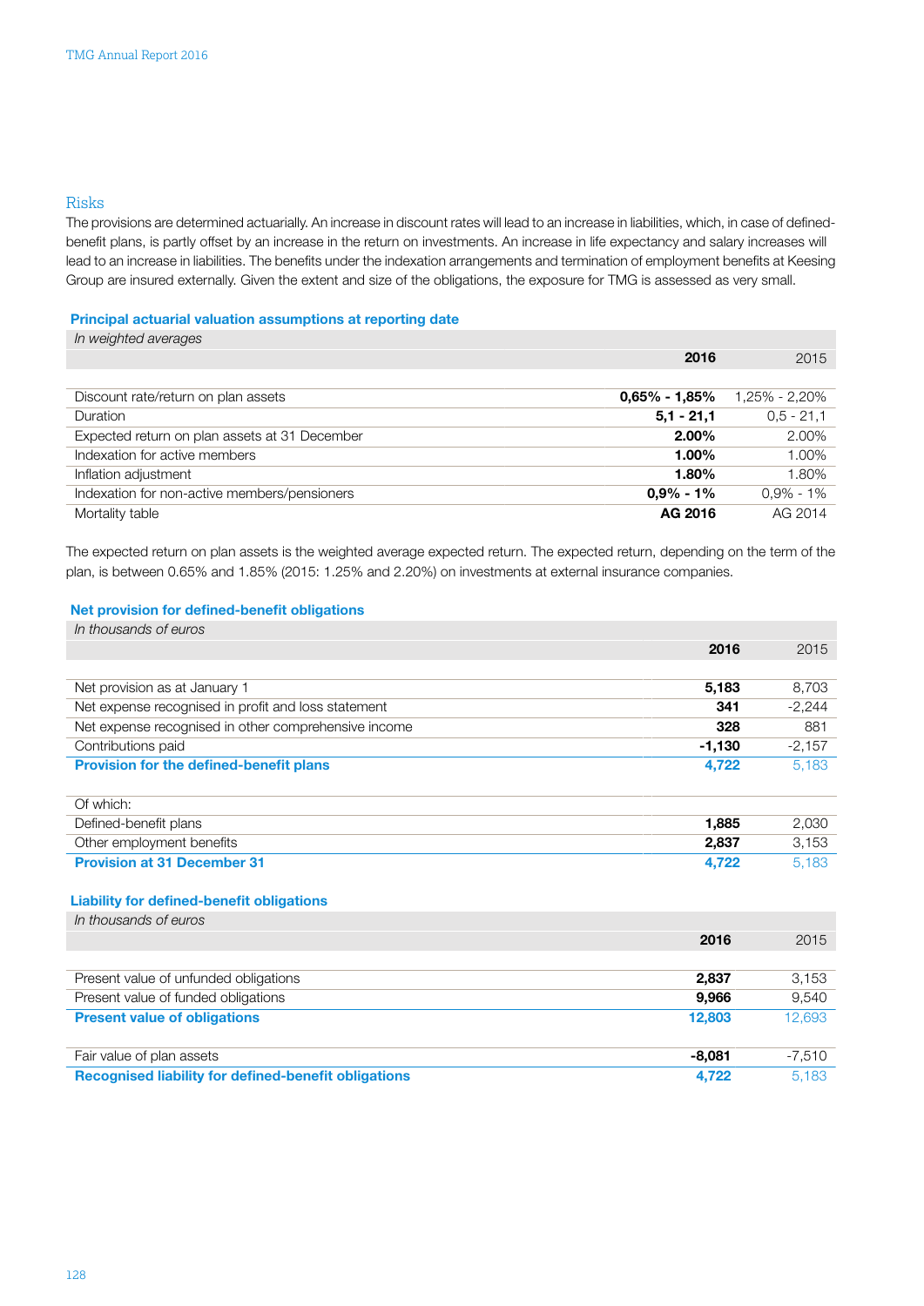## Risks

The provisions are determined actuarially. An increase in discount rates will lead to an increase in liabilities, which, in case of defined-benefit plans, is partly offset by an increase in the return on investments. An increase in life expectancy and salary increases will lead to an increase in liabilities. The benefits under the indexation arrangements and termination of employment benefits at Keesing Group are insured externally. Given the extent and size of the obligations, the exposure for TMG is assessed as very small.

**Principal actuarial valuation assumptions at reporting date**

*In weighted averages*

| | **2016** | 2015 |
|---|---|---|
| Discount rate/return on plan assets | **0,65% - 1,85%** | 1,25% - 2,20% |
| Duration | **5,1 - 21,1** | 0,5 - 21,1 |
| Expected return on plan assets at 31 December | **2.00%** | 2.00% |
| Indexation for active members | **1.00%** | 1.00% |
| Inflation adjustment | **1.80%** | 1.80% |
| Indexation for non-active members/pensioners | **0,9% - 1%** | 0,9% - 1% |
| Mortality table | **AG 2016** | AG 2014 |

The expected return on plan assets is the weighted average expected return. The expected return, depending on the term of the plan, is between 0.65% and 1.85% (2015: 1.25% and 2.20%) on investments at external insurance companies.

**Net provision for defined-benefit obligations**

*In thousands of euros*

| | **2016** | 2015 |
|---|---|---|
| Net provision as at January 1 | **5,183** | 8,703 |
| Net expense recognised in profit and loss statement | **341** | -2,244 |
| Net expense recognised in other comprehensive income | **328** | 881 |
| Contributions paid | **-1,130** | -2,157 |
| **Provision for the defined-benefit plans** | **4,722** | 5,183 |
| | | |
| Of which: | | |
| Defined-benefit plans | **1,885** | 2,030 |
| Other employment benefits | **2,837** | 3,153 |
| **Provision at 31 December 31** | **4,722** | 5,183 |

**Liability for defined-benefit obligations**

*In thousands of euros*

| | **2016** | 2015 |
|---|---|---|
| Present value of unfunded obligations | **2,837** | 3,153 |
| Present value of funded obligations | **9,966** | 9,540 |
| **Present value of obligations** | **12,803** | 12,693 |
| | | |
| Fair value of plan assets | **-8,081** | -7,510 |
| **Recognised liability for defined-benefit obligations** | **4,722** | 5,183 |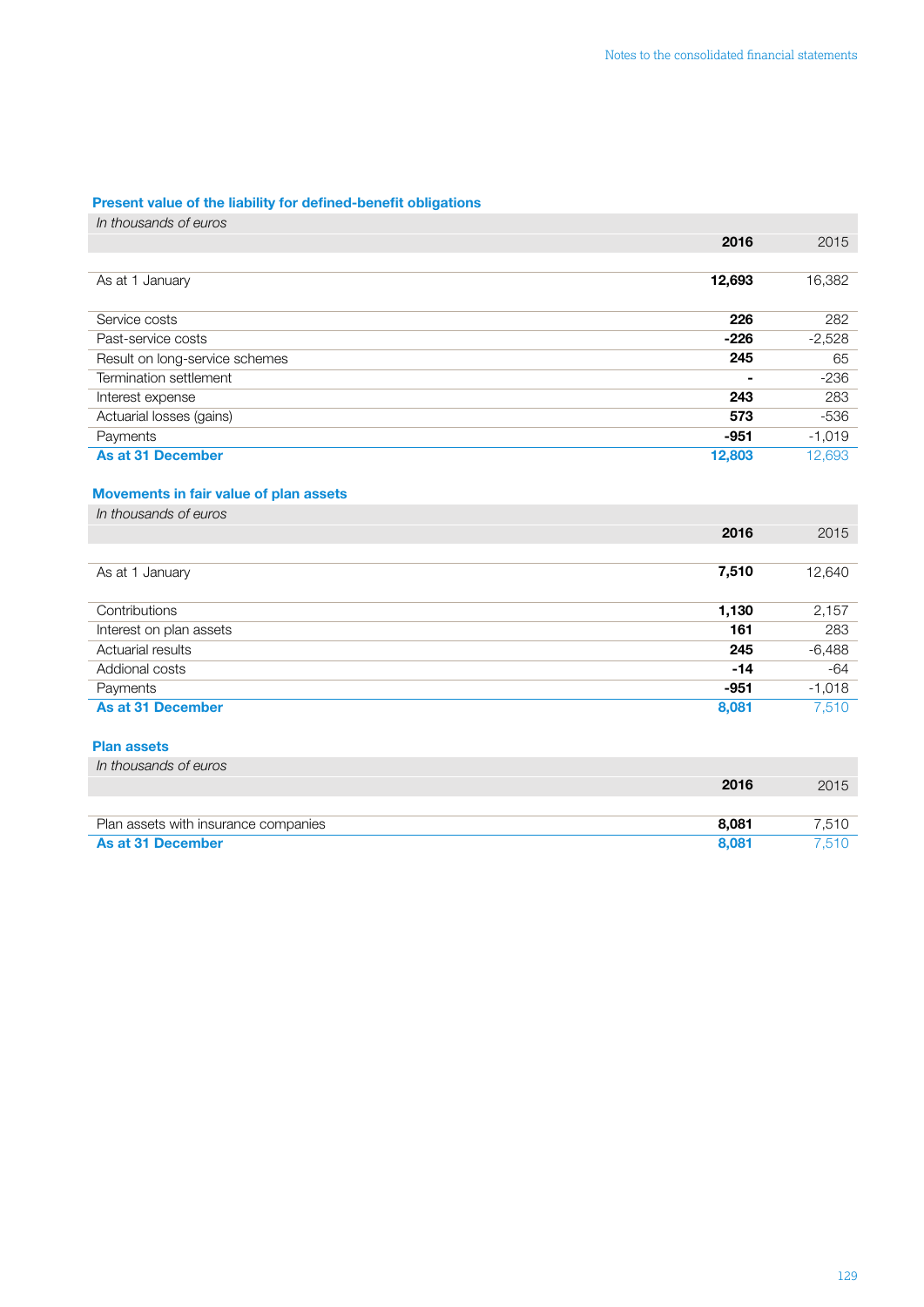### Present value of the liability for defined-benefit obligations

| *In thousands of euros* | | |
|---|---|---|
| | **2016** | 2015 |
| As at 1 January | **12,693** | 16,382 |
| Service costs | **226** | 282 |
| Past-service costs | **-226** | -2,528 |
| Result on long-service schemes | **245** | 65 |
| Termination settlement | **-** | -236 |
| Interest expense | **243** | 283 |
| Actuarial losses (gains) | **573** | -536 |
| Payments | **-951** | -1,019 |
| **As at 31 December** | **12,803** | 12,693 |

### Movements in fair value of plan assets

| *In thousands of euros* | | |
|---|---|---|
| | **2016** | 2015 |
| As at 1 January | **7,510** | 12,640 |
| Contributions | **1,130** | 2,157 |
| Interest on plan assets | **161** | 283 |
| Actuarial results | **245** | -6,488 |
| Addional costs | **-14** | -64 |
| Payments | **-951** | -1,018 |
| **As at 31 December** | **8,081** | 7,510 |

### Plan assets

| *In thousands of euros* | | |
|---|---|---|
| | **2016** | 2015 |
| Plan assets with insurance companies | **8,081** | 7,510 |
| **As at 31 December** | **8,081** | 7,510 |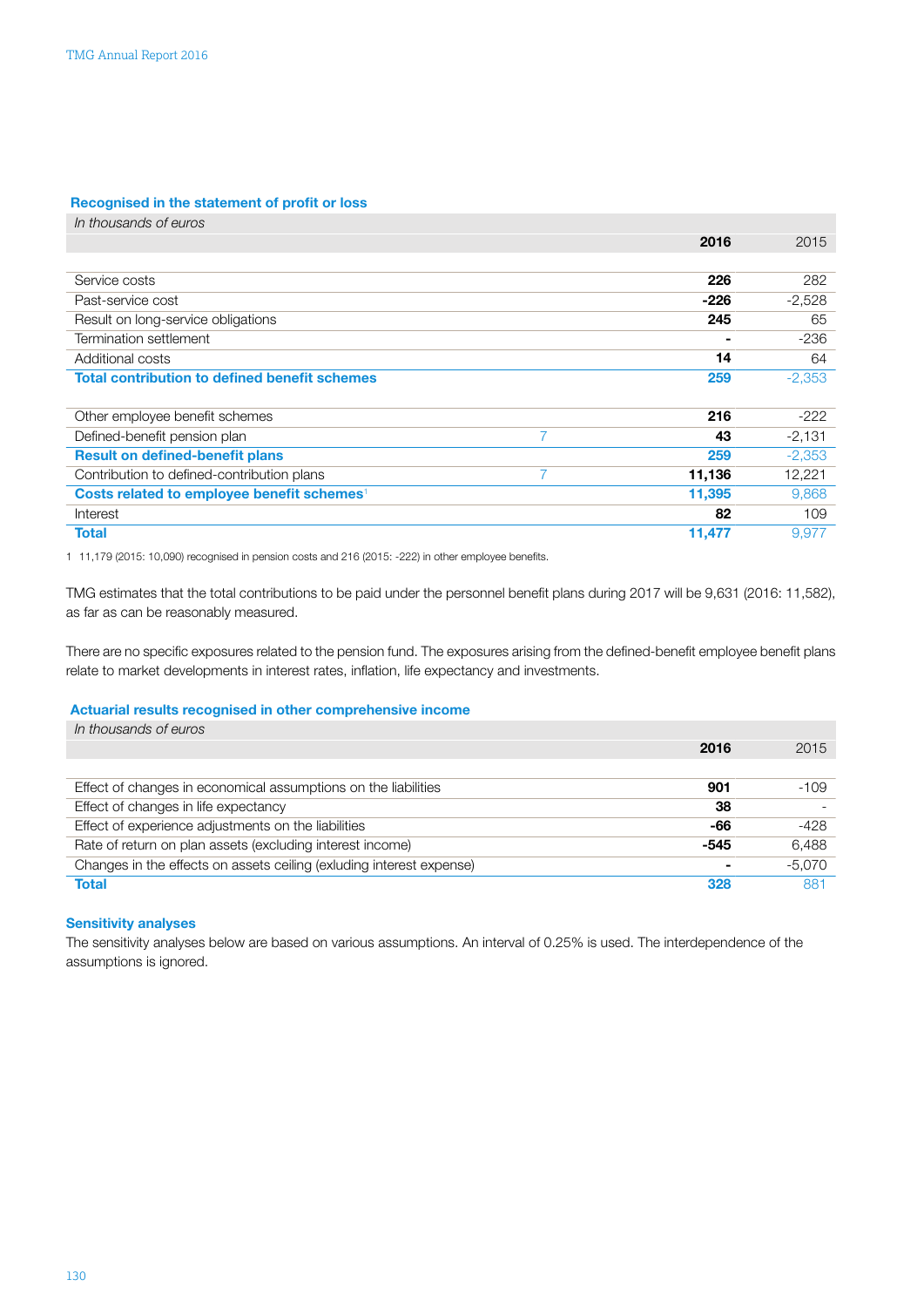### Recognised in the statement of profit or loss

| *In thousands of euros* | | | |
|---|---|---|---|
| | | **2016** | 2015 |
| Service costs | | **226** | 282 |
| Past-service cost | | **-226** | -2,528 |
| Result on long-service obligations | | **245** | 65 |
| Termination settlement | | **-** | -236 |
| Additional costs | | **14** | 64 |
| **Total contribution to defined benefit schemes** | | **259** | -2,353 |
| | | | |
| Other employee benefit schemes | | **216** | -222 |
| Defined-benefit pension plan | 7 | **43** | -2,131 |
| **Result on defined-benefit plans** | | **259** | -2,353 |
| Contribution to defined-contribution plans | 7 | **11,136** | 12,221 |
| **Costs related to employee benefit schemes**[1] | | **11,395** | 9,868 |
| Interest | | **82** | 109 |
| **Total** | | **11,477** | 9,977 |

1 11,179 (2015: 10,090) recognised in pension costs and 216 (2015: -222) in other employee benefits.

TMG estimates that the total contributions to be paid under the personnel benefit plans during 2017 will be 9,631 (2016: 11,582), as far as can be reasonably measured.

There are no specific exposures related to the pension fund. The exposures arising from the defined-benefit employee benefit plans relate to market developments in interest rates, inflation, life expectancy and investments.

### Actuarial results recognised in other comprehensive income

| *In thousands of euros* | | |
|---|---|---|
| | **2016** | 2015 |
| Effect of changes in economical assumptions on the liabilities | **901** | -109 |
| Effect of changes in life expectancy | **38** | - |
| Effect of experience adjustments on the liabilities | **-66** | -428 |
| Rate of return on plan assets (excluding interest income) | **-545** | 6,488 |
| Changes in the effects on assets ceiling (exluding interest expense) | **-** | -5,070 |
| **Total** | **328** | 881 |

### Sensitivity analyses

The sensitivity analyses below are based on various assumptions. An interval of 0.25% is used. The interdependence of the assumptions is ignored.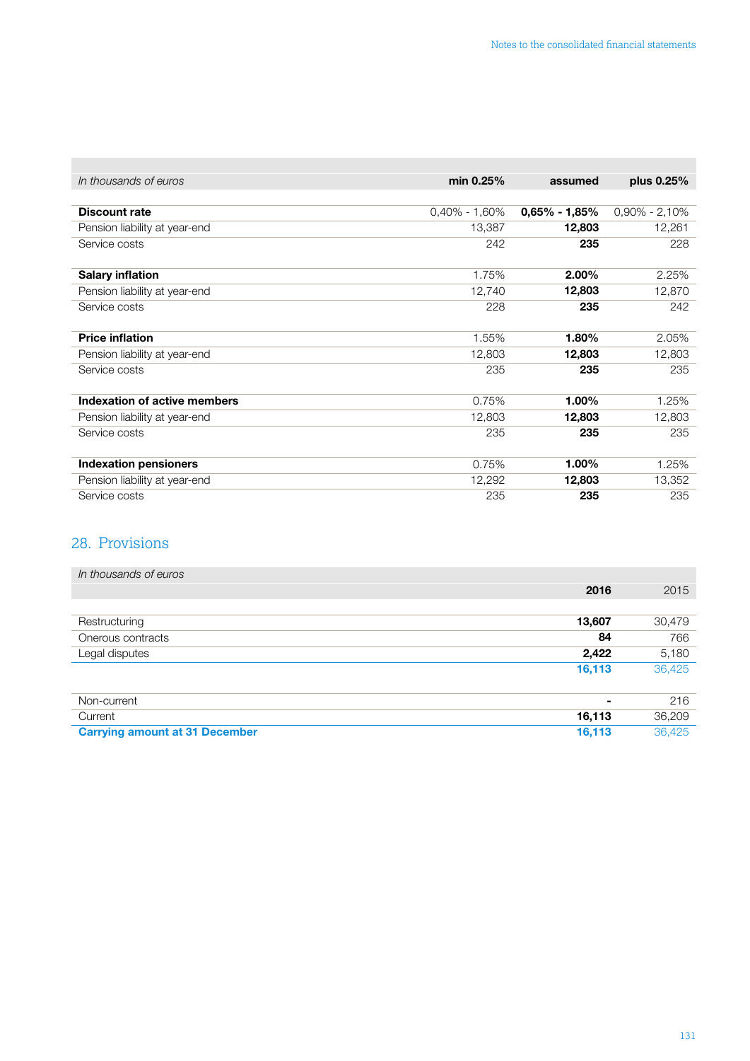| *In thousands of euros* | min 0.25% | assumed | plus 0.25% |
|---|---|---|---|
| **Discount rate** | 0,40% - 1,60% | **0,65% - 1,85%** | 0,90% - 2,10% |
| Pension liability at year-end | 13,387 | **12,803** | 12,261 |
| Service costs | 242 | **235** | 228 |
| | | | |
| **Salary inflation** | 1.75% | **2.00%** | 2.25% |
| Pension liability at year-end | 12,740 | **12,803** | 12,870 |
| Service costs | 228 | **235** | 242 |
| | | | |
| **Price inflation** | 1.55% | **1.80%** | 2.05% |
| Pension liability at year-end | 12,803 | **12,803** | 12,803 |
| Service costs | 235 | **235** | 235 |
| | | | |
| **Indexation of active members** | 0.75% | **1.00%** | 1.25% |
| Pension liability at year-end | 12,803 | **12,803** | 12,803 |
| Service costs | 235 | **235** | 235 |
| | | | |
| **Indexation pensioners** | 0.75% | **1.00%** | 1.25% |
| Pension liability at year-end | 12,292 | **12,803** | 13,352 |
| Service costs | 235 | **235** | 235 |

## 28. Provisions

| *In thousands of euros* | **2016** | 2015 |
|---|---|---|
| Restructuring | **13,607** | 30,479 |
| Onerous contracts | **84** | 766 |
| Legal disputes | **2,422** | 5,180 |
| | **16,113** | 36,425 |
| | | |
| Non-current | **-** | 216 |
| Current | **16,113** | 36,209 |
| **Carrying amount at 31 December** | **16,113** | 36,425 |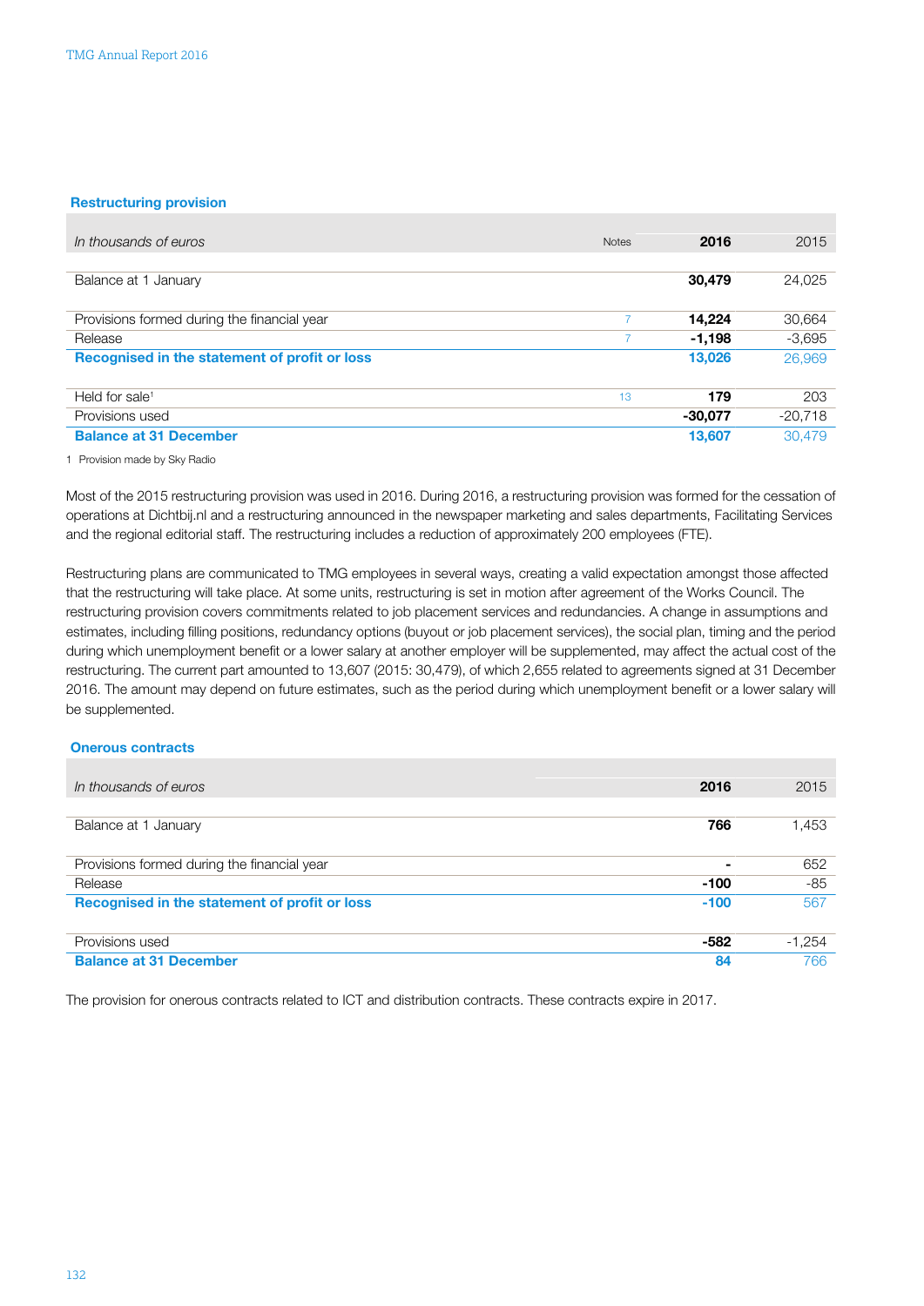### Restructuring provision

| *In thousands of euros* | Notes | **2016** | 2015 |
|---|---|---|---|
| Balance at 1 January | | **30,479** | 24,025 |
| Provisions formed during the financial year | 7 | **14,224** | 30,664 |
| Release | 7 | **-1,198** | -3,695 |
| **Recognised in the statement of profit or loss** | | **13,026** | 26,969 |
| Held for sale[1] | 13 | **179** | 203 |
| Provisions used | | **-30,077** | -20,718 |
| **Balance at 31 December** | | **13,607** | 30,479 |

1 Provision made by Sky Radio

Most of the 2015 restructuring provision was used in 2016. During 2016, a restructuring provision was formed for the cessation of operations at Dichtbij.nl and a restructuring announced in the newspaper marketing and sales departments, Facilitating Services and the regional editorial staff. The restructuring includes a reduction of approximately 200 employees (FTE).

Restructuring plans are communicated to TMG employees in several ways, creating a valid expectation amongst those affected that the restructuring will take place. At some units, restructuring is set in motion after agreement of the Works Council. The restructuring provision covers commitments related to job placement services and redundancies. A change in assumptions and estimates, including filling positions, redundancy options (buyout or job placement services), the social plan, timing and the period during which unemployment benefit or a lower salary at another employer will be supplemented, may affect the actual cost of the restructuring. The current part amounted to 13,607 (2015: 30,479), of which 2,655 related to agreements signed at 31 December 2016. The amount may depend on future estimates, such as the period during which unemployment benefit or a lower salary will be supplemented.

### Onerous contracts

| *In thousands of euros* | **2016** | 2015 |
|---|---|---|
| Balance at 1 January | **766** | 1,453 |
| Provisions formed during the financial year | **-** | 652 |
| Release | **-100** | -85 |
| **Recognised in the statement of profit or loss** | **-100** | 567 |
| Provisions used | **-582** | -1,254 |
| **Balance at 31 December** | **84** | 766 |

The provision for onerous contracts related to ICT and distribution contracts. These contracts expire in 2017.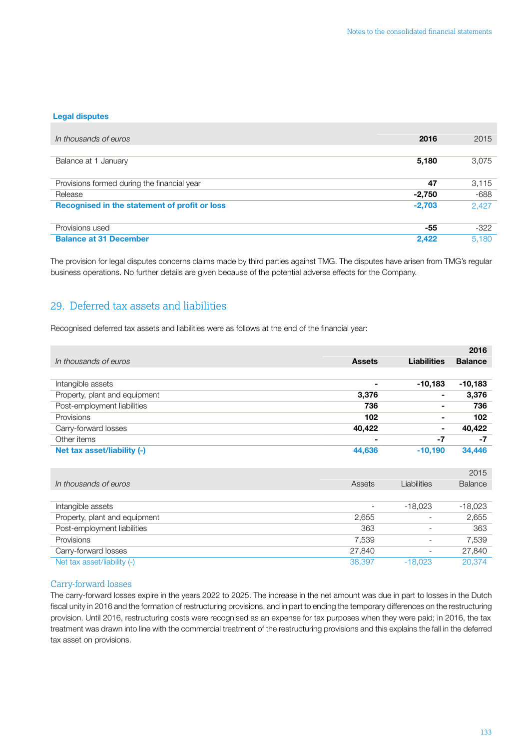### Legal disputes

| *In thousands of euros* | **2016** | 2015 |
|---|---|---|
| Balance at 1 January | **5,180** | 3,075 |
| Provisions formed during the financial year | **47** | 3,115 |
| Release | **-2,750** | -688 |
| **Recognised in the statement of profit or loss** | **-2,703** | 2,427 |
| Provisions used | **-55** | -322 |
| **Balance at 31 December** | **2,422** | 5,180 |

The provision for legal disputes concerns claims made by third parties against TMG. The disputes have arisen from TMG's regular business operations. No further details are given because of the potential adverse effects for the Company.

## 29. Deferred tax assets and liabilities

Recognised deferred tax assets and liabilities were as follows at the end of the financial year:

| | | | **2016** |
|---|---|---|---|
| *In thousands of euros* | **Assets** | **Liabilities** | **Balance** |
| Intangible assets | **-** | **-10,183** | **-10,183** |
| Property, plant and equipment | **3,376** | **-** | **3,376** |
| Post-employment liabilities | **736** | **-** | **736** |
| Provisions | **102** | **-** | **102** |
| Carry-forward losses | **40,422** | **-** | **40,422** |
| Other items | **-** | **-7** | **-7** |
| **Net tax asset/liability (-)** | **44,636** | **-10,190** | **34,446** |

| | | | 2015 |
|---|---|---|---|
| *In thousands of euros* | Assets | Liabilities | Balance |
| Intangible assets | - | -18,023 | -18,023 |
| Property, plant and equipment | 2,655 | - | 2,655 |
| Post-employment liabilities | 363 | - | 363 |
| Provisions | 7,539 | - | 7,539 |
| Carry-forward losses | 27,840 | - | 27,840 |
| Net tax asset/liability (-) | 38,397 | -18,023 | 20,374 |

### Carry-forward losses

The carry-forward losses expire in the years 2022 to 2025. The increase in the net amount was due in part to losses in the Dutch fiscal unity in 2016 and the formation of restructuring provisions, and in part to ending the temporary differences on the restructuring provision. Until 2016, restructuring costs were recognised as an expense for tax purposes when they were paid; in 2016, the tax treatment was drawn into line with the commercial treatment of the restructuring provisions and this explains the fall in the deferred tax asset on provisions.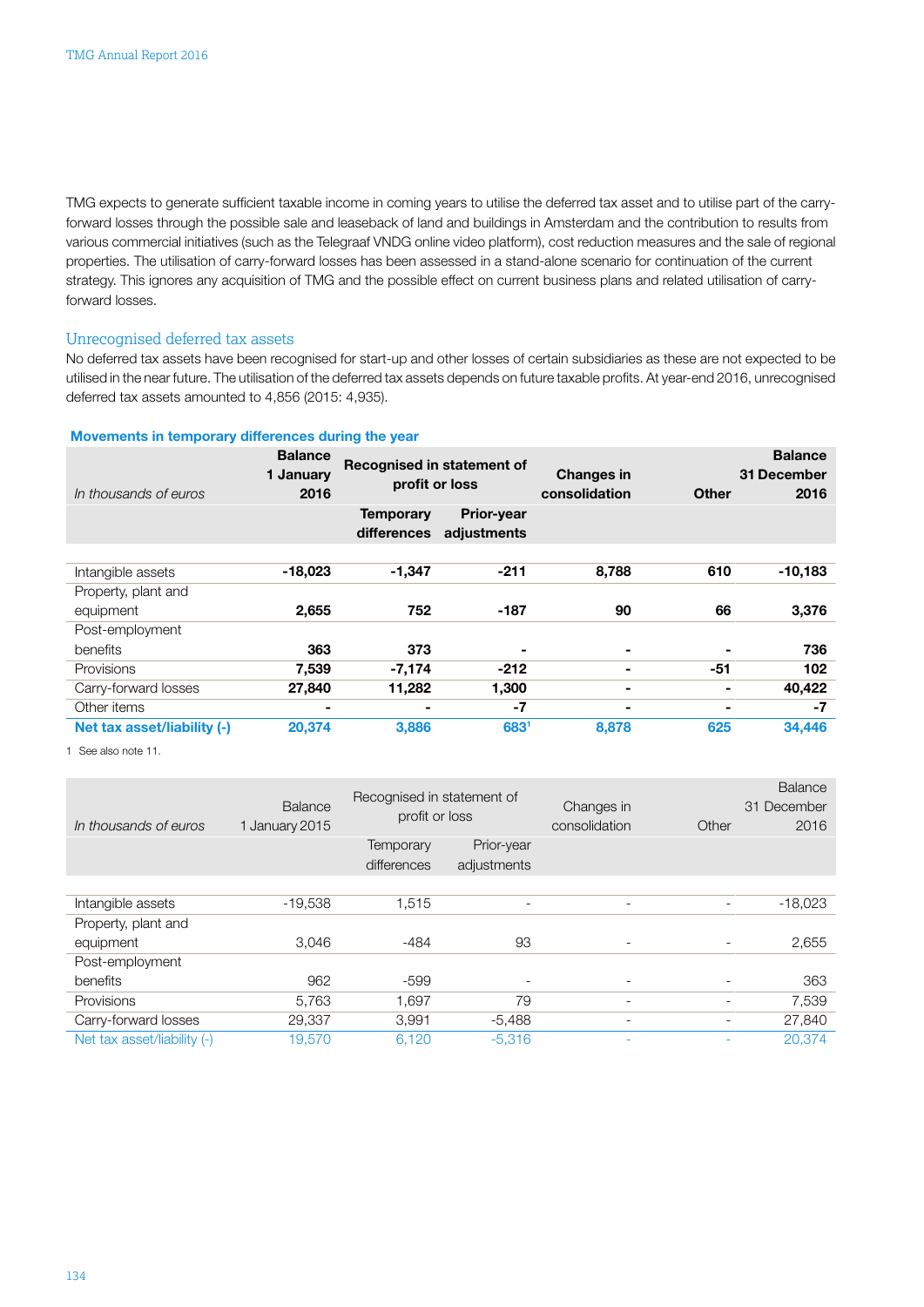TMG expects to generate sufficient taxable income in coming years to utilise the deferred tax asset and to utilise part of the carry-forward losses through the possible sale and leaseback of land and buildings in Amsterdam and the contribution to results from various commercial initiatives (such as the Telegraaf VNDG online video platform), cost reduction measures and the sale of regional properties. The utilisation of carry-forward losses has been assessed in a stand-alone scenario for continuation of the current strategy. This ignores any acquisition of TMG and the possible effect on current business plans and related utilisation of carry-forward losses.

## Unrecognised deferred tax assets

No deferred tax assets have been recognised for start-up and other losses of certain subsidiaries as these are not expected to be utilised in the near future. The utilisation of the deferred tax assets depends on future taxable profits. At year-end 2016, unrecognised deferred tax assets amounted to 4,856 (2015: 4,935).

**Movements in temporary differences during the year**

| *In thousands of euros* | **Balance 1 January 2016** | **Recognised in statement of profit or loss** | | **Changes in consolidation** | **Other** | **Balance 31 December 2016** |
|---|---|---|---|---|---|---|
| | | **Temporary differences** | **Prior-year adjustments** | | | |
| Intangible assets | **-18,023** | **-1,347** | **-211** | **8,788** | **610** | **-10,183** |
| Property, plant and equipment | **2,655** | **752** | **-187** | **90** | **66** | **3,376** |
| Post-employment benefits | **363** | **373** | **-** | **-** | **-** | **736** |
| Provisions | **7,539** | **-7,174** | **-212** | **-** | **-51** | **102** |
| Carry-forward losses | **27,840** | **11,282** | **1,300** | **-** | **-** | **40,422** |
| Other items | **-** | **-** | **-7** | **-** | **-** | **-7** |
| **Net tax asset/liability (-)** | **20,374** | **3,886** | **683**[1] | **8,878** | **625** | **34,446** |

1 See also note 11.

| *In thousands of euros* | Balance 1 January 2015 | Recognised in statement of profit or loss | | Changes in consolidation | Other | Balance 31 December 2016 |
|---|---|---|---|---|---|---|
| | | Temporary differences | Prior-year adjustments | | | |
| Intangible assets | -19,538 | 1,515 | - | - | - | -18,023 |
| Property, plant and equipment | 3,046 | -484 | 93 | - | - | 2,655 |
| Post-employment benefits | 962 | -599 | - | - | - | 363 |
| Provisions | 5,763 | 1,697 | 79 | - | - | 7,539 |
| Carry-forward losses | 29,337 | 3,991 | -5,488 | - | - | 27,840 |
| Net tax asset/liability (-) | 19,570 | 6,120 | -5,316 | - | - | 20,374 |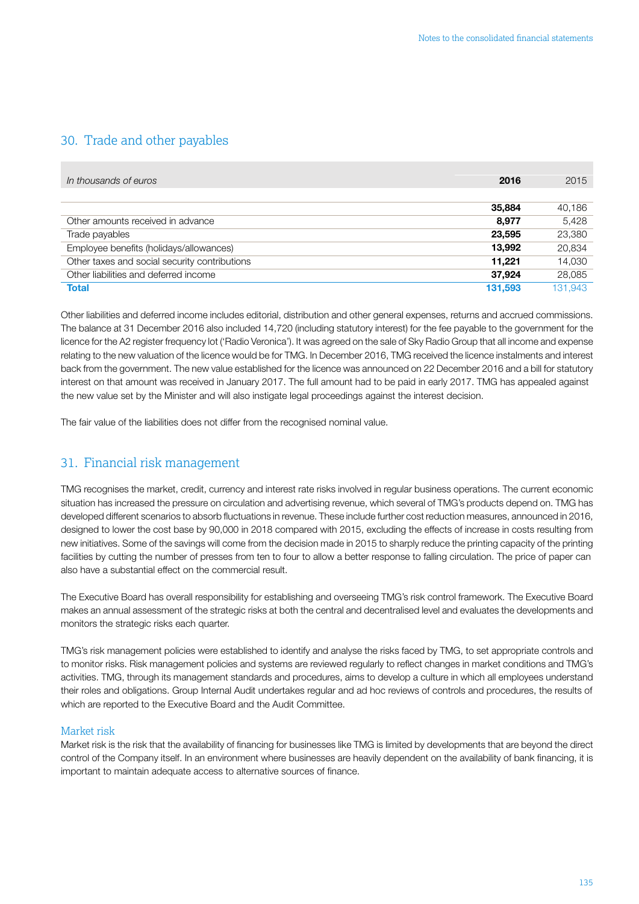## 30. Trade and other payables

| *In thousands of euros* | **2016** | 2015 |
|---|---|---|
| | **35,884** | 40,186 |
| Other amounts received in advance | **8,977** | 5,428 |
| Trade payables | **23,595** | 23,380 |
| Employee benefits (holidays/allowances) | **13,992** | 20,834 |
| Other taxes and social security contributions | **11,221** | 14,030 |
| Other liabilities and deferred income | **37,924** | 28,085 |
| **Total** | **131,593** | 131,943 |

Other liabilities and deferred income includes editorial, distribution and other general expenses, returns and accrued commissions. The balance at 31 December 2016 also included 14,720 (including statutory interest) for the fee payable to the government for the licence for the A2 register frequency lot ('Radio Veronica'). It was agreed on the sale of Sky Radio Group that all income and expense relating to the new valuation of the licence would be for TMG. In December 2016, TMG received the licence instalments and interest back from the government. The new value established for the licence was announced on 22 December 2016 and a bill for statutory interest on that amount was received in January 2017. The full amount had to be paid in early 2017. TMG has appealed against the new value set by the Minister and will also instigate legal proceedings against the interest decision.

The fair value of the liabilities does not differ from the recognised nominal value.

## 31. Financial risk management

TMG recognises the market, credit, currency and interest rate risks involved in regular business operations. The current economic situation has increased the pressure on circulation and advertising revenue, which several of TMG's products depend on. TMG has developed different scenarios to absorb fluctuations in revenue. These include further cost reduction measures, announced in 2016, designed to lower the cost base by 90,000 in 2018 compared with 2015, excluding the effects of increase in costs resulting from new initiatives. Some of the savings will come from the decision made in 2015 to sharply reduce the printing capacity of the printing facilities by cutting the number of presses from ten to four to allow a better response to falling circulation. The price of paper can also have a substantial effect on the commercial result.

The Executive Board has overall responsibility for establishing and overseeing TMG's risk control framework. The Executive Board makes an annual assessment of the strategic risks at both the central and decentralised level and evaluates the developments and monitors the strategic risks each quarter.

TMG's risk management policies were established to identify and analyse the risks faced by TMG, to set appropriate controls and to monitor risks. Risk management policies and systems are reviewed regularly to reflect changes in market conditions and TMG's activities. TMG, through its management standards and procedures, aims to develop a culture in which all employees understand their roles and obligations. Group Internal Audit undertakes regular and ad hoc reviews of controls and procedures, the results of which are reported to the Executive Board and the Audit Committee.

### Market risk

Market risk is the risk that the availability of financing for businesses like TMG is limited by developments that are beyond the direct control of the Company itself. In an environment where businesses are heavily dependent on the availability of bank financing, it is important to maintain adequate access to alternative sources of finance.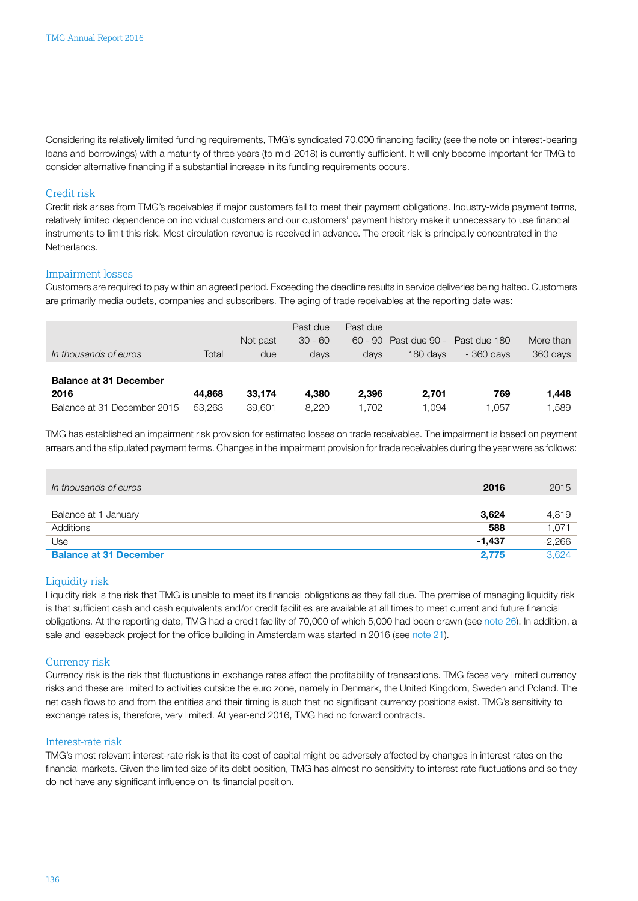Considering its relatively limited funding requirements, TMG's syndicated 70,000 financing facility (see the note on interest-bearing loans and borrowings) with a maturity of three years (to mid-2018) is currently sufficient. It will only become important for TMG to consider alternative financing if a substantial increase in its funding requirements occurs.

## Credit risk

Credit risk arises from TMG's receivables if major customers fail to meet their payment obligations. Industry-wide payment terms, relatively limited dependence on individual customers and our customers' payment history make it unnecessary to use financial instruments to limit this risk. Most circulation revenue is received in advance. The credit risk is principally concentrated in the Netherlands.

## Impairment losses

Customers are required to pay within an agreed period. Exceeding the deadline results in service deliveries being halted. Customers are primarily media outlets, companies and subscribers. The aging of trade receivables at the reporting date was:

| *In thousands of euros* | Total | Not past due | Past due 30 - 60 days | Past due 60 - 90 days | Past due 90 - 180 days | Past due 180 - 360 days | More than 360 days |
|---|---|---|---|---|---|---|---|
| **Balance at 31 December 2016** | **44,868** | **33,174** | **4,380** | **2,396** | **2,701** | **769** | **1,448** |
| Balance at 31 December 2015 | 53,263 | 39,601 | 8,220 | 1,702 | 1,094 | 1,057 | 1,589 |

TMG has established an impairment risk provision for estimated losses on trade receivables. The impairment is based on payment arrears and the stipulated payment terms. Changes in the impairment provision for trade receivables during the year were as follows:

| *In thousands of euros* | **2016** | 2015 |
|---|---|---|
| Balance at 1 January | **3,624** | 4,819 |
| Additions | **588** | 1,071 |
| Use | **-1,437** | -2,266 |
| **Balance at 31 December** | **2,775** | 3,624 |

## Liquidity risk

Liquidity risk is the risk that TMG is unable to meet its financial obligations as they fall due. The premise of managing liquidity risk is that sufficient cash and cash equivalents and/or credit facilities are available at all times to meet current and future financial obligations. At the reporting date, TMG had a credit facility of 70,000 of which 5,000 had been drawn (see note 26). In addition, a sale and leaseback project for the office building in Amsterdam was started in 2016 (see note 21).

## Currency risk

Currency risk is the risk that fluctuations in exchange rates affect the profitability of transactions. TMG faces very limited currency risks and these are limited to activities outside the euro zone, namely in Denmark, the United Kingdom, Sweden and Poland. The net cash flows to and from the entities and their timing is such that no significant currency positions exist. TMG's sensitivity to exchange rates is, therefore, very limited. At year-end 2016, TMG had no forward contracts.

## Interest-rate risk

TMG's most relevant interest-rate risk is that its cost of capital might be adversely affected by changes in interest rates on the financial markets. Given the limited size of its debt position, TMG has almost no sensitivity to interest rate fluctuations and so they do not have any significant influence on its financial position.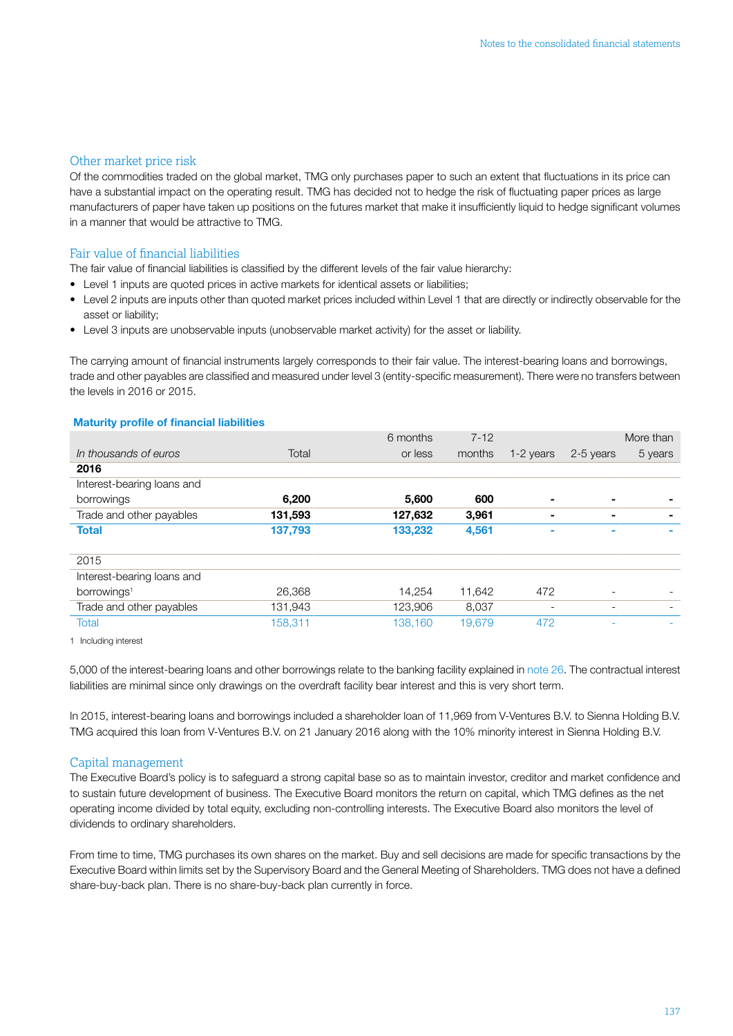## Other market price risk

Of the commodities traded on the global market, TMG only purchases paper to such an extent that fluctuations in its price can have a substantial impact on the operating result. TMG has decided not to hedge the risk of fluctuating paper prices as large manufacturers of paper have taken up positions on the futures market that make it insufficiently liquid to hedge significant volumes in a manner that would be attractive to TMG.

## Fair value of financial liabilities

The fair value of financial liabilities is classified by the different levels of the fair value hierarchy:

- Level 1 inputs are quoted prices in active markets for identical assets or liabilities;
- Level 2 inputs are inputs other than quoted market prices included within Level 1 that are directly or indirectly observable for the asset or liability;
- Level 3 inputs are unobservable inputs (unobservable market activity) for the asset or liability.

The carrying amount of financial instruments largely corresponds to their fair value. The interest-bearing loans and borrowings, trade and other payables are classified and measured under level 3 (entity-specific measurement). There were no transfers between the levels in 2016 or 2015.

**Maturity profile of financial liabilities**

| *In thousands of euros* | Total | 6 months or less | 7-12 months | 1-2 years | 2-5 years | More than 5 years |
|---|---|---|---|---|---|---|
| **2016** | | | | | | |
| Interest-bearing loans and borrowings | **6,200** | **5,600** | **600** | **-** | **-** | **-** |
| Trade and other payables | **131,593** | **127,632** | **3,961** | **-** | **-** | **-** |
| **Total** | **137,793** | **133,232** | **4,561** | **-** | **-** | **-** |
| | | | | | | |
| 2015 | | | | | | |
| Interest-bearing loans and borrowings[1] | 26,368 | 14,254 | 11,642 | 472 | - | - |
| Trade and other payables | 131,943 | 123,906 | 8,037 | - | - | - |
| Total | 158,311 | 138,160 | 19,679 | 472 | - | - |

1 Including interest

5,000 of the interest-bearing loans and other borrowings relate to the banking facility explained in note 26. The contractual interest liabilities are minimal since only drawings on the overdraft facility bear interest and this is very short term.

In 2015, interest-bearing loans and borrowings included a shareholder loan of 11,969 from V-Ventures B.V. to Sienna Holding B.V. TMG acquired this loan from V-Ventures B.V. on 21 January 2016 along with the 10% minority interest in Sienna Holding B.V.

## Capital management

The Executive Board's policy is to safeguard a strong capital base so as to maintain investor, creditor and market confidence and to sustain future development of business. The Executive Board monitors the return on capital, which TMG defines as the net operating income divided by total equity, excluding non-controlling interests. The Executive Board also monitors the level of dividends to ordinary shareholders.

From time to time, TMG purchases its own shares on the market. Buy and sell decisions are made for specific transactions by the Executive Board within limits set by the Supervisory Board and the General Meeting of Shareholders. TMG does not have a defined share-buy-back plan. There is no share-buy-back plan currently in force.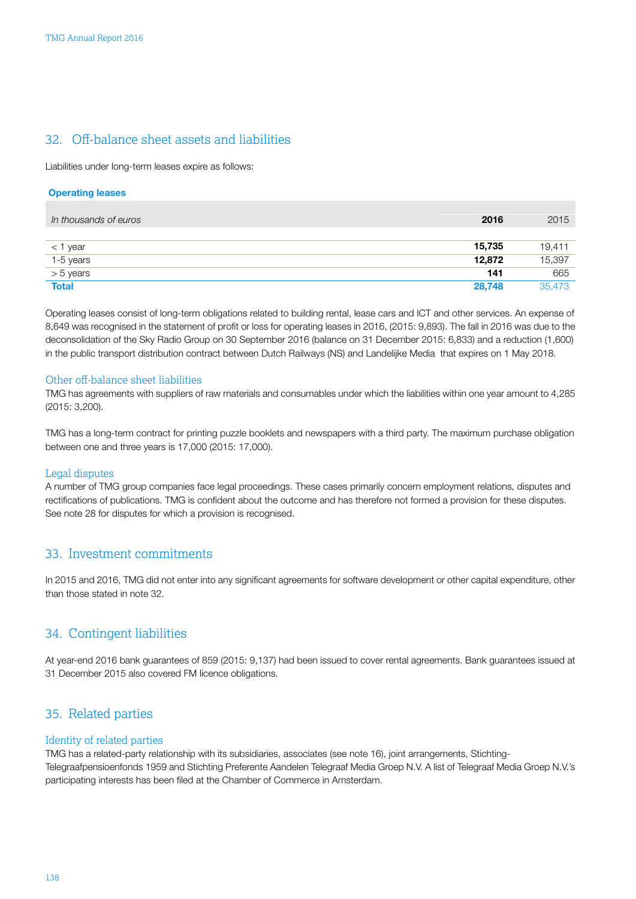## 32. Off-balance sheet assets and liabilities

Liabilities under long-term leases expire as follows:

**Operating leases**

| *In thousands of euros* | **2016** | 2015 |
|---|---|---|
| < 1 year | **15,735** | 19,411 |
| 1-5 years | **12,872** | 15,397 |
| > 5 years | **141** | 665 |
| **Total** | **28,748** | 35,473 |

Operating leases consist of long-term obligations related to building rental, lease cars and ICT and other services. An expense of 8,649 was recognised in the statement of profit or loss for operating leases in 2016, (2015: 9,893). The fall in 2016 was due to the deconsolidation of the Sky Radio Group on 30 September 2016 (balance on 31 December 2015: 6,833) and a reduction (1,600) in the public transport distribution contract between Dutch Railways (NS) and Landelijke Media that expires on 1 May 2018.

### Other off-balance sheet liabilities

TMG has agreements with suppliers of raw materials and consumables under which the liabilities within one year amount to 4,285 (2015: 3,200).

TMG has a long-term contract for printing puzzle booklets and newspapers with a third party. The maximum purchase obligation between one and three years is 17,000 (2015: 17,000).

### Legal disputes

A number of TMG group companies face legal proceedings. These cases primarily concern employment relations, disputes and rectifications of publications. TMG is confident about the outcome and has therefore not formed a provision for these disputes. See note 28 for disputes for which a provision is recognised.

## 33. Investment commitments

In 2015 and 2016, TMG did not enter into any significant agreements for software development or other capital expenditure, other than those stated in note 32.

## 34. Contingent liabilities

At year-end 2016 bank guarantees of 859 (2015: 9,137) had been issued to cover rental agreements. Bank guarantees issued at 31 December 2015 also covered FM licence obligations.

## 35. Related parties

### Identity of related parties

TMG has a related-party relationship with its subsidiaries, associates (see note 16), joint arrangements, Stichting-Telegraafpensioenfonds 1959 and Stichting Preferente Aandelen Telegraaf Media Groep N.V. A list of Telegraaf Media Groep N.V.'s participating interests has been filed at the Chamber of Commerce in Amsterdam.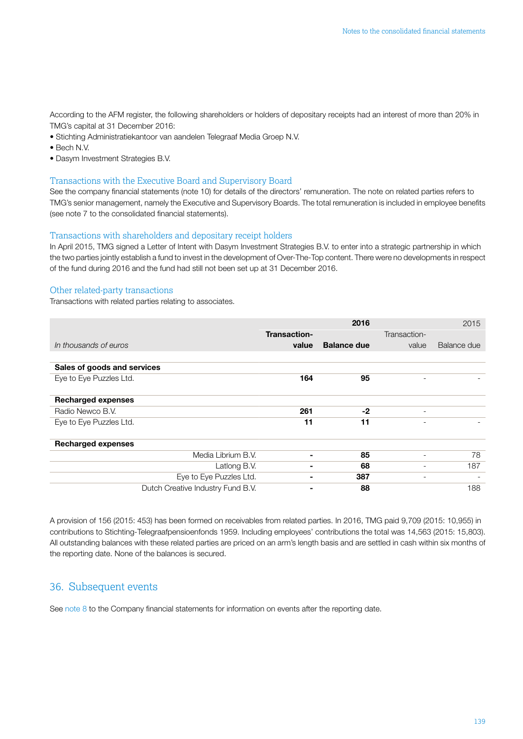According to the AFM register, the following shareholders or holders of depositary receipts had an interest of more than 20% in TMG's capital at 31 December 2016:

- Stichting Administratiekantoor van aandelen Telegraaf Media Groep N.V.
- Bech N.V.
- Dasym Investment Strategies B.V.

### Transactions with the Executive Board and Supervisory Board

See the company financial statements (note 10) for details of the directors' remuneration. The note on related parties refers to TMG's senior management, namely the Executive and Supervisory Boards. The total remuneration is included in employee benefits (see note 7 to the consolidated financial statements).

### Transactions with shareholders and depositary receipt holders

In April 2015, TMG signed a Letter of Intent with Dasym Investment Strategies B.V. to enter into a strategic partnership in which the two parties jointly establish a fund to invest in the development of Over-The-Top content. There were no developments in respect of the fund during 2016 and the fund had still not been set up at 31 December 2016.

### Other related-party transactions

Transactions with related parties relating to associates.

| *In thousands of euros* | **2016** Transaction-value | **2016** Balance due | 2015 Transaction-value | 2015 Balance due |
|---|---|---|---|---|
| **Sales of goods and services** | | | | |
| Eye to Eye Puzzles Ltd. | **164** | **95** | - | - |
| **Recharged expenses** | | | | |
| Radio Newco B.V. | **261** | **-2** | - | |
| Eye to Eye Puzzles Ltd. | **11** | **11** | - | - |
| **Recharged expenses** | | | | |
| Media Librium B.V. | **-** | **85** | - | 78 |
| Latlong B.V. | **-** | **68** | - | 187 |
| Eye to Eye Puzzles Ltd. | **-** | **387** | - | - |
| Dutch Creative Industry Fund B.V. | **-** | **88** | | 188 |

A provision of 156 (2015: 453) has been formed on receivables from related parties. In 2016, TMG paid 9,709 (2015: 10,955) in contributions to Stichting-Telegraafpensioenfonds 1959. Including employees' contributions the total was 14,563 (2015: 15,803). All outstanding balances with these related parties are priced on an arm's length basis and are settled in cash within six months of the reporting date. None of the balances is secured.

## 36. Subsequent events

See note 8 to the Company financial statements for information on events after the reporting date.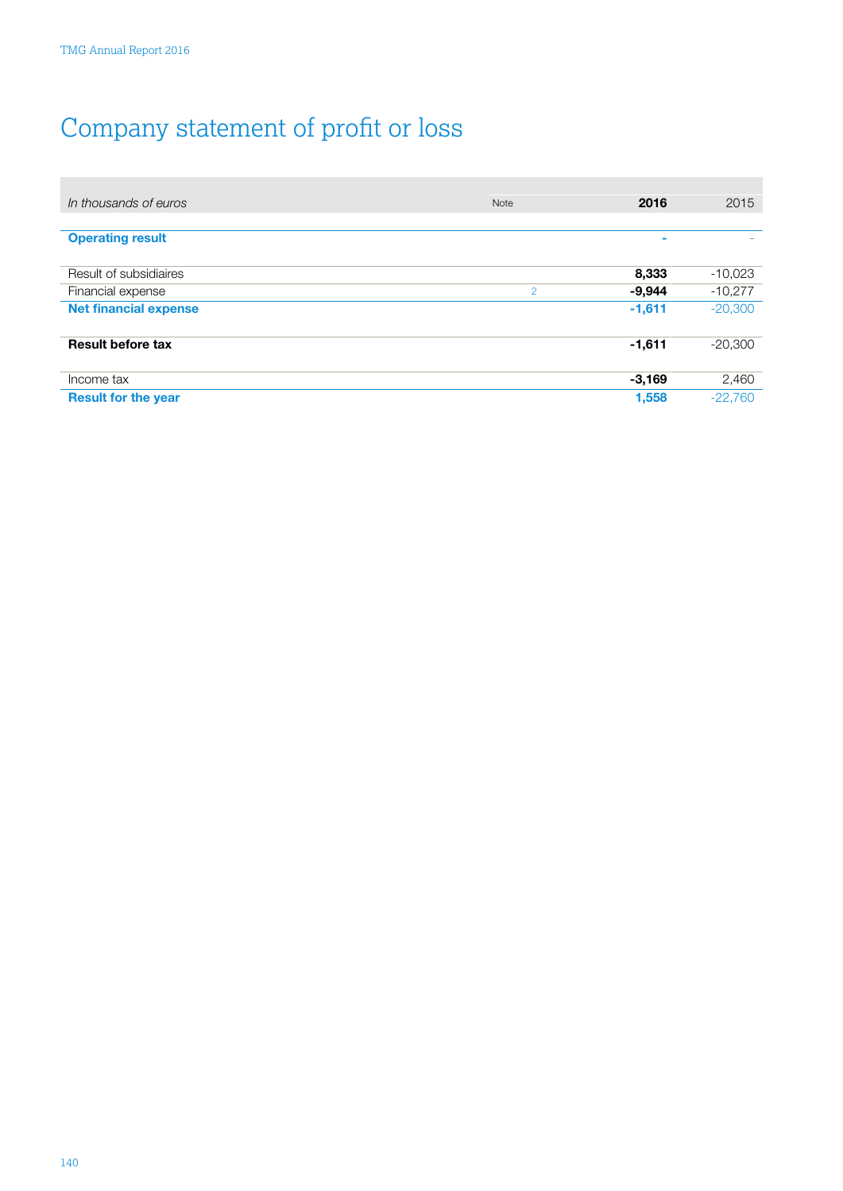# Company statement of profit or loss

| *In thousands of euros* | Note | 2016 | 2015 |
|---|---|---|---|
| **Operating result** | | **-** | - |
| Result of subsidiaires | | **8,333** | -10,023 |
| Financial expense | 2 | **-9,944** | -10,277 |
| **Net financial expense** | | **-1,611** | -20,300 |
| **Result before tax** | | **-1,611** | -20,300 |
| Income tax | | **-3,169** | 2,460 |
| **Result for the year** | | **1,558** | -22,760 |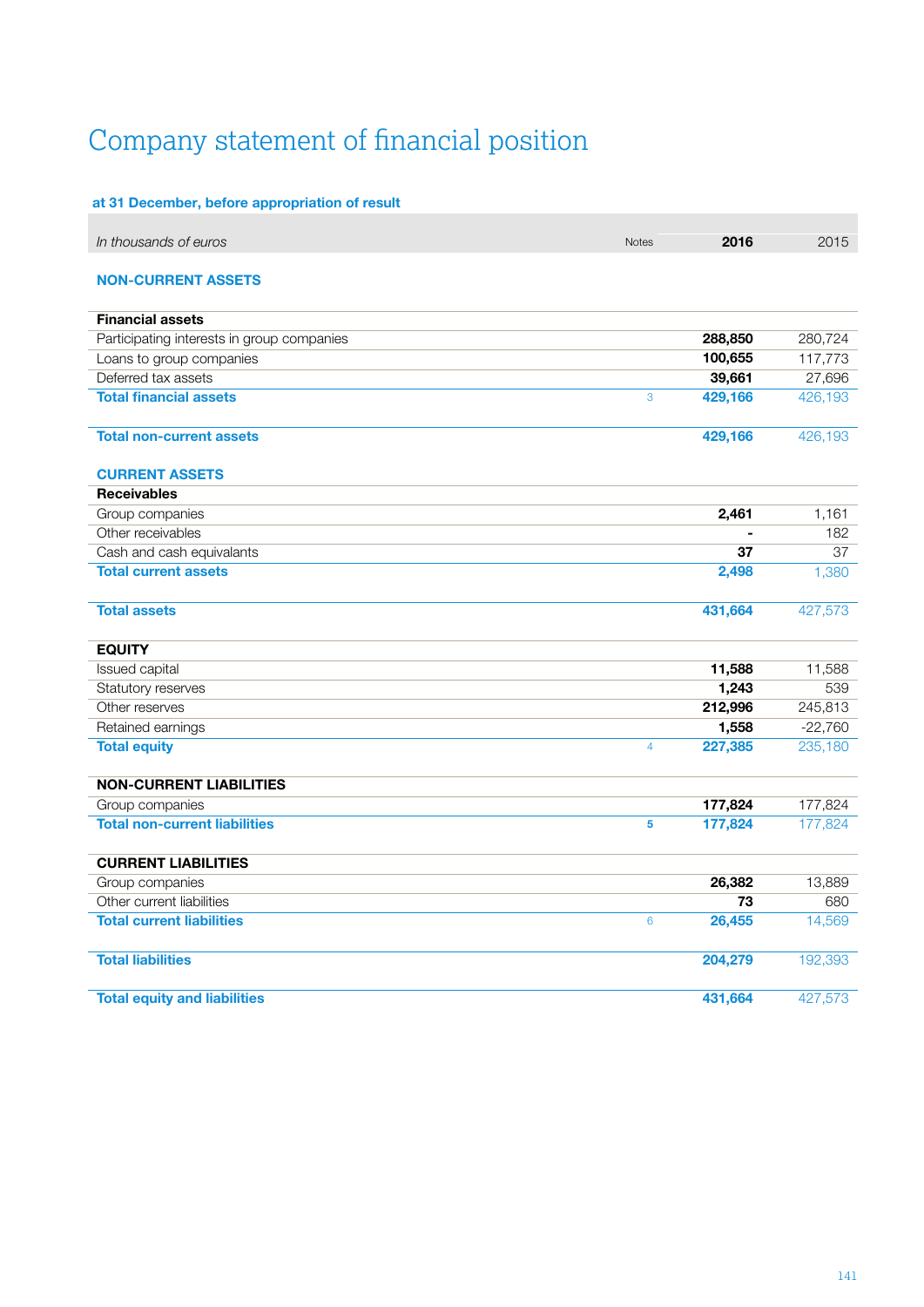# Company statement of financial position

**at 31 December, before appropriation of result**

| *In thousands of euros* | Notes | 2016 | 2015 |
|---|---|---|---|
| **NON-CURRENT ASSETS** | | | |
| **Financial assets** | | | |
| Participating interests in group companies | | **288,850** | 280,724 |
| Loans to group companies | | **100,655** | 117,773 |
| Deferred tax assets | | **39,661** | 27,696 |
| **Total financial assets** | 3 | **429,166** | 426,193 |
| **Total non-current assets** | | **429,166** | 426,193 |
| **CURRENT ASSETS** | | | |
| **Receivables** | | | |
| Group companies | | **2,461** | 1,161 |
| Other receivables | | **-** | 182 |
| Cash and cash equivalants | | **37** | 37 |
| **Total current assets** | | **2,498** | 1,380 |
| **Total assets** | | **431,664** | 427,573 |
| **EQUITY** | | | |
| Issued capital | | **11,588** | 11,588 |
| Statutory reserves | | **1,243** | 539 |
| Other reserves | | **212,996** | 245,813 |
| Retained earnings | | **1,558** | -22,760 |
| **Total equity** | 4 | **227,385** | 235,180 |
| **NON-CURRENT LIABILITIES** | | | |
| Group companies | | **177,824** | 177,824 |
| **Total non-current liabilities** | 5 | **177,824** | 177,824 |
| **CURRENT LIABILITIES** | | | |
| Group companies | | **26,382** | 13,889 |
| Other current liabilities | | **73** | 680 |
| **Total current liabilities** | 6 | **26,455** | 14,569 |
| **Total liabilities** | | **204,279** | 192,393 |
| **Total equity and liabilities** | | **431,664** | 427,573 |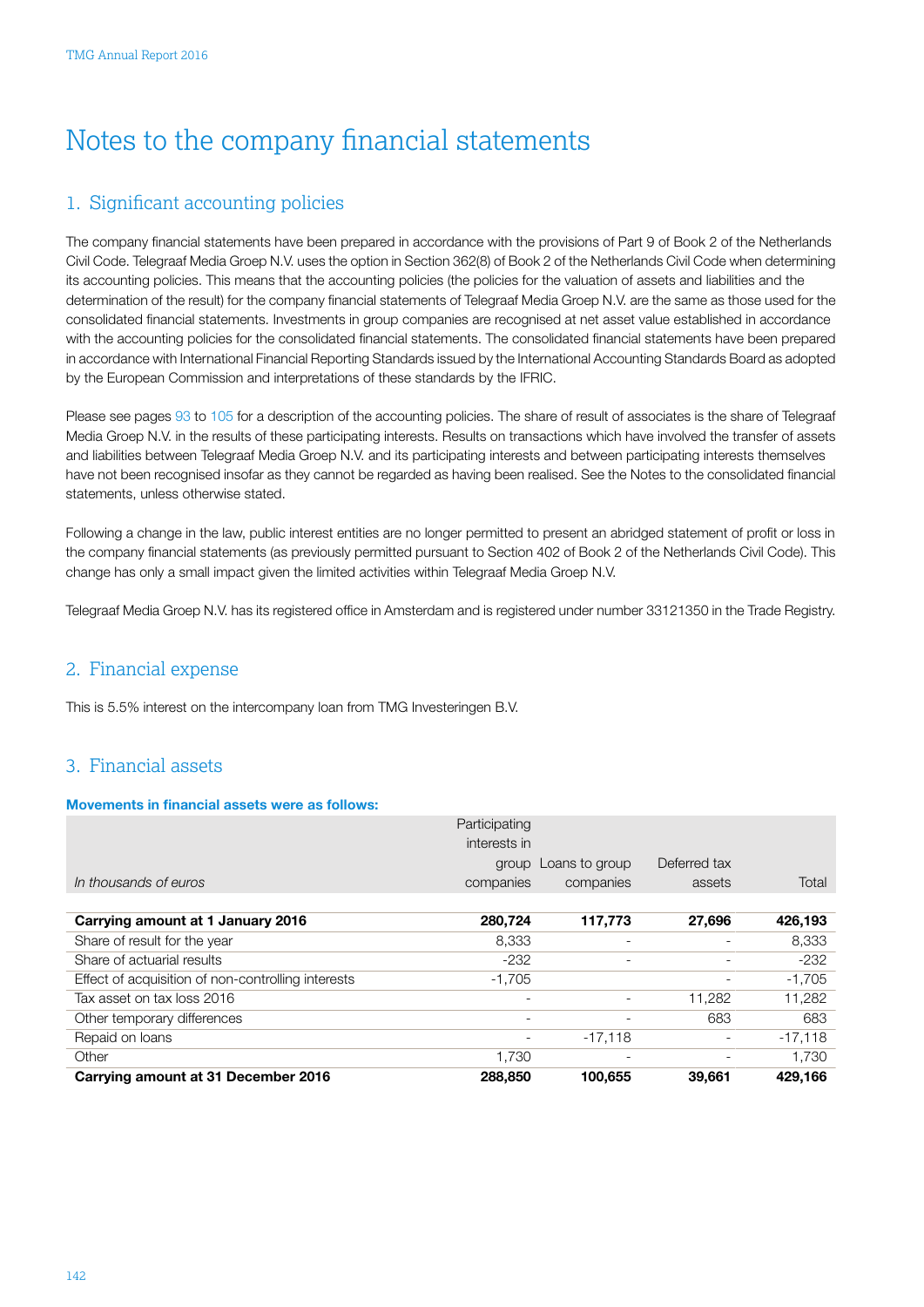# Notes to the company financial statements

## 1. Significant accounting policies

The company financial statements have been prepared in accordance with the provisions of Part 9 of Book 2 of the Netherlands Civil Code. Telegraaf Media Groep N.V. uses the option in Section 362(8) of Book 2 of the Netherlands Civil Code when determining its accounting policies. This means that the accounting policies (the policies for the valuation of assets and liabilities and the determination of the result) for the company financial statements of Telegraaf Media Groep N.V. are the same as those used for the consolidated financial statements. Investments in group companies are recognised at net asset value established in accordance with the accounting policies for the consolidated financial statements. The consolidated financial statements have been prepared in accordance with International Financial Reporting Standards issued by the International Accounting Standards Board as adopted by the European Commission and interpretations of these standards by the IFRIC.

Please see pages 93 to 105 for a description of the accounting policies. The share of result of associates is the share of Telegraaf Media Groep N.V. in the results of these participating interests. Results on transactions which have involved the transfer of assets and liabilities between Telegraaf Media Groep N.V. and its participating interests and between participating interests themselves have not been recognised insofar as they cannot be regarded as having been realised. See the Notes to the consolidated financial statements, unless otherwise stated.

Following a change in the law, public interest entities are no longer permitted to present an abridged statement of profit or loss in the company financial statements (as previously permitted pursuant to Section 402 of Book 2 of the Netherlands Civil Code). This change has only a small impact given the limited activities within Telegraaf Media Groep N.V.

Telegraaf Media Groep N.V. has its registered office in Amsterdam and is registered under number 33121350 in the Trade Registry.

## 2. Financial expense

This is 5.5% interest on the intercompany loan from TMG Investeringen B.V.

## 3. Financial assets

**Movements in financial assets were as follows:**

| *In thousands of euros* | Participating interests in group companies | Loans to group companies | Deferred tax assets | Total |
|---|---|---|---|---|
| **Carrying amount at 1 January 2016** | **280,724** | **117,773** | **27,696** | **426,193** |
| Share of result for the year | 8,333 | - | - | 8,333 |
| Share of actuarial results | -232 | - | - | -232 |
| Effect of acquisition of non-controlling interests | -1,705 | | - | -1,705 |
| Tax asset on tax loss 2016 | - | - | 11,282 | 11,282 |
| Other temporary differences | - | - | 683 | 683 |
| Repaid on loans | - | -17,118 | - | -17,118 |
| Other | 1,730 | - | - | 1,730 |
| **Carrying amount at 31 December 2016** | **288,850** | **100,655** | **39,661** | **429,166** |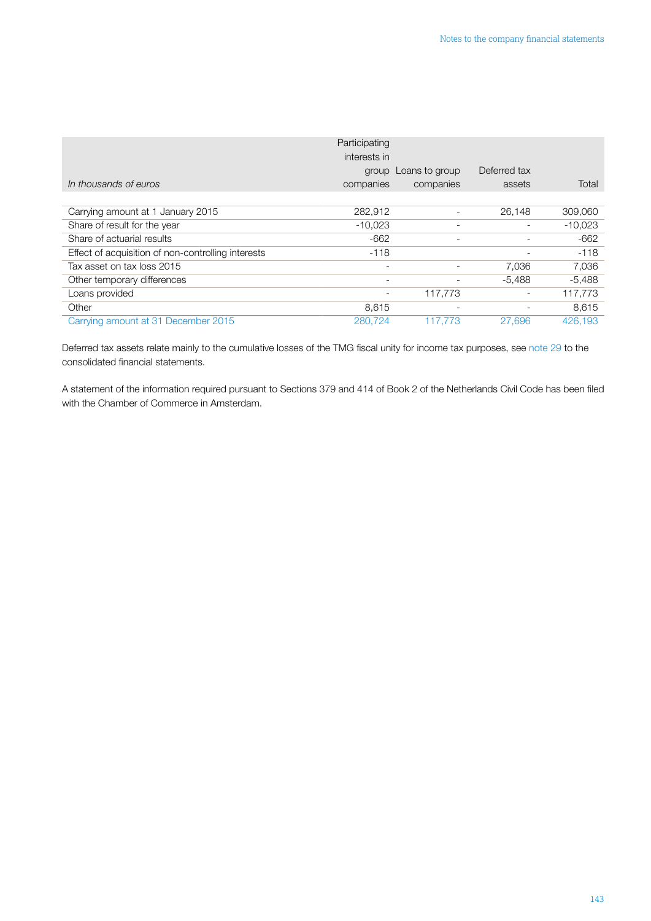| *In thousands of euros* | Participating interests in group companies | Loans to group companies | Deferred tax assets | Total |
|---|---|---|---|---|
| Carrying amount at 1 January 2015 | 282,912 | - | 26,148 | 309,060 |
| Share of result for the year | -10,023 | - | - | -10,023 |
| Share of actuarial results | -662 | - | - | -662 |
| Effect of acquisition of non-controlling interests | -118 | | - | -118 |
| Tax asset on tax loss 2015 | - | - | 7,036 | 7,036 |
| Other temporary differences | - | - | -5,488 | -5,488 |
| Loans provided | - | 117,773 | - | 117,773 |
| Other | 8,615 | - | - | 8,615 |
| Carrying amount at 31 December 2015 | 280,724 | 117,773 | 27,696 | 426,193 |

Deferred tax assets relate mainly to the cumulative losses of the TMG fiscal unity for income tax purposes, see note 29 to the consolidated financial statements.

A statement of the information required pursuant to Sections 379 and 414 of Book 2 of the Netherlands Civil Code has been filed with the Chamber of Commerce in Amsterdam.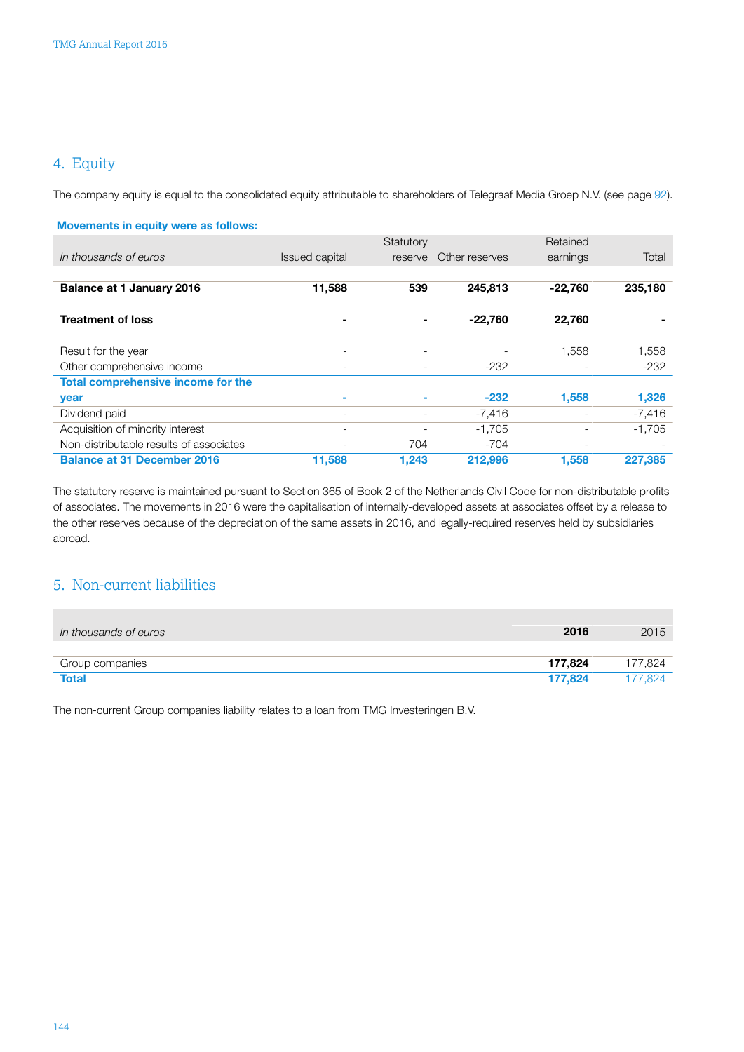## 4. Equity

The company equity is equal to the consolidated equity attributable to shareholders of Telegraaf Media Groep N.V. (see page 92).

**Movements in equity were as follows:**

| *In thousands of euros* | Issued capital | Statutory reserve | Other reserves | Retained earnings | Total |
|---|---|---|---|---|---|
| **Balance at 1 January 2016** | **11,588** | **539** | **245,813** | **-22,760** | **235,180** |
| **Treatment of loss** | **-** | **-** | **-22,760** | **22,760** | **-** |
| Result for the year | - | - | - | 1,558 | 1,558 |
| Other comprehensive income | - | - | -232 | - | -232 |
| **Total comprehensive income for the year** | **-** | **-** | **-232** | **1,558** | **1,326** |
| Dividend paid | - | - | -7,416 | - | -7,416 |
| Acquisition of minority interest | - | - | -1,705 | - | -1,705 |
| Non-distributable results of associates | - | 704 | -704 | - | - |
| **Balance at 31 December 2016** | **11,588** | **1,243** | **212,996** | **1,558** | **227,385** |

The statutory reserve is maintained pursuant to Section 365 of Book 2 of the Netherlands Civil Code for non-distributable profits of associates. The movements in 2016 were the capitalisation of internally-developed assets at associates offset by a release to the other reserves because of the depreciation of the same assets in 2016, and legally-required reserves held by subsidiaries abroad.

## 5. Non-current liabilities

| *In thousands of euros* | **2016** | 2015 |
|---|---|---|
| Group companies | **177,824** | 177,824 |
| **Total** | **177,824** | 177,824 |

The non-current Group companies liability relates to a loan from TMG Investeringen B.V.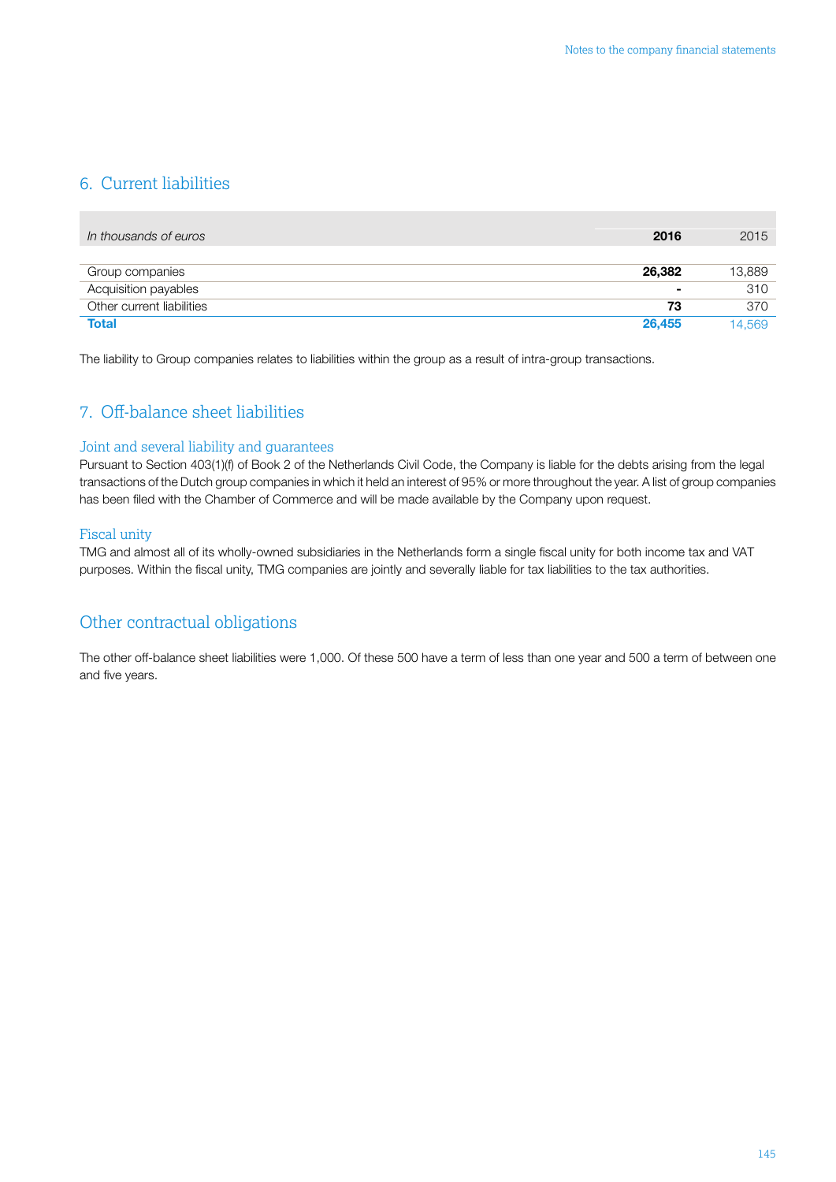## 6. Current liabilities

| *In thousands of euros* | **2016** | 2015 |
|---|---|---|
| Group companies | **26,382** | 13,889 |
| Acquisition payables | **-** | 310 |
| Other current liabilities | **73** | 370 |
| **Total** | **26,455** | 14,569 |

The liability to Group companies relates to liabilities within the group as a result of intra-group transactions.

## 7. Off-balance sheet liabilities

### Joint and several liability and guarantees

Pursuant to Section 403(1)(f) of Book 2 of the Netherlands Civil Code, the Company is liable for the debts arising from the legal transactions of the Dutch group companies in which it held an interest of 95% or more throughout the year. A list of group companies has been filed with the Chamber of Commerce and will be made available by the Company upon request.

### Fiscal unity

TMG and almost all of its wholly-owned subsidiaries in the Netherlands form a single fiscal unity for both income tax and VAT purposes. Within the fiscal unity, TMG companies are jointly and severally liable for tax liabilities to the tax authorities.

## Other contractual obligations

The other off-balance sheet liabilities were 1,000. Of these 500 have a term of less than one year and 500 a term of between one and five years.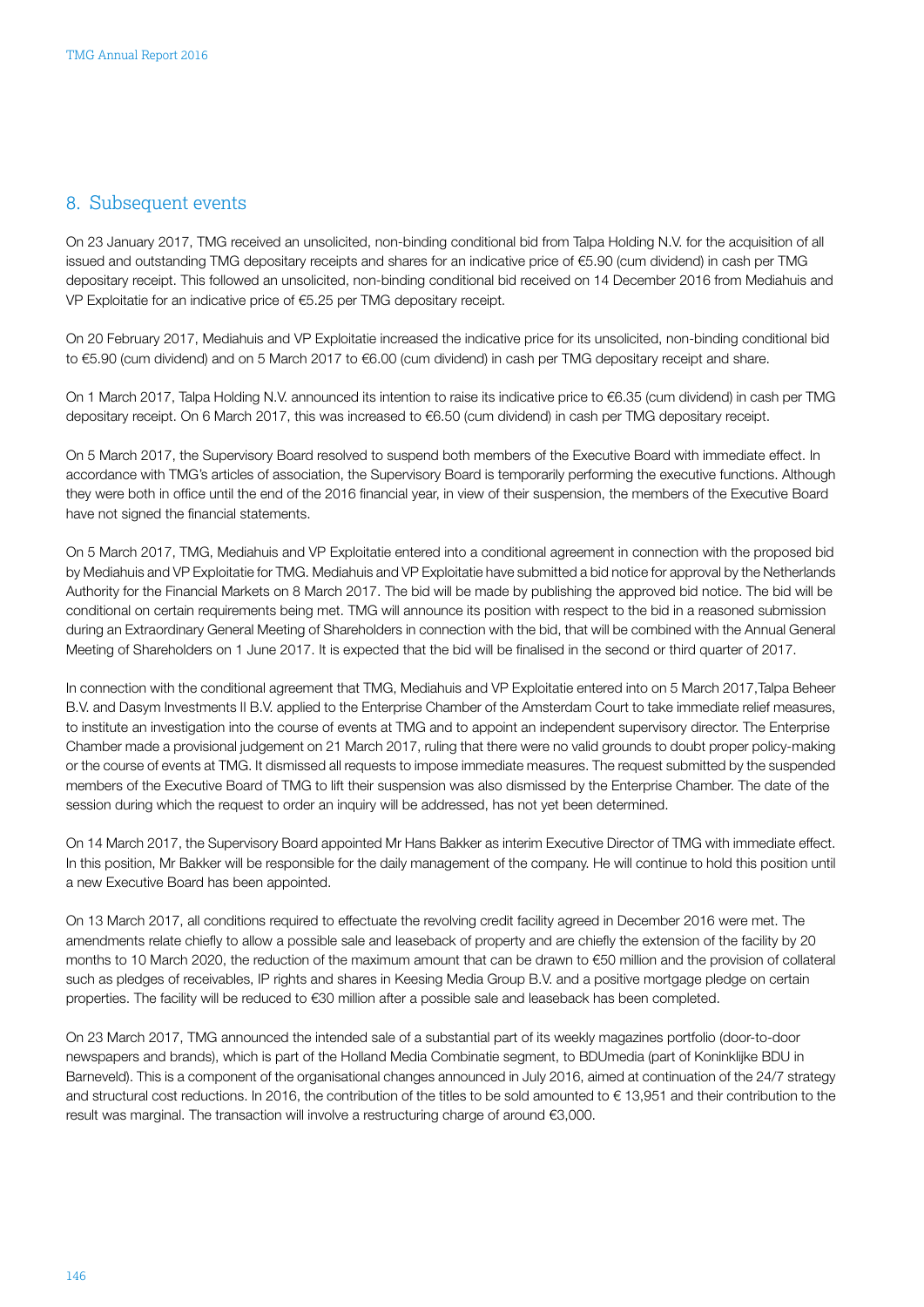## 8. Subsequent events

On 23 January 2017, TMG received an unsolicited, non-binding conditional bid from Talpa Holding N.V. for the acquisition of all issued and outstanding TMG depositary receipts and shares for an indicative price of €5.90 (cum dividend) in cash per TMG depositary receipt. This followed an unsolicited, non-binding conditional bid received on 14 December 2016 from Mediahuis and VP Exploitatie for an indicative price of €5.25 per TMG depositary receipt.

On 20 February 2017, Mediahuis and VP Exploitatie increased the indicative price for its unsolicited, non-binding conditional bid to €5.90 (cum dividend) and on 5 March 2017 to €6.00 (cum dividend) in cash per TMG depositary receipt and share.

On 1 March 2017, Talpa Holding N.V. announced its intention to raise its indicative price to €6.35 (cum dividend) in cash per TMG depositary receipt. On 6 March 2017, this was increased to €6.50 (cum dividend) in cash per TMG depositary receipt.

On 5 March 2017, the Supervisory Board resolved to suspend both members of the Executive Board with immediate effect. In accordance with TMG's articles of association, the Supervisory Board is temporarily performing the executive functions. Although they were both in office until the end of the 2016 financial year, in view of their suspension, the members of the Executive Board have not signed the financial statements.

On 5 March 2017, TMG, Mediahuis and VP Exploitatie entered into a conditional agreement in connection with the proposed bid by Mediahuis and VP Exploitatie for TMG. Mediahuis and VP Exploitatie have submitted a bid notice for approval by the Netherlands Authority for the Financial Markets on 8 March 2017. The bid will be made by publishing the approved bid notice. The bid will be conditional on certain requirements being met. TMG will announce its position with respect to the bid in a reasoned submission during an Extraordinary General Meeting of Shareholders in connection with the bid, that will be combined with the Annual General Meeting of Shareholders on 1 June 2017. It is expected that the bid will be finalised in the second or third quarter of 2017.

In connection with the conditional agreement that TMG, Mediahuis and VP Exploitatie entered into on 5 March 2017,Talpa Beheer B.V. and Dasym Investments II B.V. applied to the Enterprise Chamber of the Amsterdam Court to take immediate relief measures, to institute an investigation into the course of events at TMG and to appoint an independent supervisory director. The Enterprise Chamber made a provisional judgement on 21 March 2017, ruling that there were no valid grounds to doubt proper policy-making or the course of events at TMG. It dismissed all requests to impose immediate measures. The request submitted by the suspended members of the Executive Board of TMG to lift their suspension was also dismissed by the Enterprise Chamber. The date of the session during which the request to order an inquiry will be addressed, has not yet been determined.

On 14 March 2017, the Supervisory Board appointed Mr Hans Bakker as interim Executive Director of TMG with immediate effect. In this position, Mr Bakker will be responsible for the daily management of the company. He will continue to hold this position until a new Executive Board has been appointed.

On 13 March 2017, all conditions required to effectuate the revolving credit facility agreed in December 2016 were met. The amendments relate chiefly to allow a possible sale and leaseback of property and are chiefly the extension of the facility by 20 months to 10 March 2020, the reduction of the maximum amount that can be drawn to €50 million and the provision of collateral such as pledges of receivables, IP rights and shares in Keesing Media Group B.V. and a positive mortgage pledge on certain properties. The facility will be reduced to €30 million after a possible sale and leaseback has been completed.

On 23 March 2017, TMG announced the intended sale of a substantial part of its weekly magazines portfolio (door-to-door newspapers and brands), which is part of the Holland Media Combinatie segment, to BDUmedia (part of Koninklijke BDU in Barneveld). This is a component of the organisational changes announced in July 2016, aimed at continuation of the 24/7 strategy and structural cost reductions. In 2016, the contribution of the titles to be sold amounted to € 13,951 and their contribution to the result was marginal. The transaction will involve a restructuring charge of around €3,000.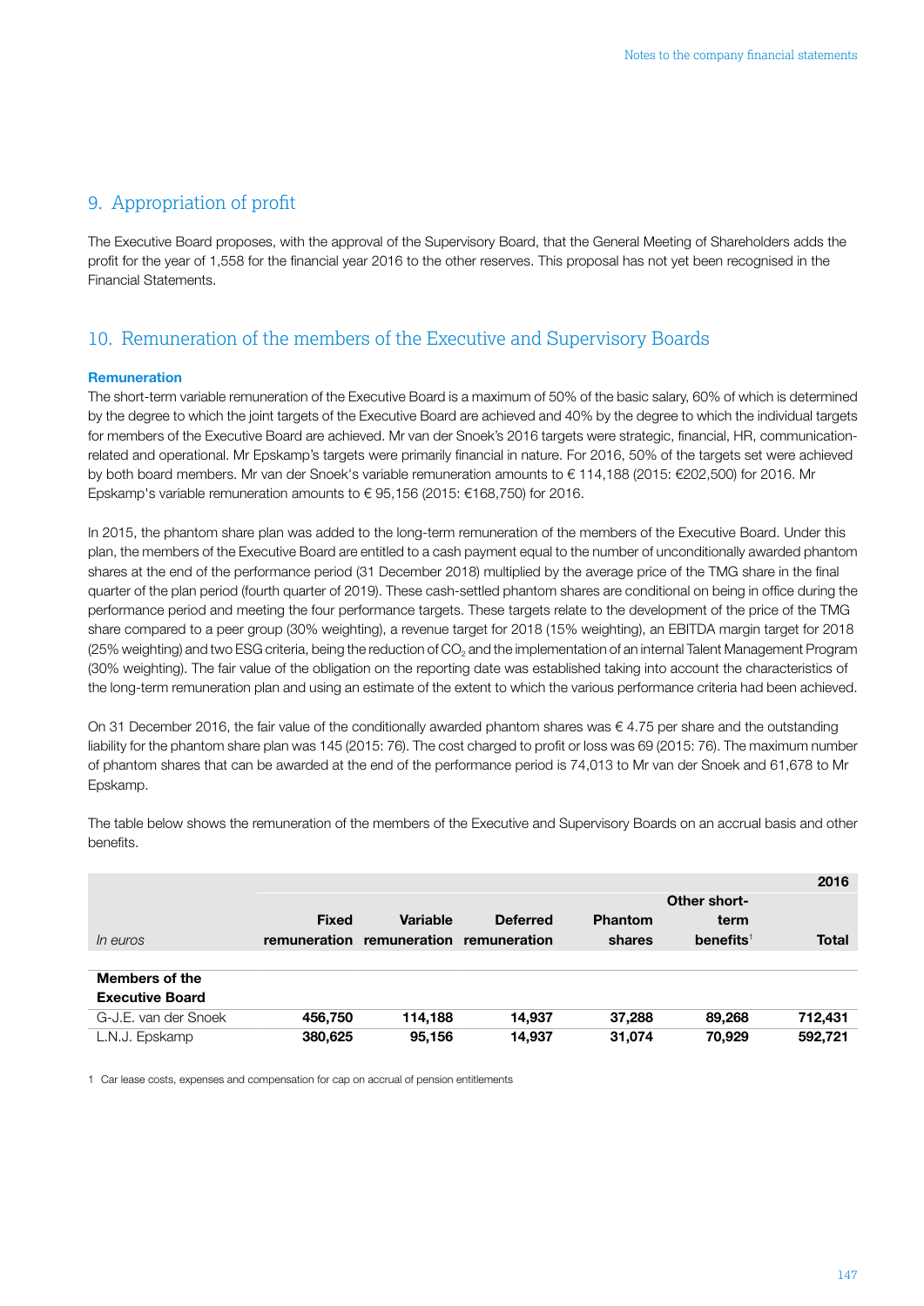## 9. Appropriation of profit

The Executive Board proposes, with the approval of the Supervisory Board, that the General Meeting of Shareholders adds the profit for the year of 1,558 for the financial year 2016 to the other reserves. This proposal has not yet been recognised in the Financial Statements.

## 10. Remuneration of the members of the Executive and Supervisory Boards

### Remuneration

The short-term variable remuneration of the Executive Board is a maximum of 50% of the basic salary, 60% of which is determined by the degree to which the joint targets of the Executive Board are achieved and 40% by the degree to which the individual targets for members of the Executive Board are achieved. Mr van der Snoek's 2016 targets were strategic, financial, HR, communication-related and operational. Mr Epskamp's targets were primarily financial in nature. For 2016, 50% of the targets set were achieved by both board members. Mr van der Snoek's variable remuneration amounts to € 114,188 (2015: €202,500) for 2016. Mr Epskamp's variable remuneration amounts to € 95,156 (2015: €168,750) for 2016.

In 2015, the phantom share plan was added to the long-term remuneration of the members of the Executive Board. Under this plan, the members of the Executive Board are entitled to a cash payment equal to the number of unconditionally awarded phantom shares at the end of the performance period (31 December 2018) multiplied by the average price of the TMG share in the final quarter of the plan period (fourth quarter of 2019). These cash-settled phantom shares are conditional on being in office during the performance period and meeting the four performance targets. These targets relate to the development of the price of the TMG share compared to a peer group (30% weighting), a revenue target for 2018 (15% weighting), an EBITDA margin target for 2018 (25% weighting) and two ESG criteria, being the reduction of $CO_2$ and the implementation of an internal Talent Management Program (30% weighting). The fair value of the obligation on the reporting date was established taking into account the characteristics of the long-term remuneration plan and using an estimate of the extent to which the various performance criteria had been achieved.

On 31 December 2016, the fair value of the conditionally awarded phantom shares was € 4.75 per share and the outstanding liability for the phantom share plan was 145 (2015: 76). The cost charged to profit or loss was 69 (2015: 76). The maximum number of phantom shares that can be awarded at the end of the performance period is 74,013 to Mr van der Snoek and 61,678 to Mr Epskamp.

The table below shows the remuneration of the members of the Executive and Supervisory Boards on an accrual basis and other benefits.

| | | | | | | 2016 |
|---|---|---|---|---|---|---|
| *In euros* | Fixed remuneration | Variable remuneration | Deferred remuneration | Phantom shares | Other short-term benefits[1] | Total |
| **Members of the Executive Board** | | | | | | |
| G-J.E. van der Snoek | **456,750** | **114,188** | **14,937** | **37,288** | **89,268** | **712,431** |
| L.N.J. Epskamp | **380,625** | **95,156** | **14,937** | **31,074** | **70,929** | **592,721** |

1 Car lease costs, expenses and compensation for cap on accrual of pension entitlements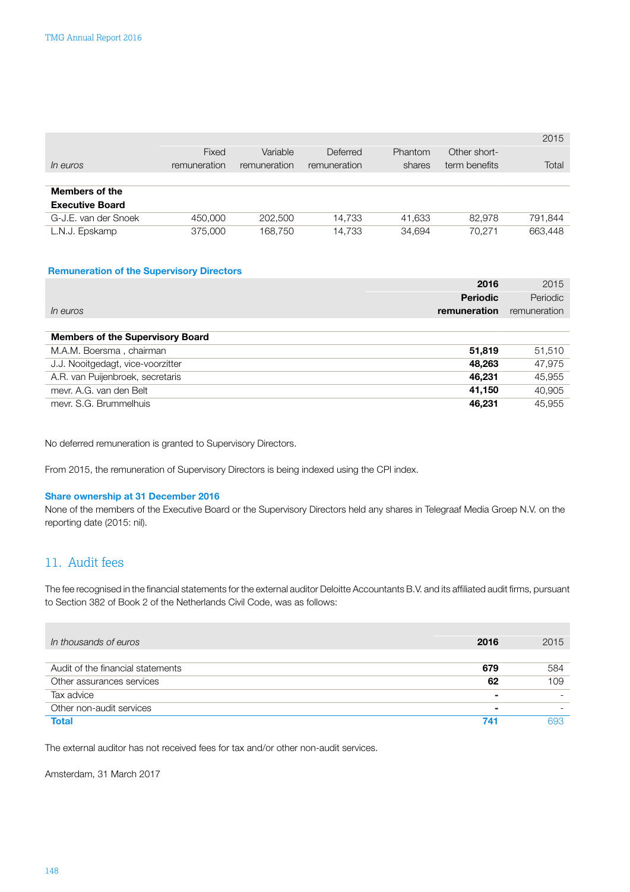| In euros | Fixed remuneration | Variable remuneration | Deferred remuneration | Phantom shares | Other short-term benefits | 2015 Total |
|---|---|---|---|---|---|---|
| **Members of the Executive Board** | | | | | | |
| G-J.E. van der Snoek | 450,000 | 202,500 | 14,733 | 41,633 | 82,978 | 791,844 |
| L.N.J. Epskamp | 375,000 | 168,750 | 14,733 | 34,694 | 70,271 | 663,448 |

### Remuneration of the Supervisory Directors

| In euros | **2016 Periodic remuneration** | 2015 Periodic remuneration |
|---|---|---|
| **Members of the Supervisory Board** | | |
| M.A.M. Boersma , chairman | **51,819** | 51,510 |
| J.J. Nooitgedagt, vice-voorzitter | **48,263** | 47,975 |
| A.R. van Puijenbroek, secretaris | **46,231** | 45,955 |
| mevr. A.G. van den Belt | **41,150** | 40,905 |
| mevr. S.G. Brummelhuis | **46,231** | 45,955 |

No deferred remuneration is granted to Supervisory Directors.

From 2015, the remuneration of Supervisory Directors is being indexed using the CPI index.

### Share ownership at 31 December 2016

None of the members of the Executive Board or the Supervisory Directors held any shares in Telegraaf Media Groep N.V. on the reporting date (2015: nil).

## 11. Audit fees

The fee recognised in the financial statements for the external auditor Deloitte Accountants B.V. and its affiliated audit firms, pursuant to Section 382 of Book 2 of the Netherlands Civil Code, was as follows:

| In thousands of euros | **2016** | 2015 |
|---|---|---|
| Audit of the financial statements | **679** | 584 |
| Other assurances services | **62** | 109 |
| Tax advice | **-** | - |
| Other non-audit services | **-** | - |
| **Total** | **741** | 693 |

The external auditor has not received fees for tax and/or other non-audit services.

Amsterdam, 31 March 2017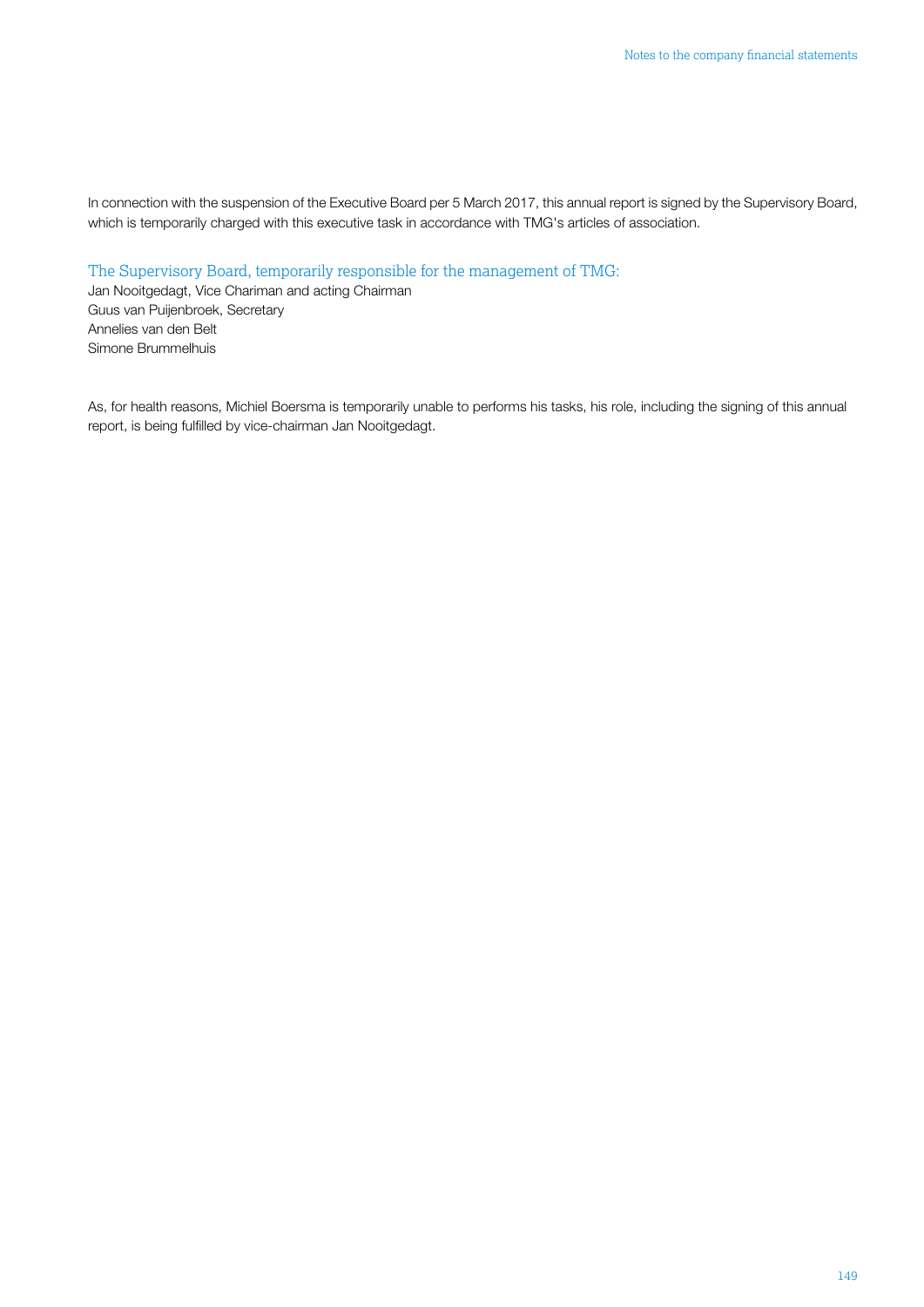In connection with the suspension of the Executive Board per 5 March 2017, this annual report is signed by the Supervisory Board, which is temporarily charged with this executive task in accordance with TMG's articles of association.

## The Supervisory Board, temporarily responsible for the management of TMG:

Jan Nooitgedagt, Vice Chariman and acting Chairman  
Guus van Puijenbroek, Secretary  
Annelies van den Belt  
Simone Brummelhuis

As, for health reasons, Michiel Boersma is temporarily unable to performs his tasks, his role, including the signing of this annual report, is being fulfilled by vice-chairman Jan Nooitgedagt.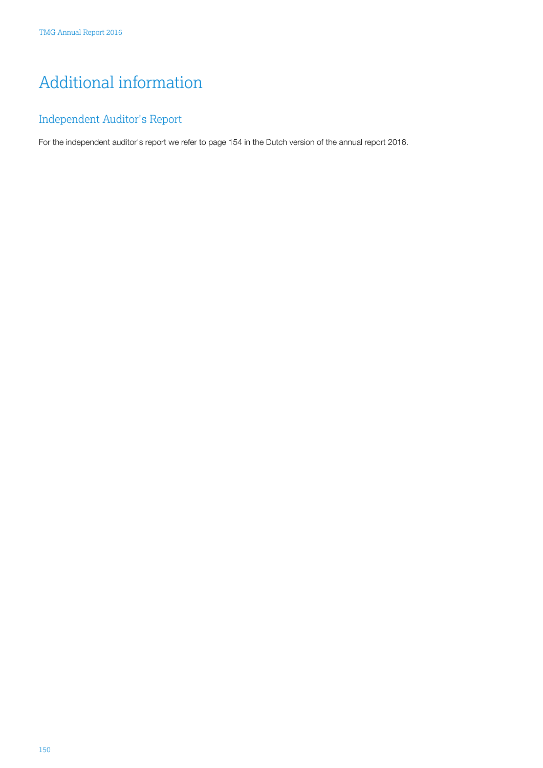# Additional information

## Independent Auditor's Report

For the independent auditor's report we refer to page 154 in the Dutch version of the annual report 2016.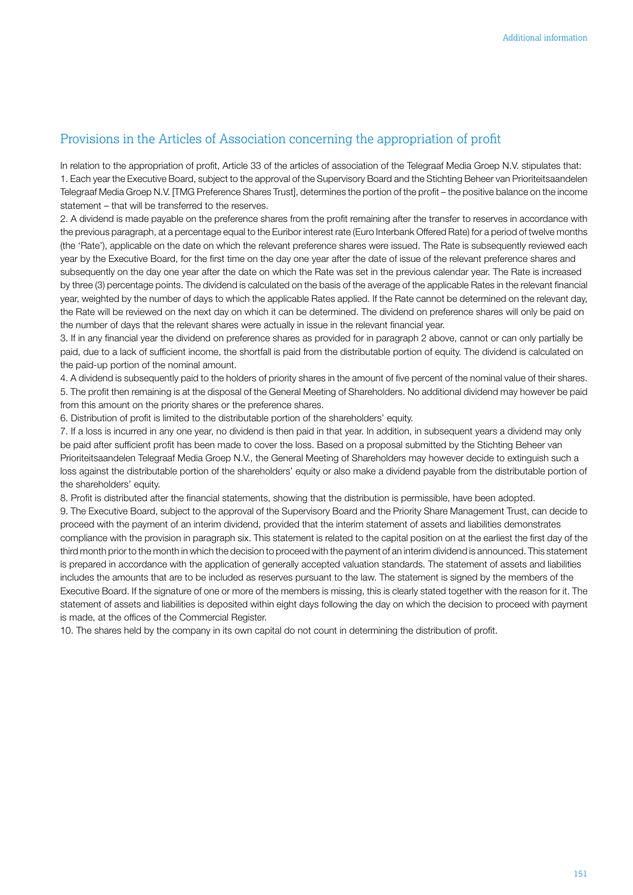## Provisions in the Articles of Association concerning the appropriation of profit

In relation to the appropriation of profit, Article 33 of the articles of association of the Telegraaf Media Groep N.V. stipulates that:

1. Each year the Executive Board, subject to the approval of the Supervisory Board and the Stichting Beheer van Prioriteitsaandelen Telegraaf Media Groep N.V. [TMG Preference Shares Trust], determines the portion of the profit – the positive balance on the income statement – that will be transferred to the reserves.
2. A dividend is made payable on the preference shares from the profit remaining after the transfer to reserves in accordance with the previous paragraph, at a percentage equal to the Euribor interest rate (Euro Interbank Offered Rate) for a period of twelve months (the 'Rate'), applicable on the date on which the relevant preference shares were issued. The Rate is subsequently reviewed each year by the Executive Board, for the first time on the day one year after the date of issue of the relevant preference shares and subsequently on the day one year after the date on which the Rate was set in the previous calendar year. The Rate is increased by three (3) percentage points. The dividend is calculated on the basis of the average of the applicable Rates in the relevant financial year, weighted by the number of days to which the applicable Rates applied. If the Rate cannot be determined on the relevant day, the Rate will be reviewed on the next day on which it can be determined. The dividend on preference shares will only be paid on the number of days that the relevant shares were actually in issue in the relevant financial year.
3. If in any financial year the dividend on preference shares as provided for in paragraph 2 above, cannot or can only partially be paid, due to a lack of sufficient income, the shortfall is paid from the distributable portion of equity. The dividend is calculated on the paid-up portion of the nominal amount.
4. A dividend is subsequently paid to the holders of priority shares in the amount of five percent of the nominal value of their shares.
5. The profit then remaining is at the disposal of the General Meeting of Shareholders. No additional dividend may however be paid from this amount on the priority shares or the preference shares.
6. Distribution of profit is limited to the distributable portion of the shareholders' equity.
7. If a loss is incurred in any one year, no dividend is then paid in that year. In addition, in subsequent years a dividend may only be paid after sufficient profit has been made to cover the loss. Based on a proposal submitted by the Stichting Beheer van Prioriteitsaandelen Telegraaf Media Groep N.V., the General Meeting of Shareholders may however decide to extinguish such a loss against the distributable portion of the shareholders' equity or also make a dividend payable from the distributable portion of the shareholders' equity.
8. Profit is distributed after the financial statements, showing that the distribution is permissible, have been adopted.
9. The Executive Board, subject to the approval of the Supervisory Board and the Priority Share Management Trust, can decide to proceed with the payment of an interim dividend, provided that the interim statement of assets and liabilities demonstrates compliance with the provision in paragraph six. This statement is related to the capital position on at the earliest the first day of the third month prior to the month in which the decision to proceed with the payment of an interim dividend is announced. This statement is prepared in accordance with the application of generally accepted valuation standards. The statement of assets and liabilities includes the amounts that are to be included as reserves pursuant to the law. The statement is signed by the members of the Executive Board. If the signature of one or more of the members is missing, this is clearly stated together with the reason for it. The statement of assets and liabilities is deposited within eight days following the day on which the decision to proceed with payment is made, at the offices of the Commercial Register.
10. The shares held by the company in its own capital do not count in determining the distribution of profit.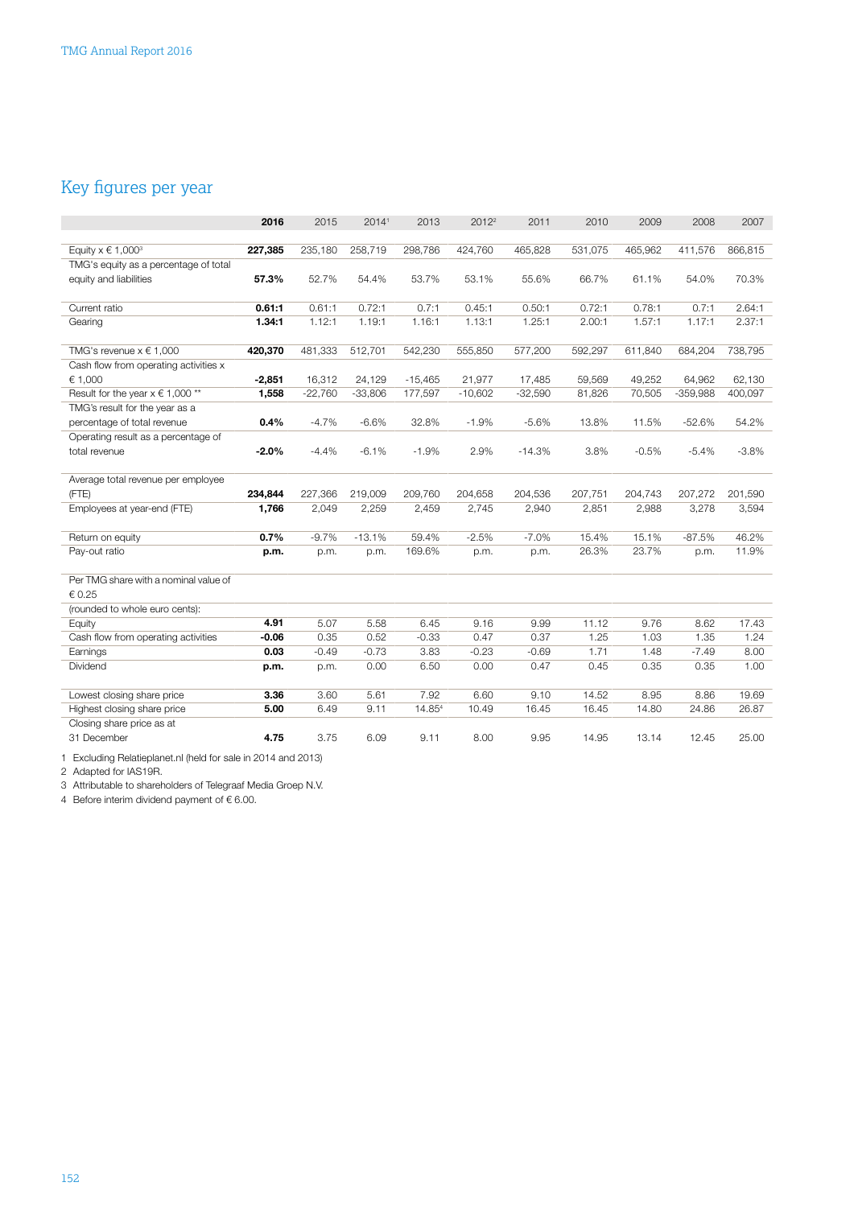## Key figures per year

| | **2016** | 2015 | 2014[1] | 2013 | 2012[2] | 2011 | 2010 | 2009 | 2008 | 2007 |
|---|---|---|---|---|---|---|---|---|---|---|
| Equity x € 1,000[3] | **227,385** | 235,180 | 258,719 | 298,786 | 424,760 | 465,828 | 531,075 | 465,962 | 411,576 | 866,815 |
| TMG's equity as a percentage of total equity and liabilities | **57.3%** | 52.7% | 54.4% | 53.7% | 53.1% | 55.6% | 66.7% | 61.1% | 54.0% | 70.3% |
| Current ratio | **0.61:1** | 0.61:1 | 0.72:1 | 0.7:1 | 0.45:1 | 0.50:1 | 0.72:1 | 0.78:1 | 0.7:1 | 2.64:1 |
| Gearing | **1.34:1** | 1.12:1 | 1.19:1 | 1.16:1 | 1.13:1 | 1.25:1 | 2.00:1 | 1.57:1 | 1.17:1 | 2.37:1 |
| TMG's revenue x € 1,000 | **420,370** | 481,333 | 512,701 | 542,230 | 555,850 | 577,200 | 592,297 | 611,840 | 684,204 | 738,795 |
| Cash flow from operating activities x € 1,000 | **-2,851** | 16,312 | 24,129 | -15,465 | 21,977 | 17,485 | 59,569 | 49,252 | 64,962 | 62,130 |
| Result for the year x € 1,000 ** | **1,558** | -22,760 | -33,806 | 177,597 | -10,602 | -32,590 | 81,826 | 70,505 | -359,988 | 400,097 |
| TMG's result for the year as a percentage of total revenue | **0.4%** | -4.7% | -6.6% | 32.8% | -1.9% | -5.6% | 13.8% | 11.5% | -52.6% | 54.2% |
| Operating result as a percentage of total revenue | **-2.0%** | -4.4% | -6.1% | -1.9% | 2.9% | -14.3% | 3.8% | -0.5% | -5.4% | -3.8% |
| Average total revenue per employee (FTE) | **234,844** | 227,366 | 219,009 | 209,760 | 204,658 | 204,536 | 207,751 | 204,743 | 207,272 | 201,590 |
| Employees at year-end (FTE) | **1,766** | 2,049 | 2,259 | 2,459 | 2,745 | 2,940 | 2,851 | 2,988 | 3,278 | 3,594 |
| Return on equity | **0.7%** | -9.7% | -13.1% | 59.4% | -2.5% | -7.0% | 15.4% | 15.1% | -87.5% | 46.2% |
| Pay-out ratio | **p.m.** | p.m. | p.m. | 169.6% | p.m. | p.m. | 26.3% | 23.7% | p.m. | 11.9% |
| Per TMG share with a nominal value of € 0.25 | | | | | | | | | | |
| (rounded to whole euro cents): | | | | | | | | | | |
| Equity | **4.91** | 5.07 | 5.58 | 6.45 | 9.16 | 9.99 | 11.12 | 9.76 | 8.62 | 17.43 |
| Cash flow from operating activities | **-0.06** | 0.35 | 0.52 | -0.33 | 0.47 | 0.37 | 1.25 | 1.03 | 1.35 | 1.24 |
| Earnings | **0.03** | -0.49 | -0.73 | 3.83 | -0.23 | -0.69 | 1.71 | 1.48 | -7.49 | 8.00 |
| Dividend | **p.m.** | p.m. | 0.00 | 6.50 | 0.00 | 0.47 | 0.45 | 0.35 | 0.35 | 1.00 |
| Lowest closing share price | **3.36** | 3.60 | 5.61 | 7.92 | 6.60 | 9.10 | 14.52 | 8.95 | 8.86 | 19.69 |
| Highest closing share price | **5.00** | 6.49 | 9.11 | 14.85[4] | 10.49 | 16.45 | 16.45 | 14.80 | 24.86 | 26.87 |
| Closing share price as at 31 December | **4.75** | 3.75 | 6.09 | 9.11 | 8.00 | 9.95 | 14.95 | 13.14 | 12.45 | 25.00 |

1 Excluding Relatieplanet.nl (held for sale in 2014 and 2013)

2 Adapted for IAS19R.

3 Attributable to shareholders of Telegraaf Media Groep N.V.

4 Before interim dividend payment of € 6.00.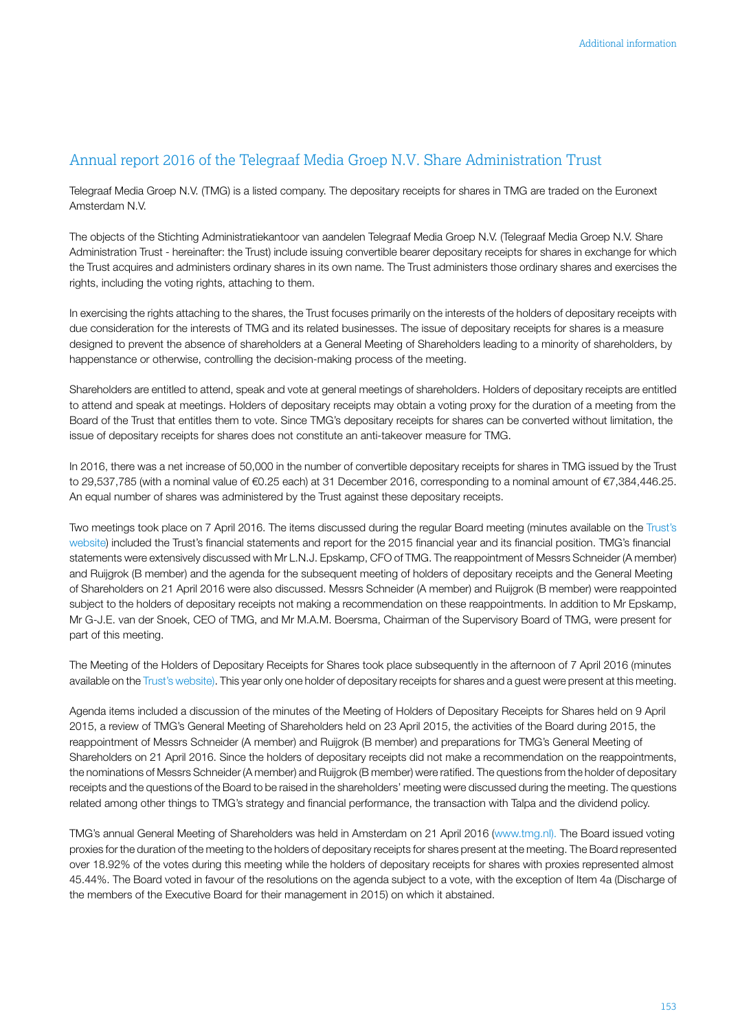## Annual report 2016 of the Telegraaf Media Groep N.V. Share Administration Trust

Telegraaf Media Groep N.V. (TMG) is a listed company. The depositary receipts for shares in TMG are traded on the Euronext Amsterdam N.V.

The objects of the Stichting Administratiekantoor van aandelen Telegraaf Media Groep N.V. (Telegraaf Media Groep N.V. Share Administration Trust - hereinafter: the Trust) include issuing convertible bearer depositary receipts for shares in exchange for which the Trust acquires and administers ordinary shares in its own name. The Trust administers those ordinary shares and exercises the rights, including the voting rights, attaching to them.

In exercising the rights attaching to the shares, the Trust focuses primarily on the interests of the holders of depositary receipts with due consideration for the interests of TMG and its related businesses. The issue of depositary receipts for shares is a measure designed to prevent the absence of shareholders at a General Meeting of Shareholders leading to a minority of shareholders, by happenstance or otherwise, controlling the decision-making process of the meeting.

Shareholders are entitled to attend, speak and vote at general meetings of shareholders. Holders of depositary receipts are entitled to attend and speak at meetings. Holders of depositary receipts may obtain a voting proxy for the duration of a meeting from the Board of the Trust that entitles them to vote. Since TMG's depositary receipts for shares can be converted without limitation, the issue of depositary receipts for shares does not constitute an anti-takeover measure for TMG.

In 2016, there was a net increase of 50,000 in the number of convertible depositary receipts for shares in TMG issued by the Trust to 29,537,785 (with a nominal value of €0.25 each) at 31 December 2016, corresponding to a nominal amount of €7,384,446.25. An equal number of shares was administered by the Trust against these depositary receipts.

Two meetings took place on 7 April 2016. The items discussed during the regular Board meeting (minutes available on the Trust's website) included the Trust's financial statements and report for the 2015 financial year and its financial position. TMG's financial statements were extensively discussed with Mr L.N.J. Epskamp, CFO of TMG. The reappointment of Messrs Schneider (A member) and Ruijgrok (B member) and the agenda for the subsequent meeting of holders of depositary receipts and the General Meeting of Shareholders on 21 April 2016 were also discussed. Messrs Schneider (A member) and Ruijgrok (B member) were reappointed subject to the holders of depositary receipts not making a recommendation on these reappointments. In addition to Mr Epskamp, Mr G-J.E. van der Snoek, CEO of TMG, and Mr M.A.M. Boersma, Chairman of the Supervisory Board of TMG, were present for part of this meeting.

The Meeting of the Holders of Depositary Receipts for Shares took place subsequently in the afternoon of 7 April 2016 (minutes available on the Trust's website). This year only one holder of depositary receipts for shares and a guest were present at this meeting.

Agenda items included a discussion of the minutes of the Meeting of Holders of Depositary Receipts for Shares held on 9 April 2015, a review of TMG's General Meeting of Shareholders held on 23 April 2015, the activities of the Board during 2015, the reappointment of Messrs Schneider (A member) and Ruijgrok (B member) and preparations for TMG's General Meeting of Shareholders on 21 April 2016. Since the holders of depositary receipts did not make a recommendation on the reappointments, the nominations of Messrs Schneider (A member) and Ruijgrok (B member) were ratified. The questions from the holder of depositary receipts and the questions of the Board to be raised in the shareholders' meeting were discussed during the meeting. The questions related among other things to TMG's strategy and financial performance, the transaction with Talpa and the dividend policy.

TMG's annual General Meeting of Shareholders was held in Amsterdam on 21 April 2016 (www.tmg.nl). The Board issued voting proxies for the duration of the meeting to the holders of depositary receipts for shares present at the meeting. The Board represented over 18.92% of the votes during this meeting while the holders of depositary receipts for shares with proxies represented almost 45.44%. The Board voted in favour of the resolutions on the agenda subject to a vote, with the exception of Item 4a (Discharge of the members of the Executive Board for their management in 2015) on which it abstained.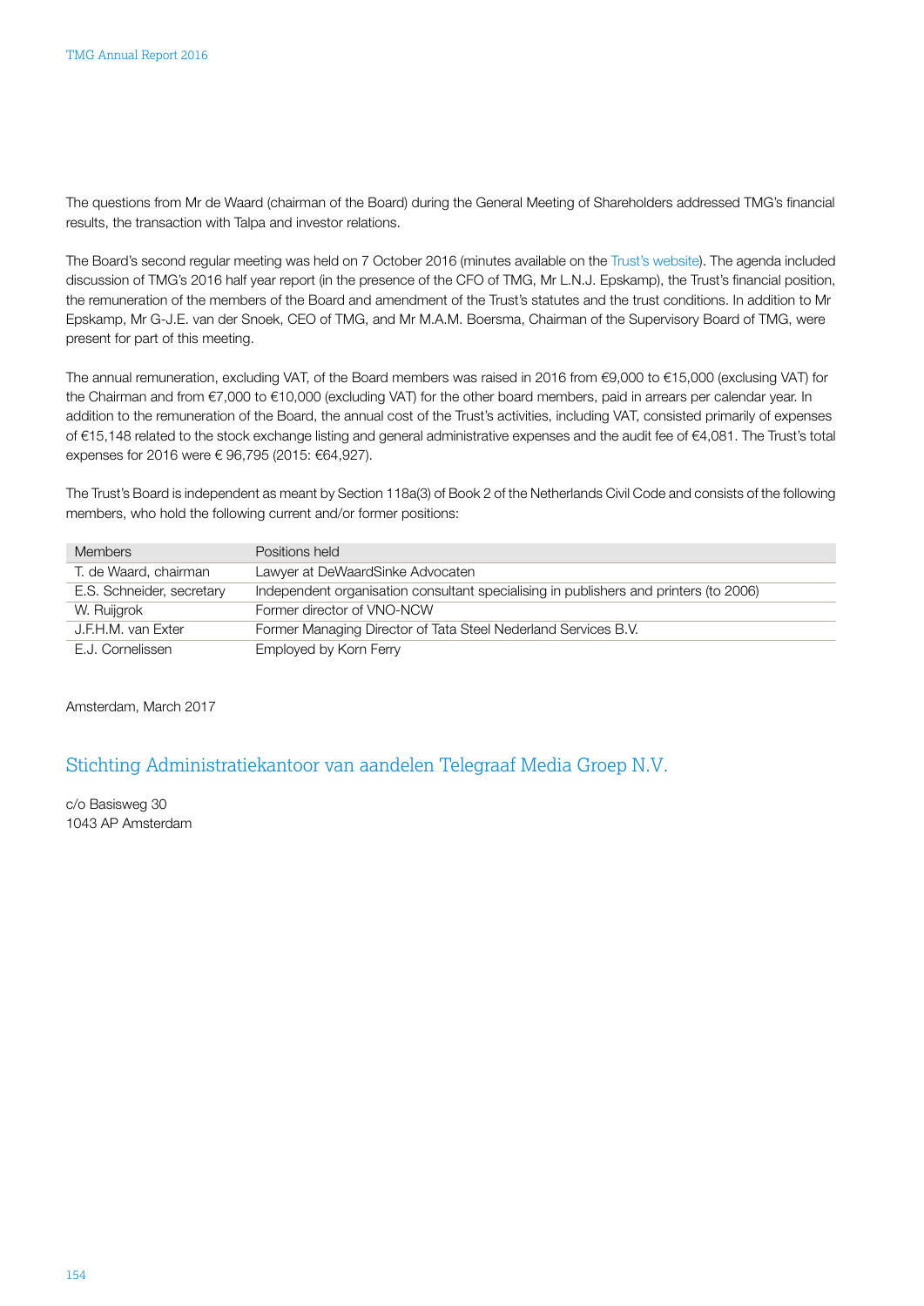The questions from Mr de Waard (chairman of the Board) during the General Meeting of Shareholders addressed TMG's financial results, the transaction with Talpa and investor relations.

The Board's second regular meeting was held on 7 October 2016 (minutes available on the Trust's website). The agenda included discussion of TMG's 2016 half year report (in the presence of the CFO of TMG, Mr L.N.J. Epskamp), the Trust's financial position, the remuneration of the members of the Board and amendment of the Trust's statutes and the trust conditions. In addition to Mr Epskamp, Mr G-J.E. van der Snoek, CEO of TMG, and Mr M.A.M. Boersma, Chairman of the Supervisory Board of TMG, were present for part of this meeting.

The annual remuneration, excluding VAT, of the Board members was raised in 2016 from €9,000 to €15,000 (exclusing VAT) for the Chairman and from €7,000 to €10,000 (excluding VAT) for the other board members, paid in arrears per calendar year. In addition to the remuneration of the Board, the annual cost of the Trust's activities, including VAT, consisted primarily of expenses of €15,148 related to the stock exchange listing and general administrative expenses and the audit fee of €4,081. The Trust's total expenses for 2016 were € 96,795 (2015: €64,927).

The Trust's Board is independent as meant by Section 118a(3) of Book 2 of the Netherlands Civil Code and consists of the following members, who hold the following current and/or former positions:

| Members | Positions held |
|---|---|
| T. de Waard, chairman | Lawyer at DeWaardSinke Advocaten |
| E.S. Schneider, secretary | Independent organisation consultant specialising in publishers and printers (to 2006) |
| W. Ruijgrok | Former director of VNO-NCW |
| J.F.H.M. van Exter | Former Managing Director of Tata Steel Nederland Services B.V. |
| E.J. Cornelissen | Employed by Korn Ferry |

Amsterdam, March 2017

## Stichting Administratiekantoor van aandelen Telegraaf Media Groep N.V.

c/o Basisweg 30
1043 AP Amsterdam